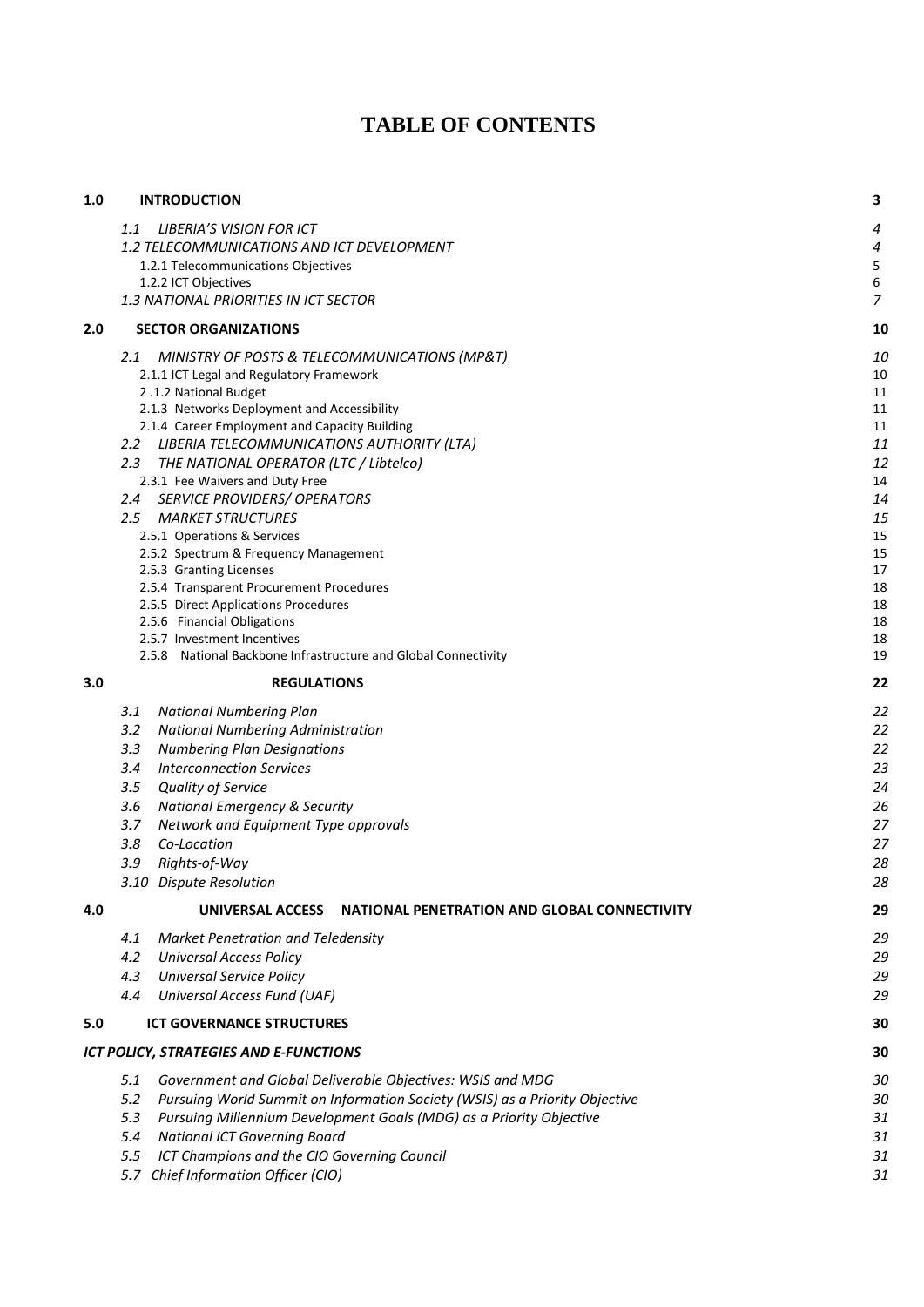# TABLE OF CONTENTS

| | | |
|---|---|---|
| **1.0** | **INTRODUCTION** | **3** |
| | *1.1 LIBERIA'S VISION FOR ICT* | *4* |
| | *1.2 TELECOMMUNICATIONS AND ICT DEVELOPMENT* | *4* |
| | 1.2.1 Telecommunications Objectives | 5 |
| | 1.2.2 ICT Objectives | 6 |
| | *1.3 NATIONAL PRIORITIES IN ICT SECTOR* | *7* |
| **2.0** | **SECTOR ORGANIZATIONS** | **10** |
| | *2.1 MINISTRY OF POSTS & TELECOMMUNICATIONS (MP&T)* | *10* |
| | 2.1.1 ICT Legal and Regulatory Framework | 10 |
| | 2 .1.2 National Budget | 11 |
| | 2.1.3 Networks Deployment and Accessibility | 11 |
| | 2.1.4 Career Employment and Capacity Building | 11 |
| | *2.2 LIBERIA TELECOMMUNICATIONS AUTHORITY (LTA)* | *11* |
| | *2.3 THE NATIONAL OPERATOR (LTC / Libtelco)* | *12* |
| | 2.3.1 Fee Waivers and Duty Free | 14 |
| | *2.4 SERVICE PROVIDERS/ OPERATORS* | *14* |
| | *2.5 MARKET STRUCTURES* | *15* |
| | 2.5.1 Operations & Services | 15 |
| | 2.5.2 Spectrum & Frequency Management | 15 |
| | 2.5.3 Granting Licenses | 17 |
| | 2.5.4 Transparent Procurement Procedures | 18 |
| | 2.5.5 Direct Applications Procedures | 18 |
| | 2.5.6 Financial Obligations | 18 |
| | 2.5.7 Investment Incentives | 18 |
| | 2.5.8 National Backbone Infrastructure and Global Connectivity | 19 |
| **3.0** | **REGULATIONS** | **22** |
| | *3.1 National Numbering Plan* | *22* |
| | *3.2 National Numbering Administration* | *22* |
| | *3.3 Numbering Plan Designations* | *22* |
| | *3.4 Interconnection Services* | *23* |
| | *3.5 Quality of Service* | *24* |
| | *3.6 National Emergency & Security* | *26* |
| | *3.7 Network and Equipment Type approvals* | *27* |
| | *3.8 Co-Location* | *27* |
| | *3.9 Rights-of-Way* | *28* |
| | *3.10 Dispute Resolution* | *28* |
| **4.0** | **UNIVERSAL ACCESS NATIONAL PENETRATION AND GLOBAL CONNECTIVITY** | **29** |
| | *4.1 Market Penetration and Teledensity* | *29* |
| | *4.2 Universal Access Policy* | *29* |
| | *4.3 Universal Service Policy* | *29* |
| | *4.4 Universal Access Fund (UAF)* | *29* |
| **5.0** | **ICT GOVERNANCE STRUCTURES** | **30** |
| | ***ICT POLICY, STRATEGIES AND E-FUNCTIONS*** | ***30*** |
| | *5.1 Government and Global Deliverable Objectives: WSIS and MDG* | *30* |
| | *5.2 Pursuing World Summit on Information Society (WSIS) as a Priority Objective* | *30* |
| | *5.3 Pursuing Millennium Development Goals (MDG) as a Priority Objective* | *31* |
| | *5.4 National ICT Governing Board* | *31* |
| | *5.5 ICT Champions and the CIO Governing Council* | *31* |
| | *5.7 Chief Information Officer (CIO)* | *31* |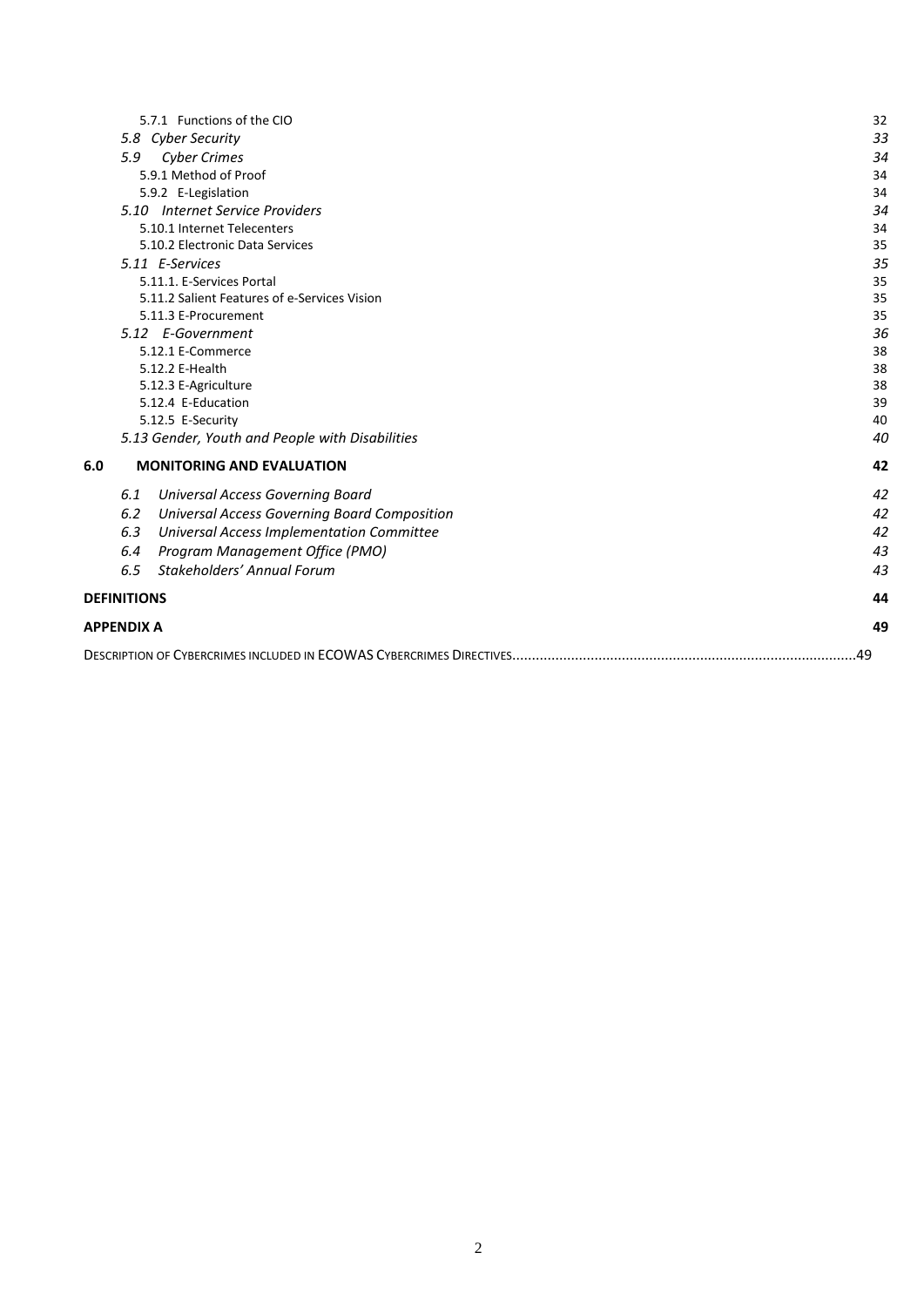5.7.1 Functions of the CIO 32

*5.8 Cyber Security* 33

*5.9 Cyber Crimes* 34

5.9.1 Method of Proof 34

5.9.2 E-Legislation 34

*5.10 Internet Service Providers* 34

5.10.1 Internet Telecenters 34

5.10.2 Electronic Data Services 35

*5.11 E-Services* 35

5.11.1. E-Services Portal 35

5.11.2 Salient Features of e-Services Vision 35

5.11.3 E-Procurement 35

*5.12 E-Government* 36

5.12.1 E-Commerce 38

5.12.2 E-Health 38

5.12.3 E-Agriculture 38

5.12.4 E-Education 39

5.12.5 E-Security 40

*5.13 Gender, Youth and People with Disabilities* 40

**6.0 MONITORING AND EVALUATION 42**

*6.1 Universal Access Governing Board* 42

*6.2 Universal Access Governing Board Composition* 42

*6.3 Universal Access Implementation Committee* 42

*6.4 Program Management Office (PMO)* 43

*6.5 Stakeholders' Annual Forum* 43

**DEFINITIONS 44**

**APPENDIX A 49**

DESCRIPTION OF CYBERCRIMES INCLUDED IN ECOWAS CYBERCRIMES DIRECTIVES.......................................................................................49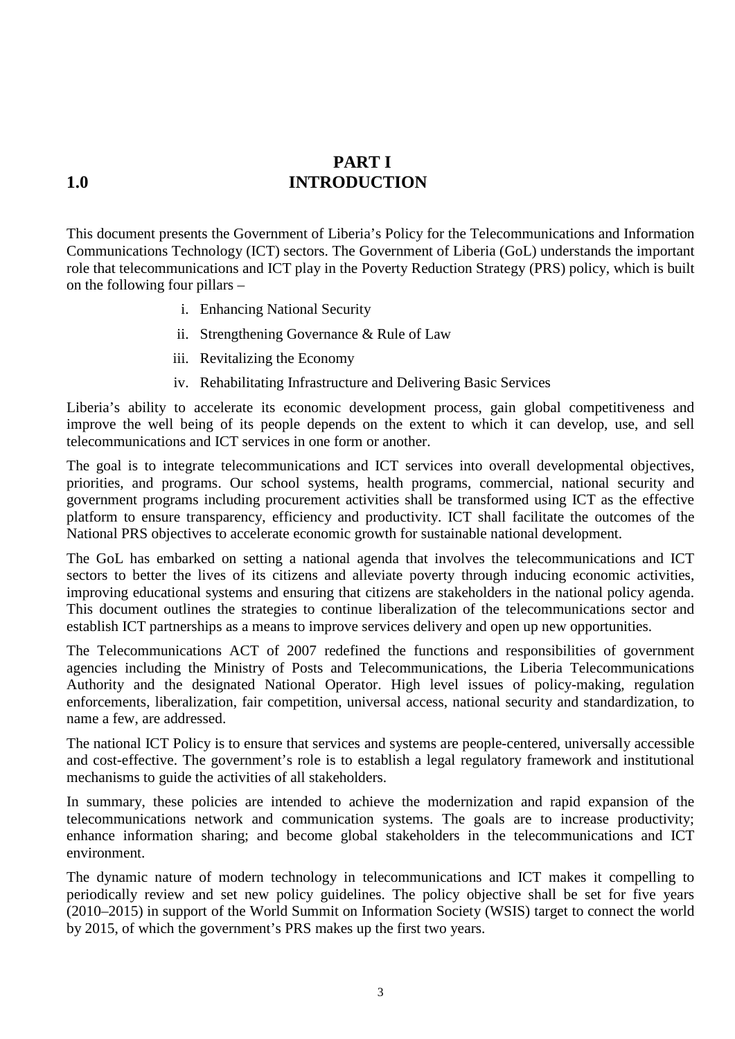# PART I

# 1.0 INTRODUCTION

This document presents the Government of Liberia's Policy for the Telecommunications and Information Communications Technology (ICT) sectors. The Government of Liberia (GoL) understands the important role that telecommunications and ICT play in the Poverty Reduction Strategy (PRS) policy, which is built on the following four pillars –

i. Enhancing National Security
ii. Strengthening Governance & Rule of Law
iii. Revitalizing the Economy
iv. Rehabilitating Infrastructure and Delivering Basic Services

Liberia's ability to accelerate its economic development process, gain global competitiveness and improve the well being of its people depends on the extent to which it can develop, use, and sell telecommunications and ICT services in one form or another.

The goal is to integrate telecommunications and ICT services into overall developmental objectives, priorities, and programs. Our school systems, health programs, commercial, national security and government programs including procurement activities shall be transformed using ICT as the effective platform to ensure transparency, efficiency and productivity. ICT shall facilitate the outcomes of the National PRS objectives to accelerate economic growth for sustainable national development.

The GoL has embarked on setting a national agenda that involves the telecommunications and ICT sectors to better the lives of its citizens and alleviate poverty through inducing economic activities, improving educational systems and ensuring that citizens are stakeholders in the national policy agenda. This document outlines the strategies to continue liberalization of the telecommunications sector and establish ICT partnerships as a means to improve services delivery and open up new opportunities.

The Telecommunications ACT of 2007 redefined the functions and responsibilities of government agencies including the Ministry of Posts and Telecommunications, the Liberia Telecommunications Authority and the designated National Operator. High level issues of policy-making, regulation enforcements, liberalization, fair competition, universal access, national security and standardization, to name a few, are addressed.

The national ICT Policy is to ensure that services and systems are people-centered, universally accessible and cost-effective. The government's role is to establish a legal regulatory framework and institutional mechanisms to guide the activities of all stakeholders.

In summary, these policies are intended to achieve the modernization and rapid expansion of the telecommunications network and communication systems. The goals are to increase productivity; enhance information sharing; and become global stakeholders in the telecommunications and ICT environment.

The dynamic nature of modern technology in telecommunications and ICT makes it compelling to periodically review and set new policy guidelines. The policy objective shall be set for five years (2010–2015) in support of the World Summit on Information Society (WSIS) target to connect the world by 2015, of which the government's PRS makes up the first two years.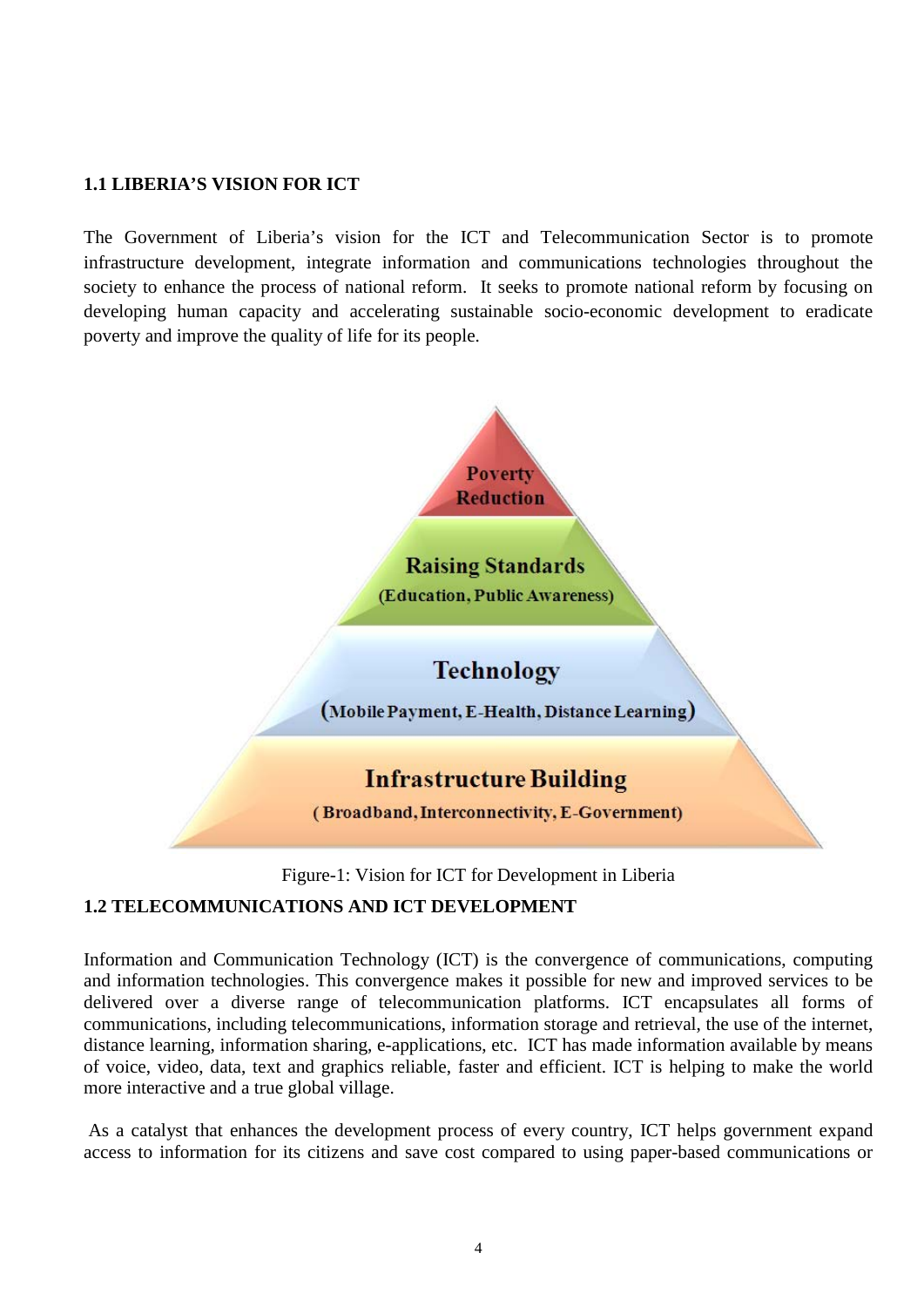## 1.1 LIBERIA'S VISION FOR ICT

The Government of Liberia's vision for the ICT and Telecommunication Sector is to promote infrastructure development, integrate information and communications technologies throughout the society to enhance the process of national reform. It seeks to promote national reform by focusing on developing human capacity and accelerating sustainable socio-economic development to eradicate poverty and improve the quality of life for its people.

Poverty Reduction

Raising Standards
(Education, Public Awareness)

Technology
(Mobile Payment, E-Health, Distance Learning)

Infrastructure Building
( Broadband, Interconnectivity, E-Government)

Figure-1: Vision for ICT for Development in Liberia

## 1.2 TELECOMMUNICATIONS AND ICT DEVELOPMENT

Information and Communication Technology (ICT) is the convergence of communications, computing and information technologies. This convergence makes it possible for new and improved services to be delivered over a diverse range of telecommunication platforms. ICT encapsulates all forms of communications, including telecommunications, information storage and retrieval, the use of the internet, distance learning, information sharing, e-applications, etc. ICT has made information available by means of voice, video, data, text and graphics reliable, faster and efficient. ICT is helping to make the world more interactive and a true global village.

As a catalyst that enhances the development process of every country, ICT helps government expand access to information for its citizens and save cost compared to using paper-based communications or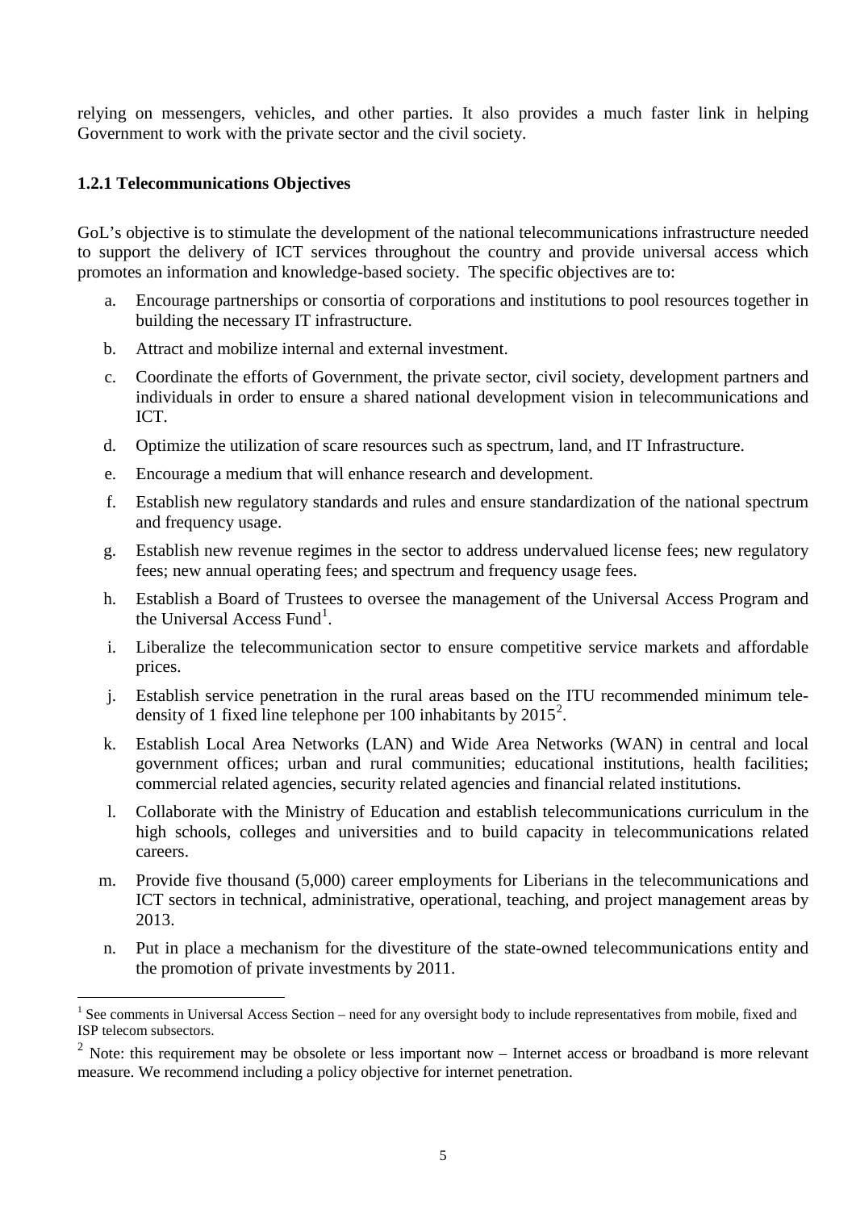relying on messengers, vehicles, and other parties. It also provides a much faster link in helping Government to work with the private sector and the civil society.

### 1.2.1 Telecommunications Objectives

GoL's objective is to stimulate the development of the national telecommunications infrastructure needed to support the delivery of ICT services throughout the country and provide universal access which promotes an information and knowledge-based society. The specific objectives are to:

a. Encourage partnerships or consortia of corporations and institutions to pool resources together in building the necessary IT infrastructure.

b. Attract and mobilize internal and external investment.

c. Coordinate the efforts of Government, the private sector, civil society, development partners and individuals in order to ensure a shared national development vision in telecommunications and ICT.

d. Optimize the utilization of scare resources such as spectrum, land, and IT Infrastructure.

e. Encourage a medium that will enhance research and development.

f. Establish new regulatory standards and rules and ensure standardization of the national spectrum and frequency usage.

g. Establish new revenue regimes in the sector to address undervalued license fees; new regulatory fees; new annual operating fees; and spectrum and frequency usage fees.

h. Establish a Board of Trustees to oversee the management of the Universal Access Program and the Universal Access Fund[1].

i. Liberalize the telecommunication sector to ensure competitive service markets and affordable prices.

j. Establish service penetration in the rural areas based on the ITU recommended minimum tele-density of 1 fixed line telephone per 100 inhabitants by 2015[2].

k. Establish Local Area Networks (LAN) and Wide Area Networks (WAN) in central and local government offices; urban and rural communities; educational institutions, health facilities; commercial related agencies, security related agencies and financial related institutions.

l. Collaborate with the Ministry of Education and establish telecommunications curriculum in the high schools, colleges and universities and to build capacity in telecommunications related careers.

m. Provide five thousand (5,000) career employments for Liberians in the telecommunications and ICT sectors in technical, administrative, operational, teaching, and project management areas by 2013.

n. Put in place a mechanism for the divestiture of the state-owned telecommunications entity and the promotion of private investments by 2011.

---

[1] See comments in Universal Access Section – need for any oversight body to include representatives from mobile, fixed and ISP telecom subsectors.

[2] Note: this requirement may be obsolete or less important now – Internet access or broadband is more relevant measure. We recommend including a policy objective for internet penetration.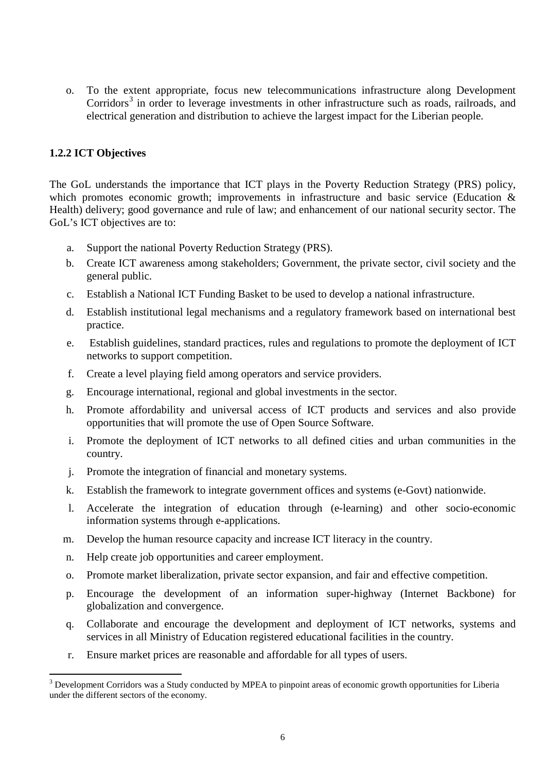o. To the extent appropriate, focus new telecommunications infrastructure along Development Corridors[3] in order to leverage investments in other infrastructure such as roads, railroads, and electrical generation and distribution to achieve the largest impact for the Liberian people.

### 1.2.2 ICT Objectives

The GoL understands the importance that ICT plays in the Poverty Reduction Strategy (PRS) policy, which promotes economic growth; improvements in infrastructure and basic service (Education & Health) delivery; good governance and rule of law; and enhancement of our national security sector. The GoL's ICT objectives are to:

a. Support the national Poverty Reduction Strategy (PRS).

b. Create ICT awareness among stakeholders; Government, the private sector, civil society and the general public.

c. Establish a National ICT Funding Basket to be used to develop a national infrastructure.

d. Establish institutional legal mechanisms and a regulatory framework based on international best practice.

e. Establish guidelines, standard practices, rules and regulations to promote the deployment of ICT networks to support competition.

f. Create a level playing field among operators and service providers.

g. Encourage international, regional and global investments in the sector.

h. Promote affordability and universal access of ICT products and services and also provide opportunities that will promote the use of Open Source Software.

i. Promote the deployment of ICT networks to all defined cities and urban communities in the country.

j. Promote the integration of financial and monetary systems.

k. Establish the framework to integrate government offices and systems (e-Govt) nationwide.

l. Accelerate the integration of education through (e-learning) and other socio-economic information systems through e-applications.

m. Develop the human resource capacity and increase ICT literacy in the country.

n. Help create job opportunities and career employment.

o. Promote market liberalization, private sector expansion, and fair and effective competition.

p. Encourage the development of an information super-highway (Internet Backbone) for globalization and convergence.

q. Collaborate and encourage the development and deployment of ICT networks, systems and services in all Ministry of Education registered educational facilities in the country.

r. Ensure market prices are reasonable and affordable for all types of users.

---

[3] Development Corridors was a Study conducted by MPEA to pinpoint areas of economic growth opportunities for Liberia under the different sectors of the economy.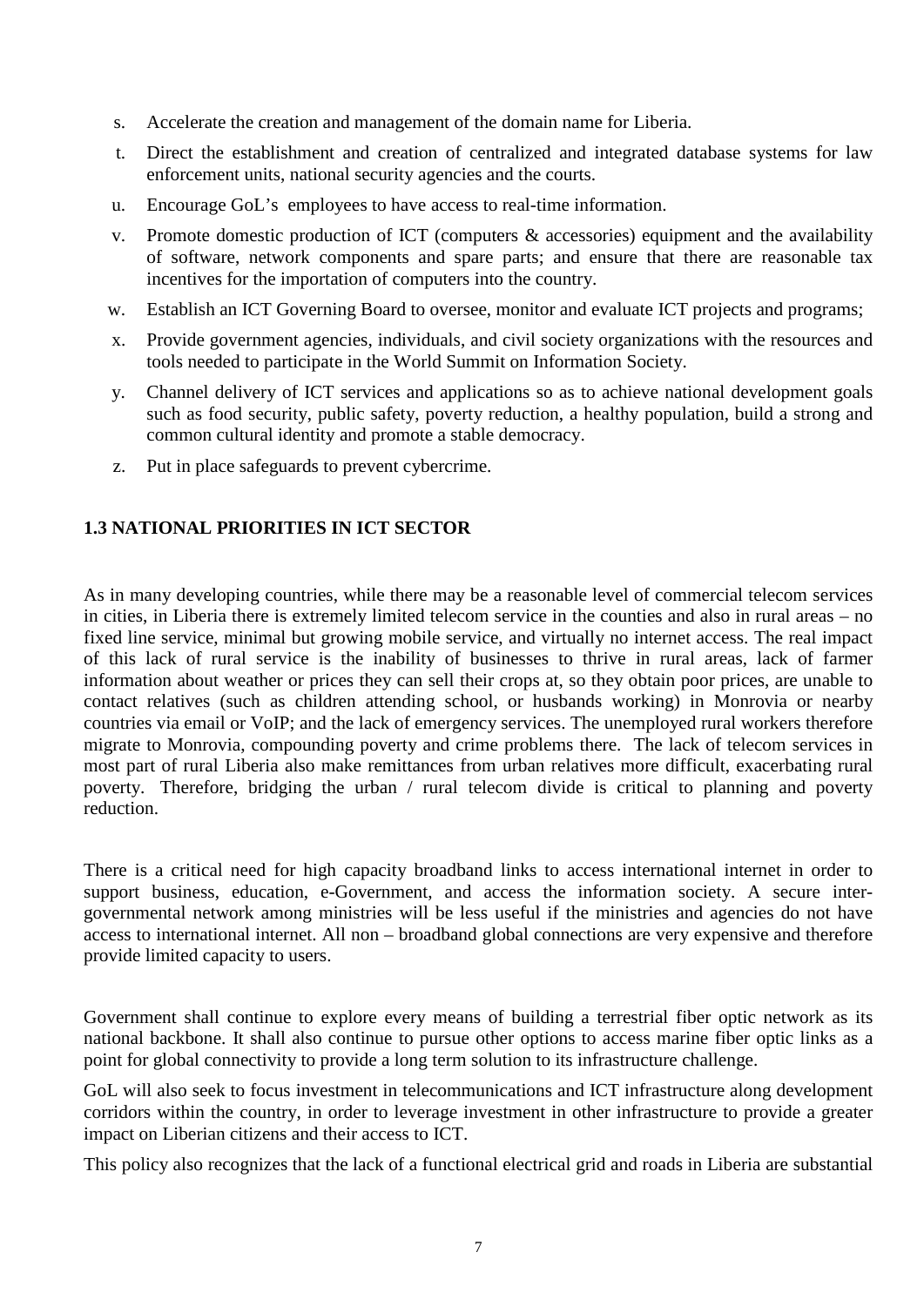s. Accelerate the creation and management of the domain name for Liberia.

t. Direct the establishment and creation of centralized and integrated database systems for law enforcement units, national security agencies and the courts.

u. Encourage GoL's employees to have access to real-time information.

v. Promote domestic production of ICT (computers & accessories) equipment and the availability of software, network components and spare parts; and ensure that there are reasonable tax incentives for the importation of computers into the country.

w. Establish an ICT Governing Board to oversee, monitor and evaluate ICT projects and programs;

x. Provide government agencies, individuals, and civil society organizations with the resources and tools needed to participate in the World Summit on Information Society.

y. Channel delivery of ICT services and applications so as to achieve national development goals such as food security, public safety, poverty reduction, a healthy population, build a strong and common cultural identity and promote a stable democracy.

z. Put in place safeguards to prevent cybercrime.

### 1.3 NATIONAL PRIORITIES IN ICT SECTOR

As in many developing countries, while there may be a reasonable level of commercial telecom services in cities, in Liberia there is extremely limited telecom service in the counties and also in rural areas – no fixed line service, minimal but growing mobile service, and virtually no internet access. The real impact of this lack of rural service is the inability of businesses to thrive in rural areas, lack of farmer information about weather or prices they can sell their crops at, so they obtain poor prices, are unable to contact relatives (such as children attending school, or husbands working) in Monrovia or nearby countries via email or VoIP; and the lack of emergency services. The unemployed rural workers therefore migrate to Monrovia, compounding poverty and crime problems there. The lack of telecom services in most part of rural Liberia also make remittances from urban relatives more difficult, exacerbating rural poverty. Therefore, bridging the urban / rural telecom divide is critical to planning and poverty reduction.

There is a critical need for high capacity broadband links to access international internet in order to support business, education, e-Government, and access the information society. A secure inter-governmental network among ministries will be less useful if the ministries and agencies do not have access to international internet. All non – broadband global connections are very expensive and therefore provide limited capacity to users.

Government shall continue to explore every means of building a terrestrial fiber optic network as its national backbone. It shall also continue to pursue other options to access marine fiber optic links as a point for global connectivity to provide a long term solution to its infrastructure challenge.

GoL will also seek to focus investment in telecommunications and ICT infrastructure along development corridors within the country, in order to leverage investment in other infrastructure to provide a greater impact on Liberian citizens and their access to ICT.

This policy also recognizes that the lack of a functional electrical grid and roads in Liberia are substantial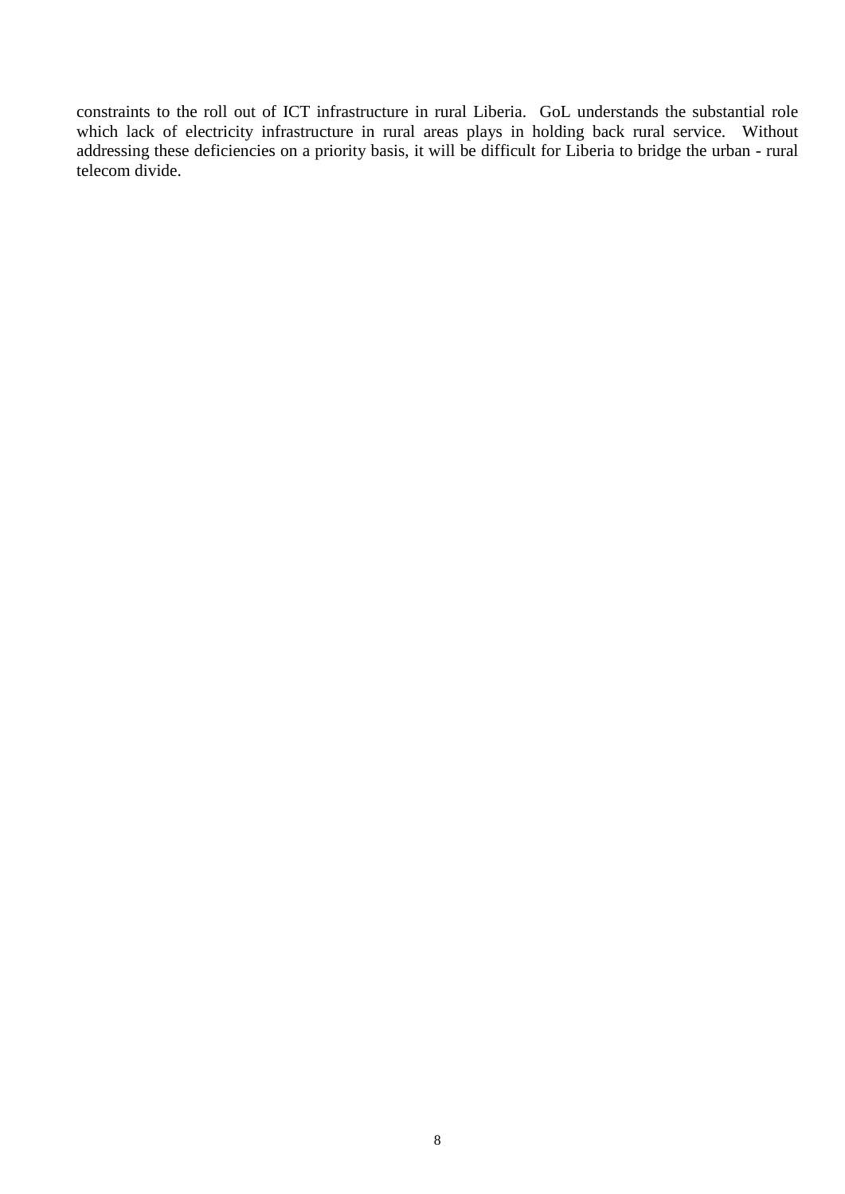constraints to the roll out of ICT infrastructure in rural Liberia. GoL understands the substantial role which lack of electricity infrastructure in rural areas plays in holding back rural service. Without addressing these deficiencies on a priority basis, it will be difficult for Liberia to bridge the urban - rural telecom divide.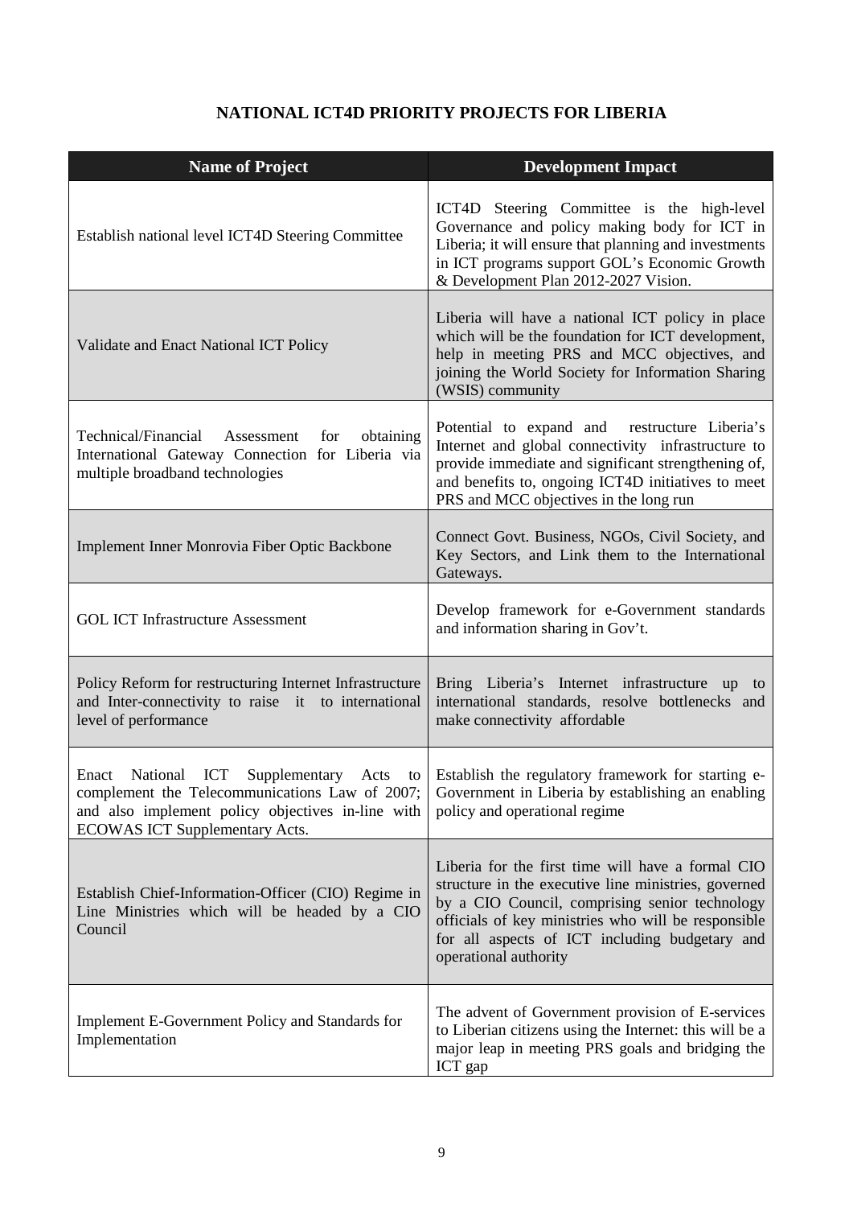## NATIONAL ICT4D PRIORITY PROJECTS FOR LIBERIA

| Name of Project | Development Impact |
|---|---|
| Establish national level ICT4D Steering Committee | ICT4D Steering Committee is the high-level Governance and policy making body for ICT in Liberia; it will ensure that planning and investments in ICT programs support GOL's Economic Growth & Development Plan 2012-2027 Vision. |
| Validate and Enact National ICT Policy | Liberia will have a national ICT policy in place which will be the foundation for ICT development, help in meeting PRS and MCC objectives, and joining the World Society for Information Sharing (WSIS) community |
| Technical/Financial Assessment for obtaining International Gateway Connection for Liberia via multiple broadband technologies | Potential to expand and restructure Liberia's Internet and global connectivity infrastructure to provide immediate and significant strengthening of, and benefits to, ongoing ICT4D initiatives to meet PRS and MCC objectives in the long run |
| Implement Inner Monrovia Fiber Optic Backbone | Connect Govt. Business, NGOs, Civil Society, and Key Sectors, and Link them to the International Gateways. |
| GOL ICT Infrastructure Assessment | Develop framework for e-Government standards and information sharing in Gov't. |
| Policy Reform for restructuring Internet Infrastructure and Inter-connectivity to raise it to international level of performance | Bring Liberia's Internet infrastructure up to international standards, resolve bottlenecks and make connectivity affordable |
| Enact National ICT Supplementary Acts to complement the Telecommunications Law of 2007; and also implement policy objectives in-line with ECOWAS ICT Supplementary Acts. | Establish the regulatory framework for starting e-Government in Liberia by establishing an enabling policy and operational regime |
| Establish Chief-Information-Officer (CIO) Regime in Line Ministries which will be headed by a CIO Council | Liberia for the first time will have a formal CIO structure in the executive line ministries, governed by a CIO Council, comprising senior technology officials of key ministries who will be responsible for all aspects of ICT including budgetary and operational authority |
| Implement E-Government Policy and Standards for Implementation | The advent of Government provision of E-services to Liberian citizens using the Internet: this will be a major leap in meeting PRS goals and bridging the ICT gap |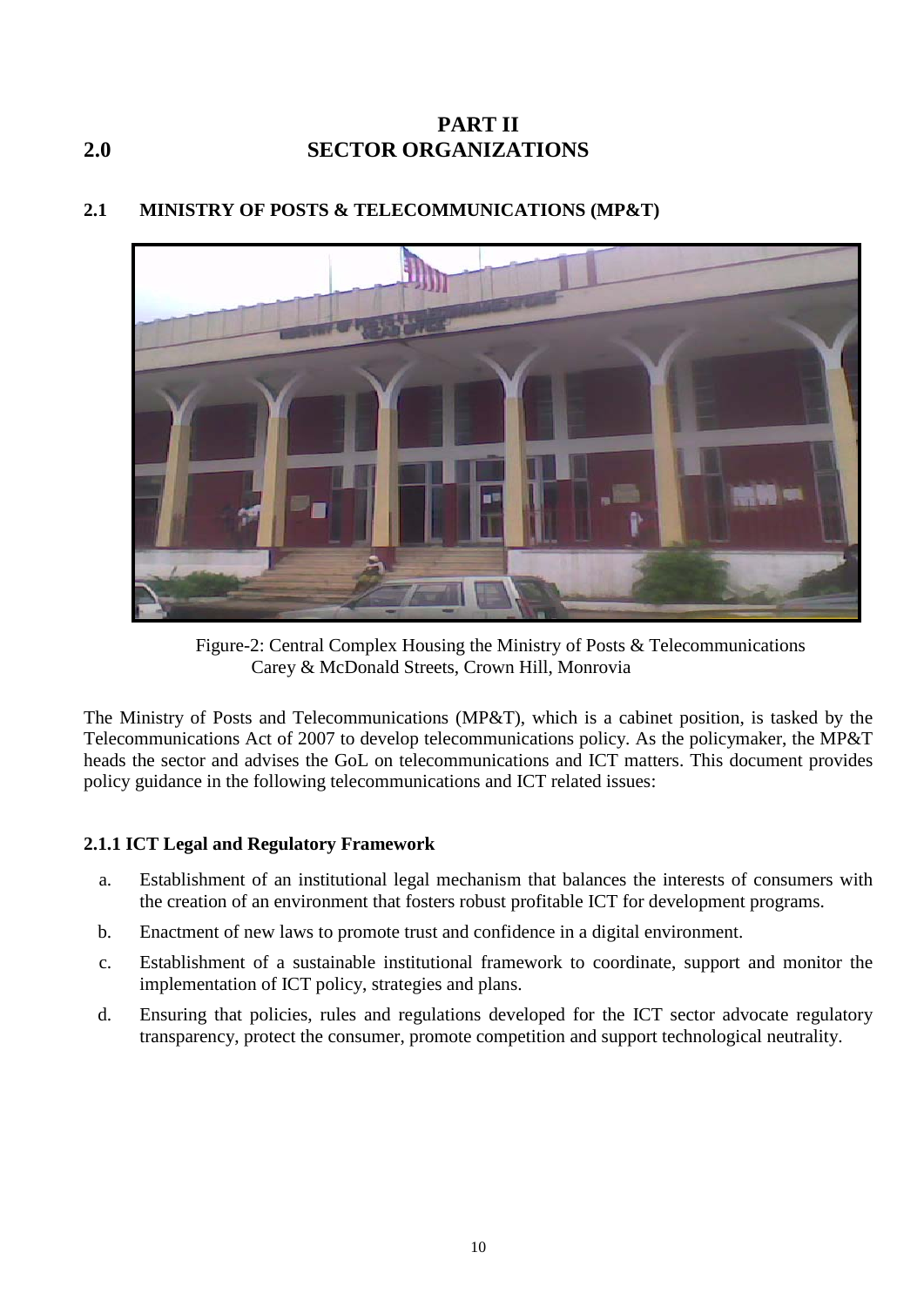# PART II
# 2.0 SECTOR ORGANIZATIONS

## 2.1 MINISTRY OF POSTS & TELECOMMUNICATIONS (MP&T)

Figure-2: Central Complex Housing the Ministry of Posts & Telecommunications
Carey & McDonald Streets, Crown Hill, Monrovia

The Ministry of Posts and Telecommunications (MP&T), which is a cabinet position, is tasked by the Telecommunications Act of 2007 to develop telecommunications policy. As the policymaker, the MP&T heads the sector and advises the GoL on telecommunications and ICT matters. This document provides policy guidance in the following telecommunications and ICT related issues:

### 2.1.1 ICT Legal and Regulatory Framework

a. Establishment of an institutional legal mechanism that balances the interests of consumers with the creation of an environment that fosters robust profitable ICT for development programs.

b. Enactment of new laws to promote trust and confidence in a digital environment.

c. Establishment of a sustainable institutional framework to coordinate, support and monitor the implementation of ICT policy, strategies and plans.

d. Ensuring that policies, rules and regulations developed for the ICT sector advocate regulatory transparency, protect the consumer, promote competition and support technological neutrality.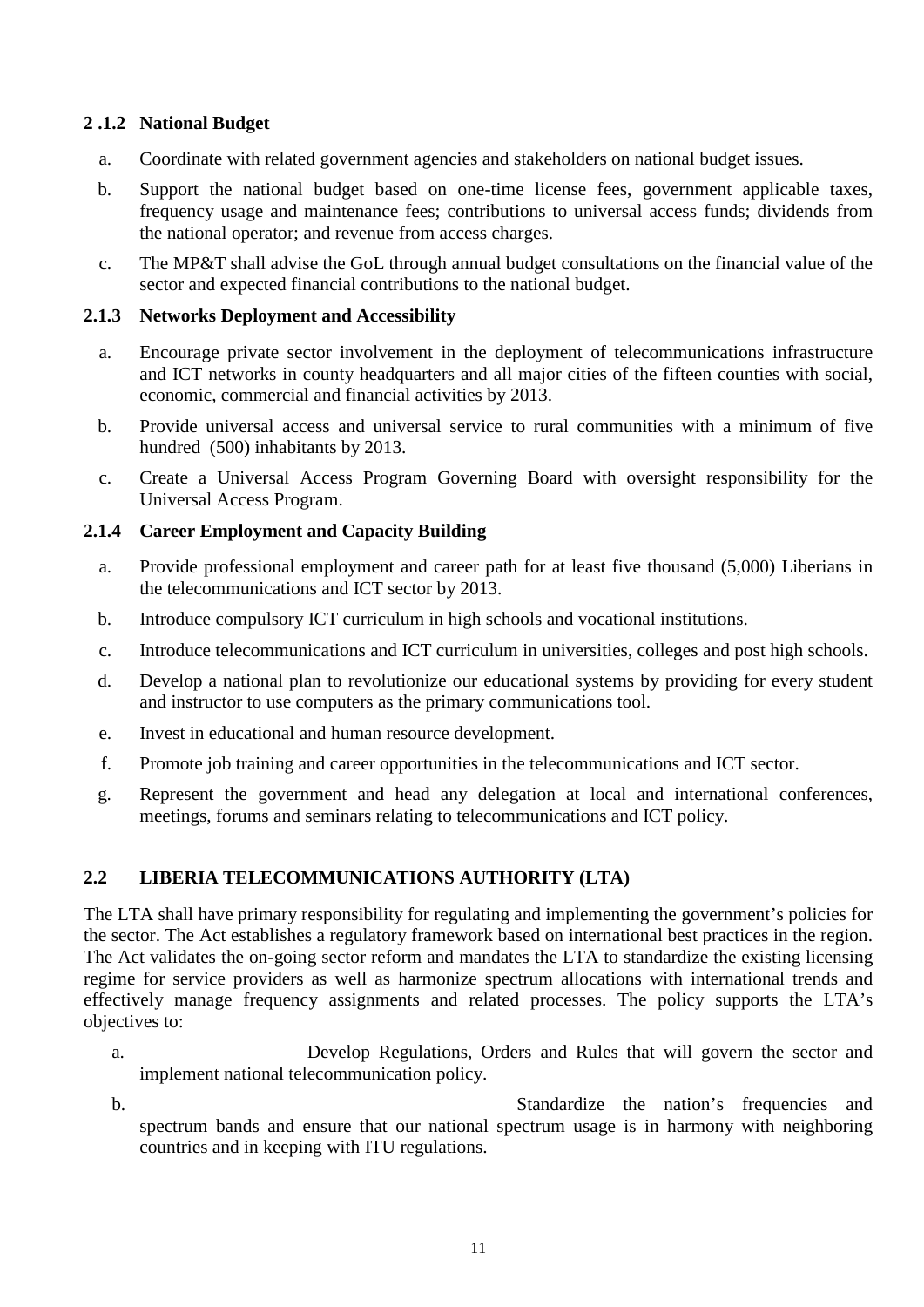### 2 .1.2 National Budget

a. Coordinate with related government agencies and stakeholders on national budget issues.

b. Support the national budget based on one-time license fees, government applicable taxes, frequency usage and maintenance fees; contributions to universal access funds; dividends from the national operator; and revenue from access charges.

c. The MP&T shall advise the GoL through annual budget consultations on the financial value of the sector and expected financial contributions to the national budget.

### 2.1.3 Networks Deployment and Accessibility

a. Encourage private sector involvement in the deployment of telecommunications infrastructure and ICT networks in county headquarters and all major cities of the fifteen counties with social, economic, commercial and financial activities by 2013.

b. Provide universal access and universal service to rural communities with a minimum of five hundred (500) inhabitants by 2013.

c. Create a Universal Access Program Governing Board with oversight responsibility for the Universal Access Program.

### 2.1.4 Career Employment and Capacity Building

a. Provide professional employment and career path for at least five thousand (5,000) Liberians in the telecommunications and ICT sector by 2013.

b. Introduce compulsory ICT curriculum in high schools and vocational institutions.

c. Introduce telecommunications and ICT curriculum in universities, colleges and post high schools.

d. Develop a national plan to revolutionize our educational systems by providing for every student and instructor to use computers as the primary communications tool.

e. Invest in educational and human resource development.

f. Promote job training and career opportunities in the telecommunications and ICT sector.

g. Represent the government and head any delegation at local and international conferences, meetings, forums and seminars relating to telecommunications and ICT policy.

## 2.2 LIBERIA TELECOMMUNICATIONS AUTHORITY (LTA)

The LTA shall have primary responsibility for regulating and implementing the government's policies for the sector. The Act establishes a regulatory framework based on international best practices in the region. The Act validates the on-going sector reform and mandates the LTA to standardize the existing licensing regime for service providers as well as harmonize spectrum allocations with international trends and effectively manage frequency assignments and related processes. The policy supports the LTA's objectives to:

a. Develop Regulations, Orders and Rules that will govern the sector and implement national telecommunication policy.

b. Standardize the nation's frequencies and spectrum bands and ensure that our national spectrum usage is in harmony with neighboring countries and in keeping with ITU regulations.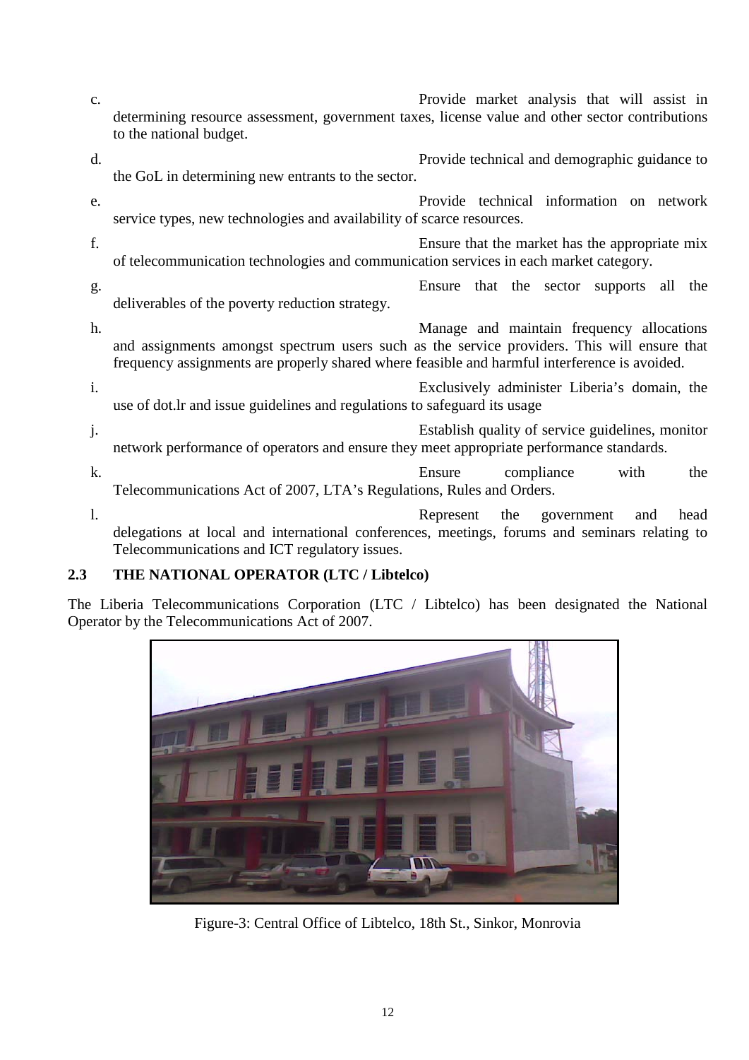c. Provide market analysis that will assist in determining resource assessment, government taxes, license value and other sector contributions to the national budget.

d. Provide technical and demographic guidance to the GoL in determining new entrants to the sector.

e. Provide technical information on network service types, new technologies and availability of scarce resources.

f. Ensure that the market has the appropriate mix of telecommunication technologies and communication services in each market category.

g. Ensure that the sector supports all the deliverables of the poverty reduction strategy.

h. Manage and maintain frequency allocations and assignments amongst spectrum users such as the service providers. This will ensure that frequency assignments are properly shared where feasible and harmful interference is avoided.

i. Exclusively administer Liberia's domain, the use of dot.lr and issue guidelines and regulations to safeguard its usage

j. Establish quality of service guidelines, monitor network performance of operators and ensure they meet appropriate performance standards.

k. Ensure compliance with the Telecommunications Act of 2007, LTA's Regulations, Rules and Orders.

l. Represent the government and head delegations at local and international conferences, meetings, forums and seminars relating to Telecommunications and ICT regulatory issues.

## 2.3 THE NATIONAL OPERATOR (LTC / Libtelco)

The Liberia Telecommunications Corporation (LTC / Libtelco) has been designated the National Operator by the Telecommunications Act of 2007.

Figure-3: Central Office of Libtelco, 18th St., Sinkor, Monrovia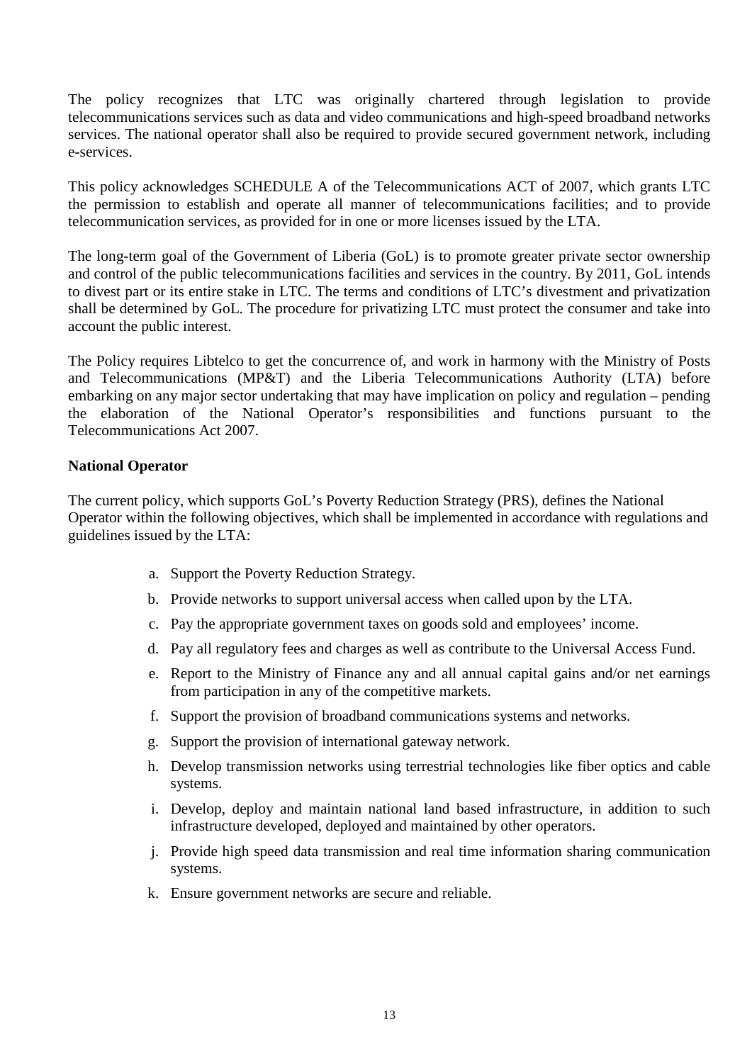The policy recognizes that LTC was originally chartered through legislation to provide telecommunications services such as data and video communications and high-speed broadband networks services. The national operator shall also be required to provide secured government network, including e-services.

This policy acknowledges SCHEDULE A of the Telecommunications ACT of 2007, which grants LTC the permission to establish and operate all manner of telecommunications facilities; and to provide telecommunication services, as provided for in one or more licenses issued by the LTA.

The long-term goal of the Government of Liberia (GoL) is to promote greater private sector ownership and control of the public telecommunications facilities and services in the country. By 2011, GoL intends to divest part or its entire stake in LTC. The terms and conditions of LTC's divestment and privatization shall be determined by GoL. The procedure for privatizing LTC must protect the consumer and take into account the public interest.

The Policy requires Libtelco to get the concurrence of, and work in harmony with the Ministry of Posts and Telecommunications (MP&T) and the Liberia Telecommunications Authority (LTA) before embarking on any major sector undertaking that may have implication on policy and regulation – pending the elaboration of the National Operator's responsibilities and functions pursuant to the Telecommunications Act 2007.

**National Operator**

The current policy, which supports GoL's Poverty Reduction Strategy (PRS), defines the National Operator within the following objectives, which shall be implemented in accordance with regulations and guidelines issued by the LTA:

a. Support the Poverty Reduction Strategy.
b. Provide networks to support universal access when called upon by the LTA.
c. Pay the appropriate government taxes on goods sold and employees' income.
d. Pay all regulatory fees and charges as well as contribute to the Universal Access Fund.
e. Report to the Ministry of Finance any and all annual capital gains and/or net earnings from participation in any of the competitive markets.
f. Support the provision of broadband communications systems and networks.
g. Support the provision of international gateway network.
h. Develop transmission networks using terrestrial technologies like fiber optics and cable systems.
i. Develop, deploy and maintain national land based infrastructure, in addition to such infrastructure developed, deployed and maintained by other operators.
j. Provide high speed data transmission and real time information sharing communication systems.
k. Ensure government networks are secure and reliable.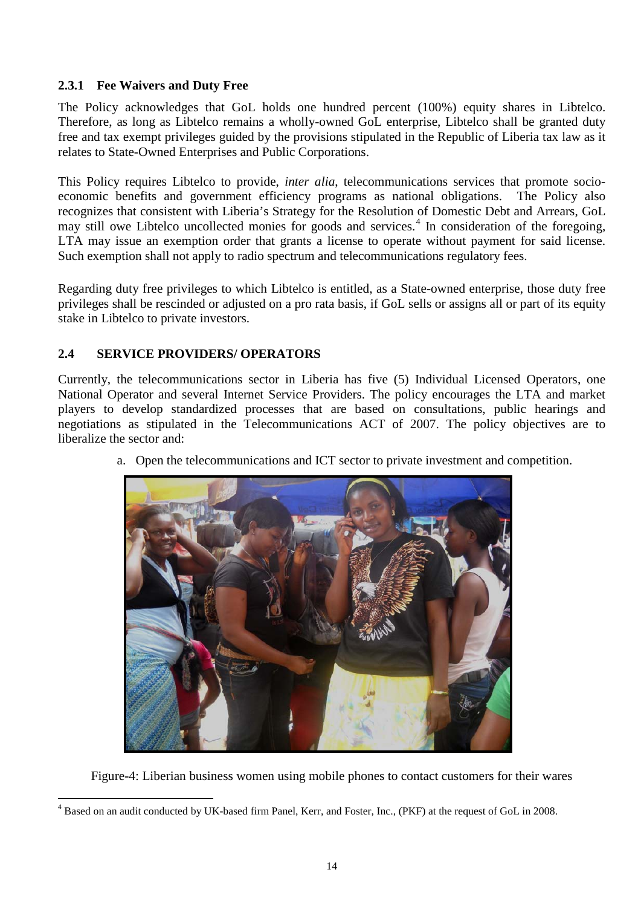### 2.3.1 Fee Waivers and Duty Free

The Policy acknowledges that GoL holds one hundred percent (100%) equity shares in Libtelco. Therefore, as long as Libtelco remains a wholly-owned GoL enterprise, Libtelco shall be granted duty free and tax exempt privileges guided by the provisions stipulated in the Republic of Liberia tax law as it relates to State-Owned Enterprises and Public Corporations.

This Policy requires Libtelco to provide, *inter alia*, telecommunications services that promote socio-economic benefits and government efficiency programs as national obligations. The Policy also recognizes that consistent with Liberia's Strategy for the Resolution of Domestic Debt and Arrears, GoL may still owe Libtelco uncollected monies for goods and services.[4] In consideration of the foregoing, LTA may issue an exemption order that grants a license to operate without payment for said license. Such exemption shall not apply to radio spectrum and telecommunications regulatory fees.

Regarding duty free privileges to which Libtelco is entitled, as a State-owned enterprise, those duty free privileges shall be rescinded or adjusted on a pro rata basis, if GoL sells or assigns all or part of its equity stake in Libtelco to private investors.

## 2.4 SERVICE PROVIDERS/ OPERATORS

Currently, the telecommunications sector in Liberia has five (5) Individual Licensed Operators, one National Operator and several Internet Service Providers. The policy encourages the LTA and market players to develop standardized processes that are based on consultations, public hearings and negotiations as stipulated in the Telecommunications ACT of 2007. The policy objectives are to liberalize the sector and:

a. Open the telecommunications and ICT sector to private investment and competition.

Figure-4: Liberian business women using mobile phones to contact customers for their wares

[4] Based on an audit conducted by UK-based firm Panel, Kerr, and Foster, Inc., (PKF) at the request of GoL in 2008.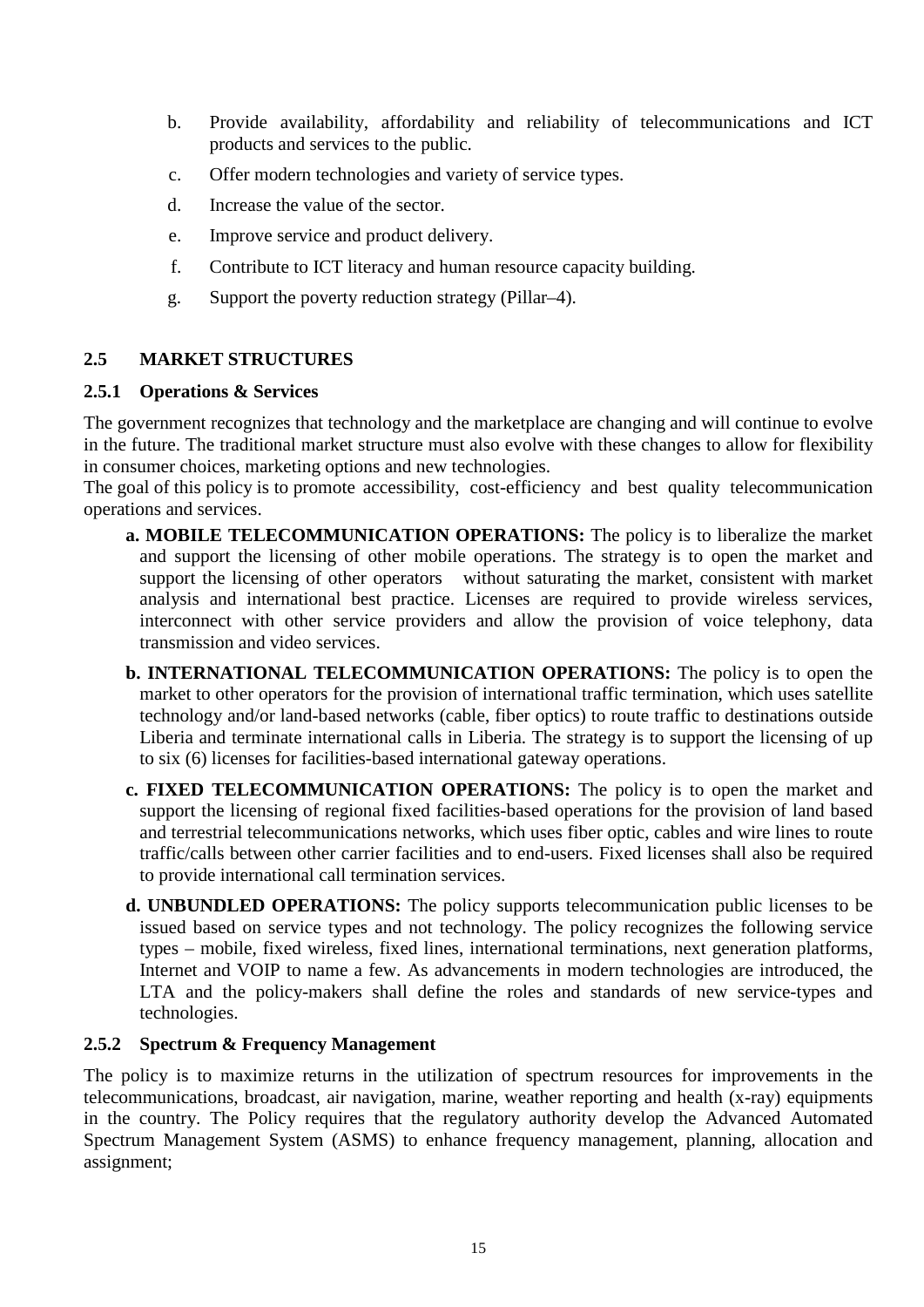b. Provide availability, affordability and reliability of telecommunications and ICT products and services to the public.

c. Offer modern technologies and variety of service types.

d. Increase the value of the sector.

e. Improve service and product delivery.

f. Contribute to ICT literacy and human resource capacity building.

g. Support the poverty reduction strategy (Pillar–4).

## 2.5 MARKET STRUCTURES

### 2.5.1 Operations & Services

The government recognizes that technology and the marketplace are changing and will continue to evolve in the future. The traditional market structure must also evolve with these changes to allow for flexibility in consumer choices, marketing options and new technologies.
The goal of this policy is to promote accessibility, cost-efficiency and best quality telecommunication operations and services.

**a. MOBILE TELECOMMUNICATION OPERATIONS:** The policy is to liberalize the market and support the licensing of other mobile operations. The strategy is to open the market and support the licensing of other operators without saturating the market, consistent with market analysis and international best practice. Licenses are required to provide wireless services, interconnect with other service providers and allow the provision of voice telephony, data transmission and video services.

**b. INTERNATIONAL TELECOMMUNICATION OPERATIONS:** The policy is to open the market to other operators for the provision of international traffic termination, which uses satellite technology and/or land-based networks (cable, fiber optics) to route traffic to destinations outside Liberia and terminate international calls in Liberia. The strategy is to support the licensing of up to six (6) licenses for facilities-based international gateway operations.

**c. FIXED TELECOMMUNICATION OPERATIONS:** The policy is to open the market and support the licensing of regional fixed facilities-based operations for the provision of land based and terrestrial telecommunications networks, which uses fiber optic, cables and wire lines to route traffic/calls between other carrier facilities and to end-users. Fixed licenses shall also be required to provide international call termination services.

**d. UNBUNDLED OPERATIONS:** The policy supports telecommunication public licenses to be issued based on service types and not technology. The policy recognizes the following service types – mobile, fixed wireless, fixed lines, international terminations, next generation platforms, Internet and VOIP to name a few. As advancements in modern technologies are introduced, the LTA and the policy-makers shall define the roles and standards of new service-types and technologies.

### 2.5.2 Spectrum & Frequency Management

The policy is to maximize returns in the utilization of spectrum resources for improvements in the telecommunications, broadcast, air navigation, marine, weather reporting and health (x-ray) equipments in the country. The Policy requires that the regulatory authority develop the Advanced Automated Spectrum Management System (ASMS) to enhance frequency management, planning, allocation and assignment;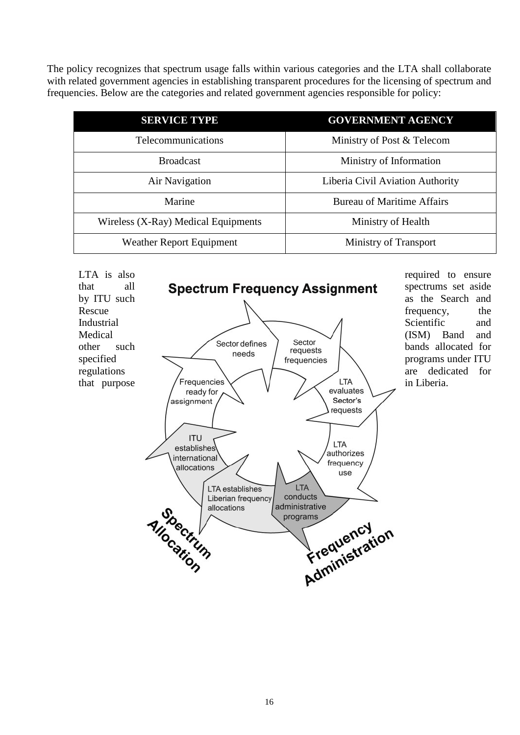The policy recognizes that spectrum usage falls within various categories and the LTA shall collaborate with related government agencies in establishing transparent procedures for the licensing of spectrum and frequencies. Below are the categories and related government agencies responsible for policy:

| SERVICE TYPE | GOVERNMENT AGENCY |
|---|---|
| Telecommunications | Ministry of Post & Telecom |
| Broadcast | Ministry of Information |
| Air Navigation | Liberia Civil Aviation Authority |
| Marine | Bureau of Maritime Affairs |
| Wireless (X-Ray) Medical Equipments | Ministry of Health |
| Weather Report Equipment | Ministry of Transport |

LTA is also required to ensure that all spectrums set aside by ITU such as the Search and Rescue frequency, the Industrial Scientific and Medical (ISM) Band and other such bands allocated for specified programs under ITU regulations are dedicated for that purpose in Liberia.

**Spectrum Frequency Assignment**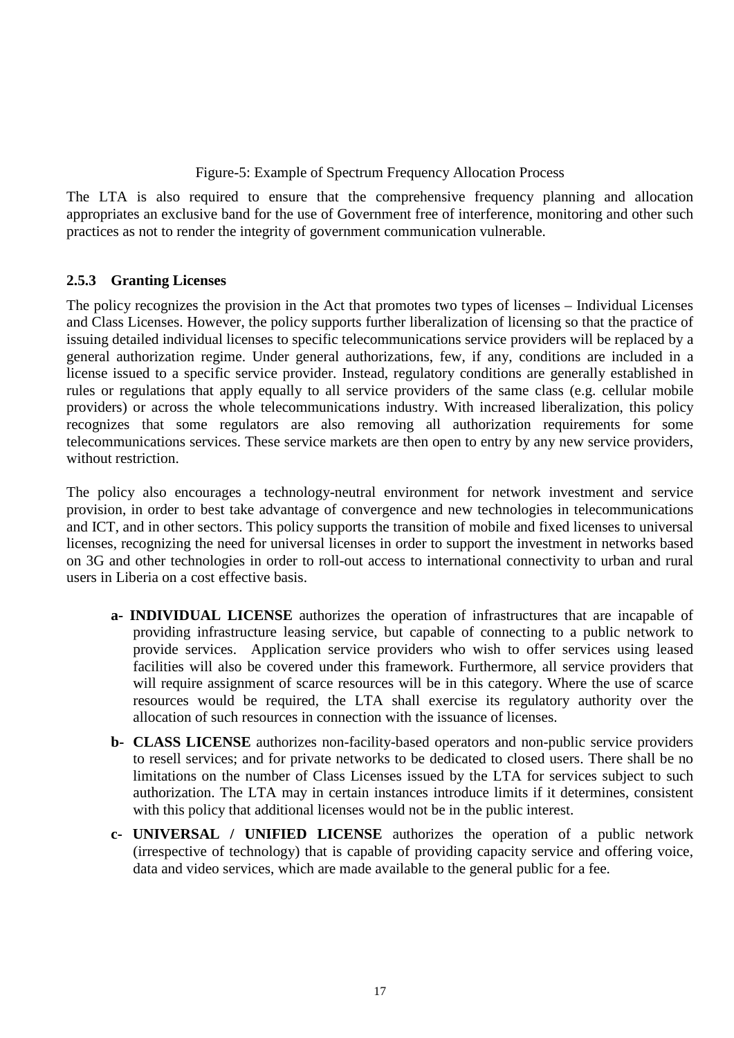Figure-5: Example of Spectrum Frequency Allocation Process

The LTA is also required to ensure that the comprehensive frequency planning and allocation appropriates an exclusive band for the use of Government free of interference, monitoring and other such practices as not to render the integrity of government communication vulnerable.

### 2.5.3 Granting Licenses

The policy recognizes the provision in the Act that promotes two types of licenses – Individual Licenses and Class Licenses. However, the policy supports further liberalization of licensing so that the practice of issuing detailed individual licenses to specific telecommunications service providers will be replaced by a general authorization regime. Under general authorizations, few, if any, conditions are included in a license issued to a specific service provider. Instead, regulatory conditions are generally established in rules or regulations that apply equally to all service providers of the same class (e.g. cellular mobile providers) or across the whole telecommunications industry. With increased liberalization, this policy recognizes that some regulators are also removing all authorization requirements for some telecommunications services. These service markets are then open to entry by any new service providers, without restriction.

The policy also encourages a technology-neutral environment for network investment and service provision, in order to best take advantage of convergence and new technologies in telecommunications and ICT, and in other sectors. This policy supports the transition of mobile and fixed licenses to universal licenses, recognizing the need for universal licenses in order to support the investment in networks based on 3G and other technologies in order to roll-out access to international connectivity to urban and rural users in Liberia on a cost effective basis.

- **a- INDIVIDUAL LICENSE** authorizes the operation of infrastructures that are incapable of providing infrastructure leasing service, but capable of connecting to a public network to provide services. Application service providers who wish to offer services using leased facilities will also be covered under this framework. Furthermore, all service providers that will require assignment of scarce resources will be in this category. Where the use of scarce resources would be required, the LTA shall exercise its regulatory authority over the allocation of such resources in connection with the issuance of licenses.
- **b- CLASS LICENSE** authorizes non-facility-based operators and non-public service providers to resell services; and for private networks to be dedicated to closed users. There shall be no limitations on the number of Class Licenses issued by the LTA for services subject to such authorization. The LTA may in certain instances introduce limits if it determines, consistent with this policy that additional licenses would not be in the public interest.
- **c- UNIVERSAL / UNIFIED LICENSE** authorizes the operation of a public network (irrespective of technology) that is capable of providing capacity service and offering voice, data and video services, which are made available to the general public for a fee.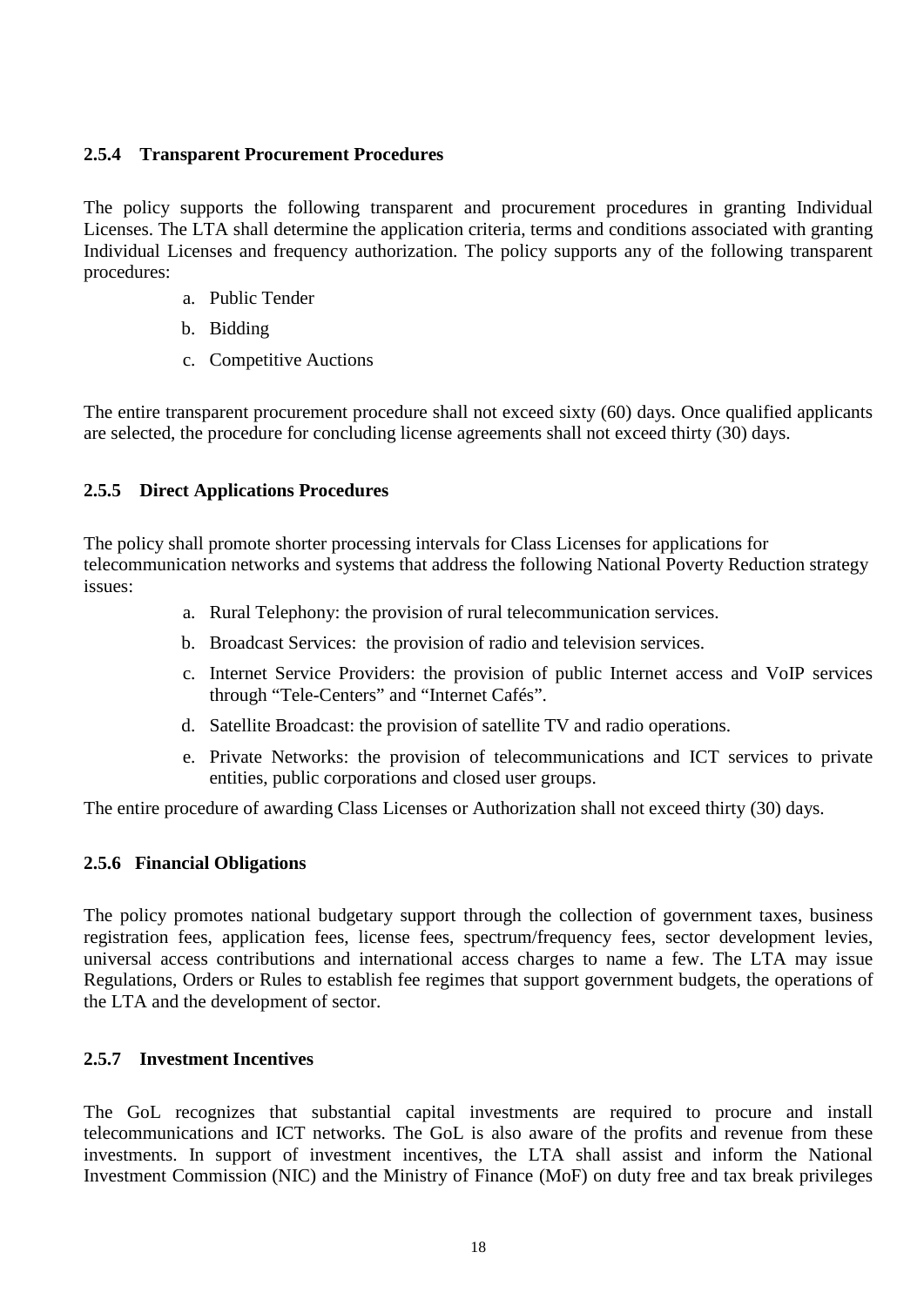### 2.5.4 Transparent Procurement Procedures

The policy supports the following transparent and procurement procedures in granting Individual Licenses. The LTA shall determine the application criteria, terms and conditions associated with granting Individual Licenses and frequency authorization. The policy supports any of the following transparent procedures:

a. Public Tender
b. Bidding
c. Competitive Auctions

The entire transparent procurement procedure shall not exceed sixty (60) days. Once qualified applicants are selected, the procedure for concluding license agreements shall not exceed thirty (30) days.

### 2.5.5 Direct Applications Procedures

The policy shall promote shorter processing intervals for Class Licenses for applications for telecommunication networks and systems that address the following National Poverty Reduction strategy issues:

a. Rural Telephony: the provision of rural telecommunication services.
b. Broadcast Services: the provision of radio and television services.
c. Internet Service Providers: the provision of public Internet access and VoIP services through “Tele-Centers” and “Internet Cafés”.
d. Satellite Broadcast: the provision of satellite TV and radio operations.
e. Private Networks: the provision of telecommunications and ICT services to private entities, public corporations and closed user groups.

The entire procedure of awarding Class Licenses or Authorization shall not exceed thirty (30) days.

### 2.5.6 Financial Obligations

The policy promotes national budgetary support through the collection of government taxes, business registration fees, application fees, license fees, spectrum/frequency fees, sector development levies, universal access contributions and international access charges to name a few. The LTA may issue Regulations, Orders or Rules to establish fee regimes that support government budgets, the operations of the LTA and the development of sector.

### 2.5.7 Investment Incentives

The GoL recognizes that substantial capital investments are required to procure and install telecommunications and ICT networks. The GoL is also aware of the profits and revenue from these investments. In support of investment incentives, the LTA shall assist and inform the National Investment Commission (NIC) and the Ministry of Finance (MoF) on duty free and tax break privileges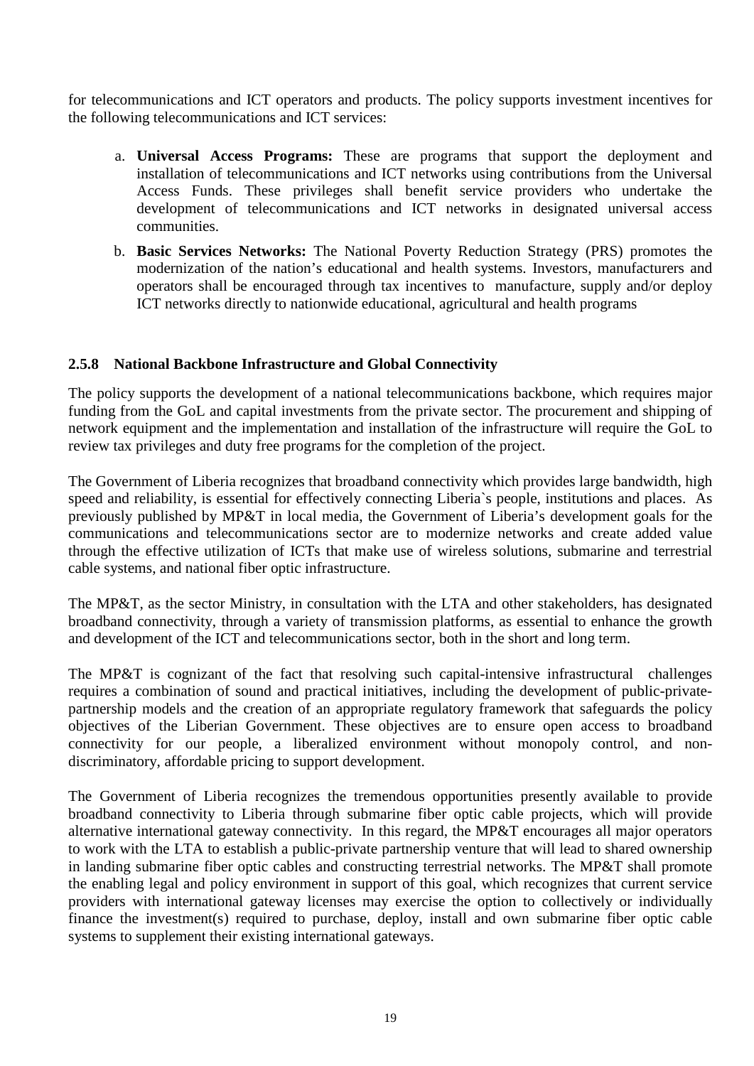for telecommunications and ICT operators and products. The policy supports investment incentives for the following telecommunications and ICT services:

a. **Universal Access Programs:** These are programs that support the deployment and installation of telecommunications and ICT networks using contributions from the Universal Access Funds. These privileges shall benefit service providers who undertake the development of telecommunications and ICT networks in designated universal access communities.

b. **Basic Services Networks:** The National Poverty Reduction Strategy (PRS) promotes the modernization of the nation's educational and health systems. Investors, manufacturers and operators shall be encouraged through tax incentives to manufacture, supply and/or deploy ICT networks directly to nationwide educational, agricultural and health programs

#### 2.5.8 National Backbone Infrastructure and Global Connectivity

The policy supports the development of a national telecommunications backbone, which requires major funding from the GoL and capital investments from the private sector. The procurement and shipping of network equipment and the implementation and installation of the infrastructure will require the GoL to review tax privileges and duty free programs for the completion of the project.

The Government of Liberia recognizes that broadband connectivity which provides large bandwidth, high speed and reliability, is essential for effectively connecting Liberia`s people, institutions and places. As previously published by MP&T in local media, the Government of Liberia's development goals for the communications and telecommunications sector are to modernize networks and create added value through the effective utilization of ICTs that make use of wireless solutions, submarine and terrestrial cable systems, and national fiber optic infrastructure.

The MP&T, as the sector Ministry, in consultation with the LTA and other stakeholders, has designated broadband connectivity, through a variety of transmission platforms, as essential to enhance the growth and development of the ICT and telecommunications sector, both in the short and long term.

The MP&T is cognizant of the fact that resolving such capital-intensive infrastructural challenges requires a combination of sound and practical initiatives, including the development of public-private-partnership models and the creation of an appropriate regulatory framework that safeguards the policy objectives of the Liberian Government. These objectives are to ensure open access to broadband connectivity for our people, a liberalized environment without monopoly control, and non-discriminatory, affordable pricing to support development.

The Government of Liberia recognizes the tremendous opportunities presently available to provide broadband connectivity to Liberia through submarine fiber optic cable projects, which will provide alternative international gateway connectivity. In this regard, the MP&T encourages all major operators to work with the LTA to establish a public-private partnership venture that will lead to shared ownership in landing submarine fiber optic cables and constructing terrestrial networks. The MP&T shall promote the enabling legal and policy environment in support of this goal, which recognizes that current service providers with international gateway licenses may exercise the option to collectively or individually finance the investment(s) required to purchase, deploy, install and own submarine fiber optic cable systems to supplement their existing international gateways.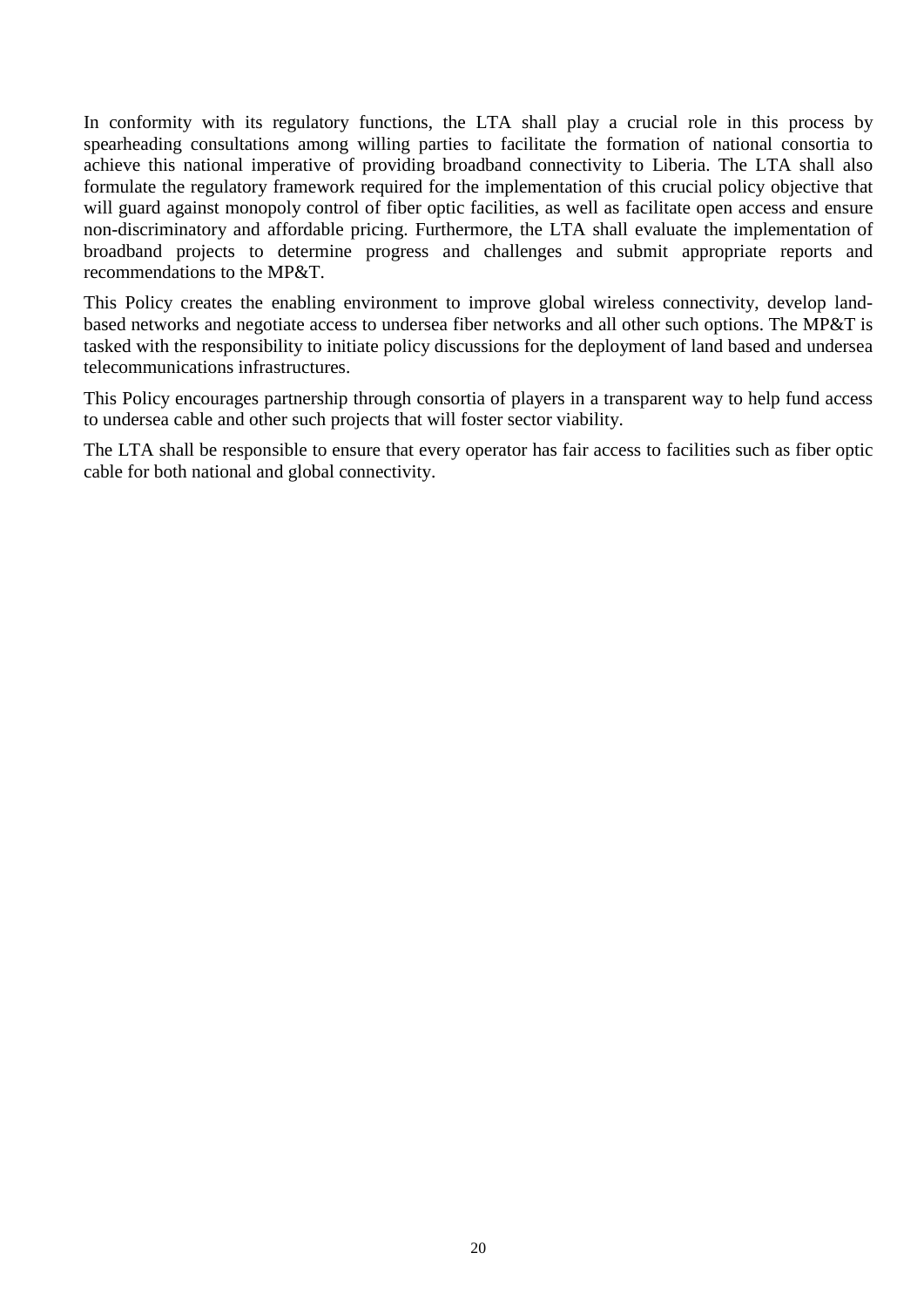In conformity with its regulatory functions, the LTA shall play a crucial role in this process by spearheading consultations among willing parties to facilitate the formation of national consortia to achieve this national imperative of providing broadband connectivity to Liberia. The LTA shall also formulate the regulatory framework required for the implementation of this crucial policy objective that will guard against monopoly control of fiber optic facilities, as well as facilitate open access and ensure non-discriminatory and affordable pricing. Furthermore, the LTA shall evaluate the implementation of broadband projects to determine progress and challenges and submit appropriate reports and recommendations to the MP&T.

This Policy creates the enabling environment to improve global wireless connectivity, develop land-based networks and negotiate access to undersea fiber networks and all other such options. The MP&T is tasked with the responsibility to initiate policy discussions for the deployment of land based and undersea telecommunications infrastructures.

This Policy encourages partnership through consortia of players in a transparent way to help fund access to undersea cable and other such projects that will foster sector viability.

The LTA shall be responsible to ensure that every operator has fair access to facilities such as fiber optic cable for both national and global connectivity.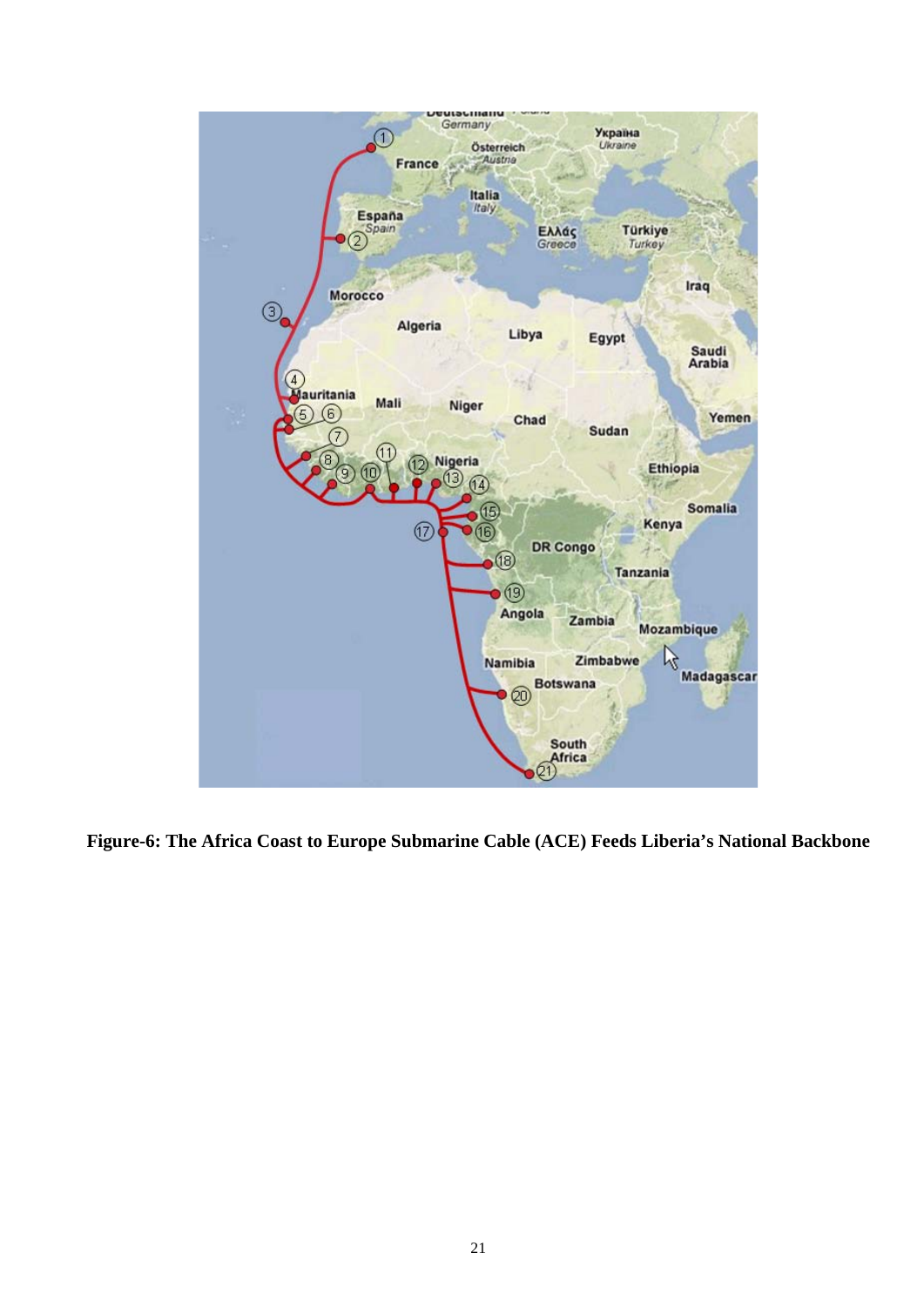**Figure-6: The Africa Coast to Europe Submarine Cable (ACE) Feeds Liberia's National Backbone**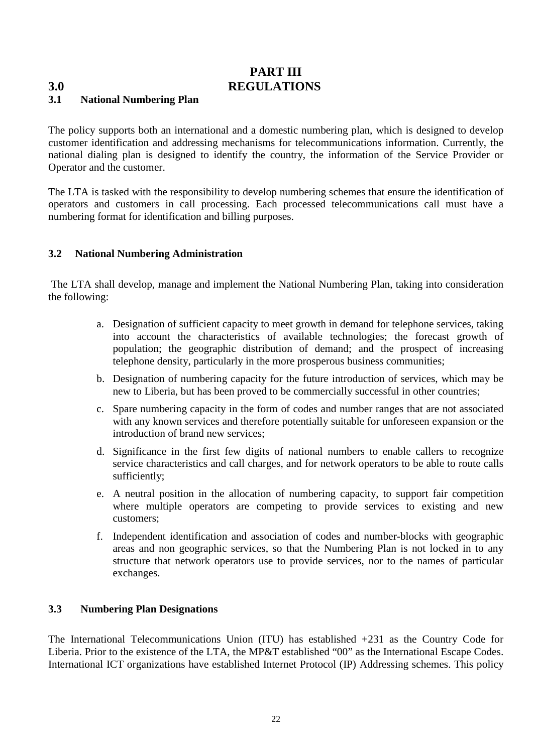# PART III

# 3.0 REGULATIONS

## 3.1 National Numbering Plan

The policy supports both an international and a domestic numbering plan, which is designed to develop customer identification and addressing mechanisms for telecommunications information. Currently, the national dialing plan is designed to identify the country, the information of the Service Provider or Operator and the customer.

The LTA is tasked with the responsibility to develop numbering schemes that ensure the identification of operators and customers in call processing. Each processed telecommunications call must have a numbering format for identification and billing purposes.

## 3.2 National Numbering Administration

The LTA shall develop, manage and implement the National Numbering Plan, taking into consideration the following:

a. Designation of sufficient capacity to meet growth in demand for telephone services, taking into account the characteristics of available technologies; the forecast growth of population; the geographic distribution of demand; and the prospect of increasing telephone density, particularly in the more prosperous business communities;

b. Designation of numbering capacity for the future introduction of services, which may be new to Liberia, but has been proved to be commercially successful in other countries;

c. Spare numbering capacity in the form of codes and number ranges that are not associated with any known services and therefore potentially suitable for unforeseen expansion or the introduction of brand new services;

d. Significance in the first few digits of national numbers to enable callers to recognize service characteristics and call charges, and for network operators to be able to route calls sufficiently;

e. A neutral position in the allocation of numbering capacity, to support fair competition where multiple operators are competing to provide services to existing and new customers;

f. Independent identification and association of codes and number-blocks with geographic areas and non geographic services, so that the Numbering Plan is not locked in to any structure that network operators use to provide services, nor to the names of particular exchanges.

## 3.3 Numbering Plan Designations

The International Telecommunications Union (ITU) has established +231 as the Country Code for Liberia. Prior to the existence of the LTA, the MP&T established "00" as the International Escape Codes. International ICT organizations have established Internet Protocol (IP) Addressing schemes. This policy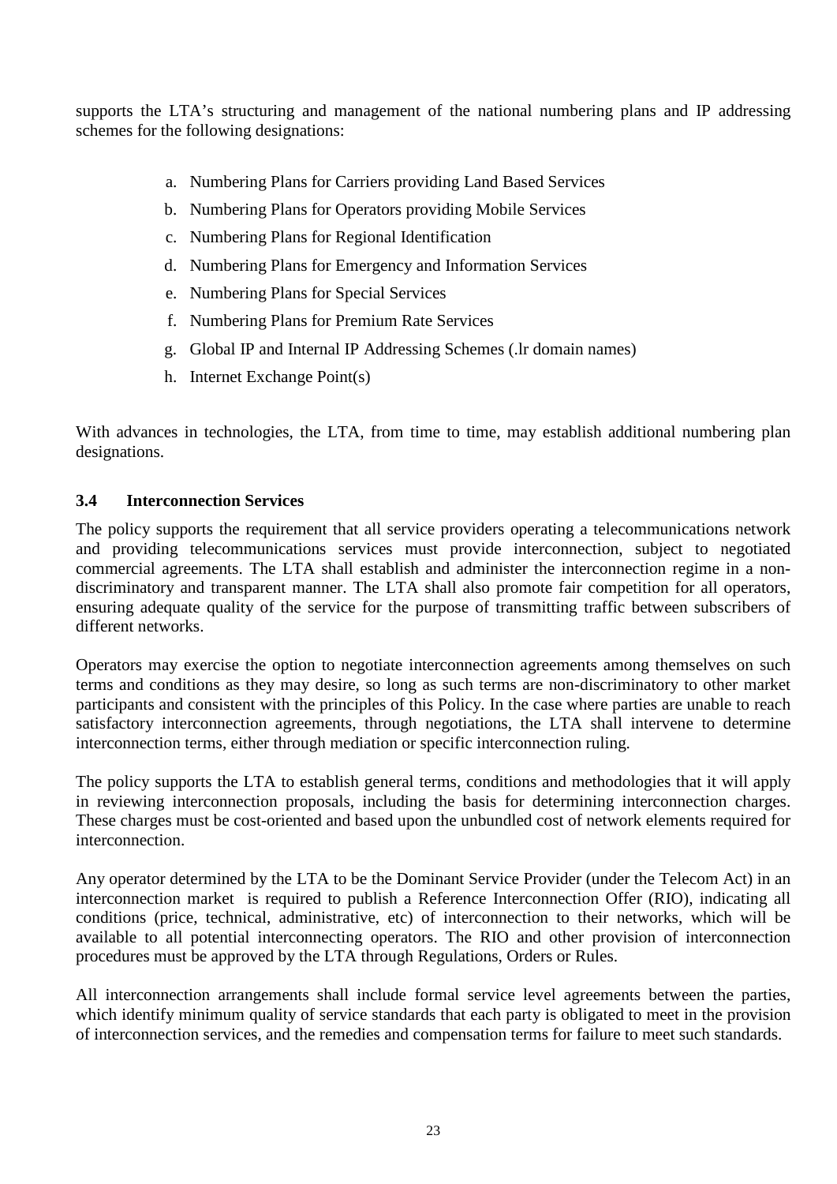supports the LTA's structuring and management of the national numbering plans and IP addressing schemes for the following designations:

a. Numbering Plans for Carriers providing Land Based Services
b. Numbering Plans for Operators providing Mobile Services
c. Numbering Plans for Regional Identification
d. Numbering Plans for Emergency and Information Services
e. Numbering Plans for Special Services
f. Numbering Plans for Premium Rate Services
g. Global IP and Internal IP Addressing Schemes (.lr domain names)
h. Internet Exchange Point(s)

With advances in technologies, the LTA, from time to time, may establish additional numbering plan designations.

### 3.4 Interconnection Services

The policy supports the requirement that all service providers operating a telecommunications network and providing telecommunications services must provide interconnection, subject to negotiated commercial agreements. The LTA shall establish and administer the interconnection regime in a non-discriminatory and transparent manner. The LTA shall also promote fair competition for all operators, ensuring adequate quality of the service for the purpose of transmitting traffic between subscribers of different networks.

Operators may exercise the option to negotiate interconnection agreements among themselves on such terms and conditions as they may desire, so long as such terms are non-discriminatory to other market participants and consistent with the principles of this Policy. In the case where parties are unable to reach satisfactory interconnection agreements, through negotiations, the LTA shall intervene to determine interconnection terms, either through mediation or specific interconnection ruling.

The policy supports the LTA to establish general terms, conditions and methodologies that it will apply in reviewing interconnection proposals, including the basis for determining interconnection charges. These charges must be cost-oriented and based upon the unbundled cost of network elements required for interconnection.

Any operator determined by the LTA to be the Dominant Service Provider (under the Telecom Act) in an interconnection market is required to publish a Reference Interconnection Offer (RIO), indicating all conditions (price, technical, administrative, etc) of interconnection to their networks, which will be available to all potential interconnecting operators. The RIO and other provision of interconnection procedures must be approved by the LTA through Regulations, Orders or Rules.

All interconnection arrangements shall include formal service level agreements between the parties, which identify minimum quality of service standards that each party is obligated to meet in the provision of interconnection services, and the remedies and compensation terms for failure to meet such standards.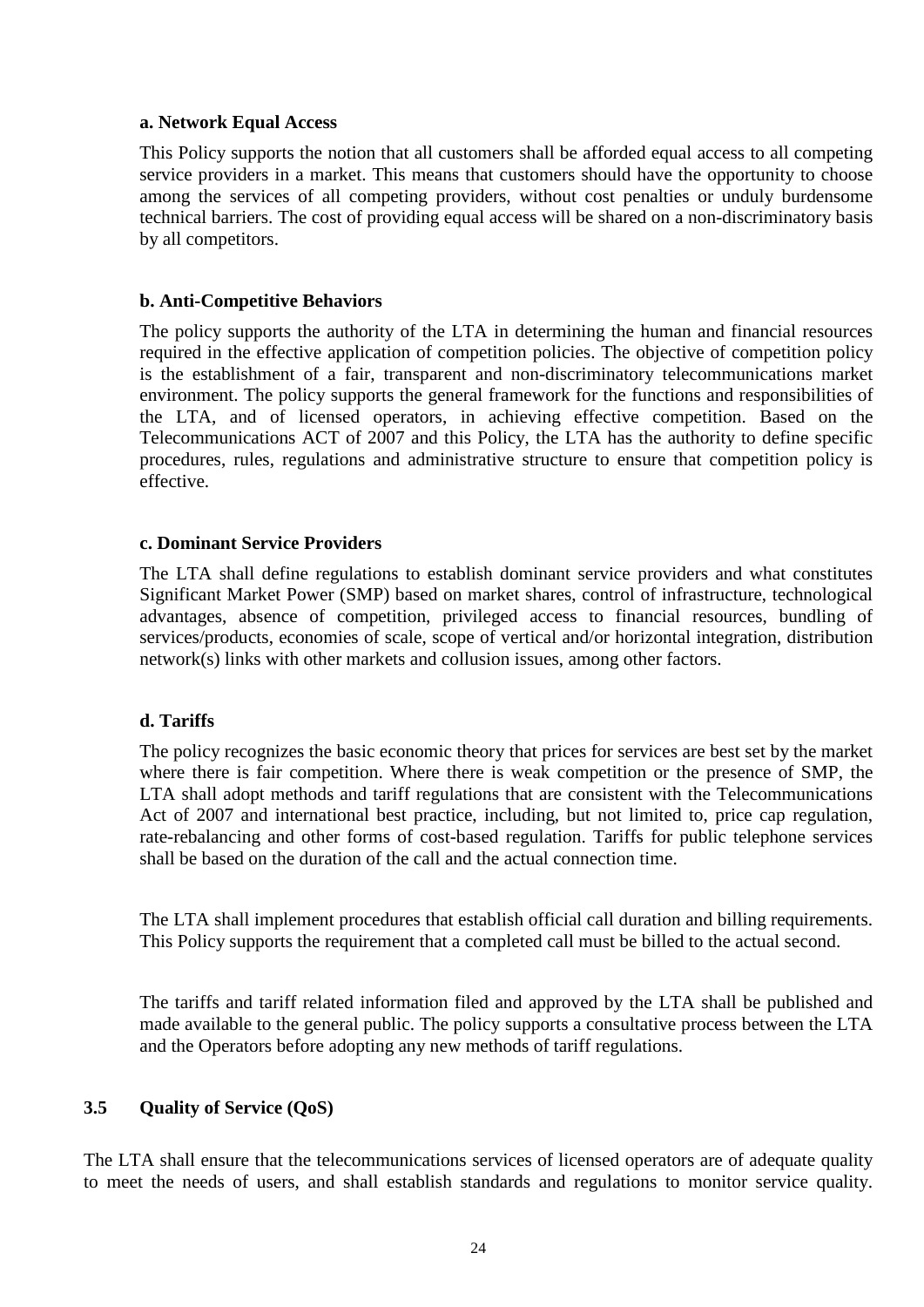#### a. Network Equal Access

This Policy supports the notion that all customers shall be afforded equal access to all competing service providers in a market. This means that customers should have the opportunity to choose among the services of all competing providers, without cost penalties or unduly burdensome technical barriers. The cost of providing equal access will be shared on a non-discriminatory basis by all competitors.

#### b. Anti-Competitive Behaviors

The policy supports the authority of the LTA in determining the human and financial resources required in the effective application of competition policies. The objective of competition policy is the establishment of a fair, transparent and non-discriminatory telecommunications market environment. The policy supports the general framework for the functions and responsibilities of the LTA, and of licensed operators, in achieving effective competition. Based on the Telecommunications ACT of 2007 and this Policy, the LTA has the authority to define specific procedures, rules, regulations and administrative structure to ensure that competition policy is effective.

#### c. Dominant Service Providers

The LTA shall define regulations to establish dominant service providers and what constitutes Significant Market Power (SMP) based on market shares, control of infrastructure, technological advantages, absence of competition, privileged access to financial resources, bundling of services/products, economies of scale, scope of vertical and/or horizontal integration, distribution network(s) links with other markets and collusion issues, among other factors.

#### d. Tariffs

The policy recognizes the basic economic theory that prices for services are best set by the market where there is fair competition. Where there is weak competition or the presence of SMP, the LTA shall adopt methods and tariff regulations that are consistent with the Telecommunications Act of 2007 and international best practice, including, but not limited to, price cap regulation, rate-rebalancing and other forms of cost-based regulation. Tariffs for public telephone services shall be based on the duration of the call and the actual connection time.

The LTA shall implement procedures that establish official call duration and billing requirements. This Policy supports the requirement that a completed call must be billed to the actual second.

The tariffs and tariff related information filed and approved by the LTA shall be published and made available to the general public. The policy supports a consultative process between the LTA and the Operators before adopting any new methods of tariff regulations.

### 3.5 Quality of Service (QoS)

The LTA shall ensure that the telecommunications services of licensed operators are of adequate quality to meet the needs of users, and shall establish standards and regulations to monitor service quality.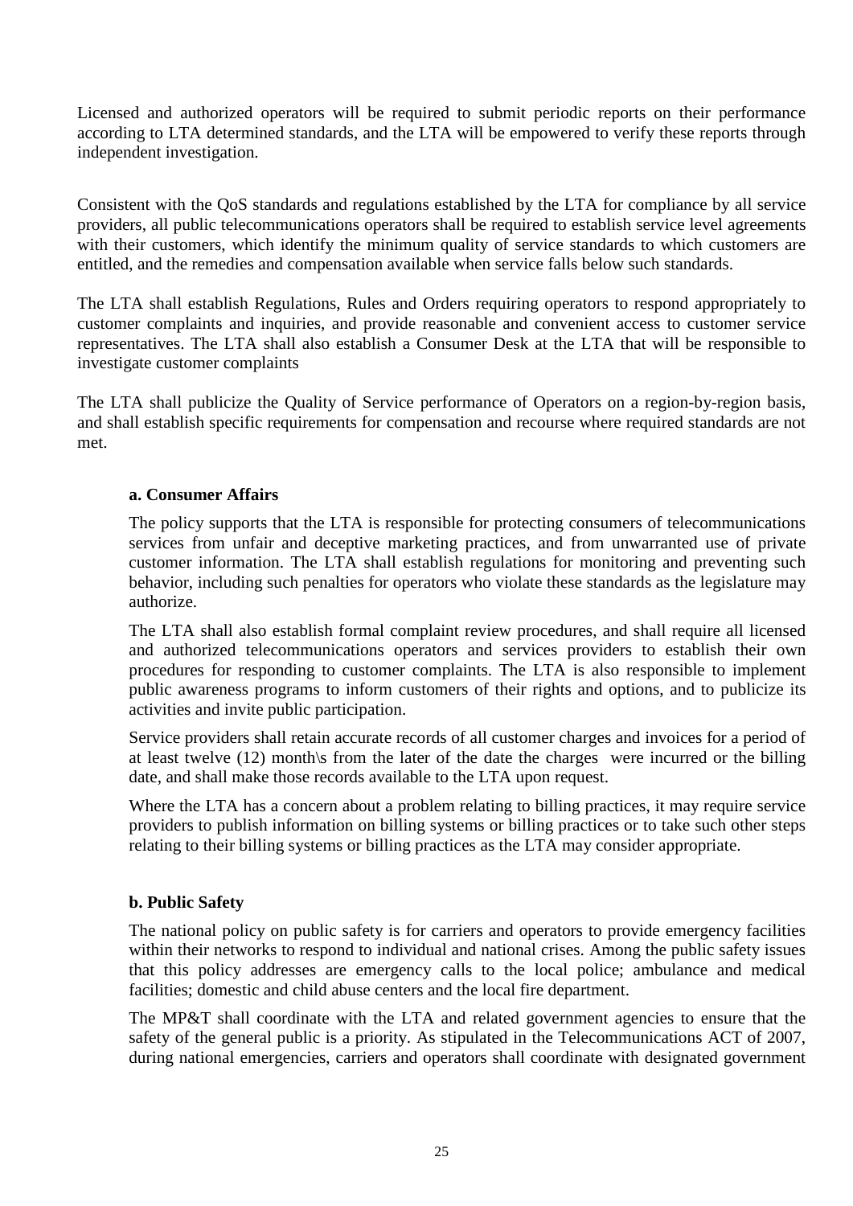Licensed and authorized operators will be required to submit periodic reports on their performance according to LTA determined standards, and the LTA will be empowered to verify these reports through independent investigation.

Consistent with the QoS standards and regulations established by the LTA for compliance by all service providers, all public telecommunications operators shall be required to establish service level agreements with their customers, which identify the minimum quality of service standards to which customers are entitled, and the remedies and compensation available when service falls below such standards.

The LTA shall establish Regulations, Rules and Orders requiring operators to respond appropriately to customer complaints and inquiries, and provide reasonable and convenient access to customer service representatives. The LTA shall also establish a Consumer Desk at the LTA that will be responsible to investigate customer complaints

The LTA shall publicize the Quality of Service performance of Operators on a region-by-region basis, and shall establish specific requirements for compensation and recourse where required standards are not met.

**a. Consumer Affairs**

The policy supports that the LTA is responsible for protecting consumers of telecommunications services from unfair and deceptive marketing practices, and from unwarranted use of private customer information. The LTA shall establish regulations for monitoring and preventing such behavior, including such penalties for operators who violate these standards as the legislature may authorize.

The LTA shall also establish formal complaint review procedures, and shall require all licensed and authorized telecommunications operators and services providers to establish their own procedures for responding to customer complaints. The LTA is also responsible to implement public awareness programs to inform customers of their rights and options, and to publicize its activities and invite public participation.

Service providers shall retain accurate records of all customer charges and invoices for a period of at least twelve (12) month\s from the later of the date the charges were incurred or the billing date, and shall make those records available to the LTA upon request.

Where the LTA has a concern about a problem relating to billing practices, it may require service providers to publish information on billing systems or billing practices or to take such other steps relating to their billing systems or billing practices as the LTA may consider appropriate.

**b. Public Safety**

The national policy on public safety is for carriers and operators to provide emergency facilities within their networks to respond to individual and national crises. Among the public safety issues that this policy addresses are emergency calls to the local police; ambulance and medical facilities; domestic and child abuse centers and the local fire department.

The MP&T shall coordinate with the LTA and related government agencies to ensure that the safety of the general public is a priority. As stipulated in the Telecommunications ACT of 2007, during national emergencies, carriers and operators shall coordinate with designated government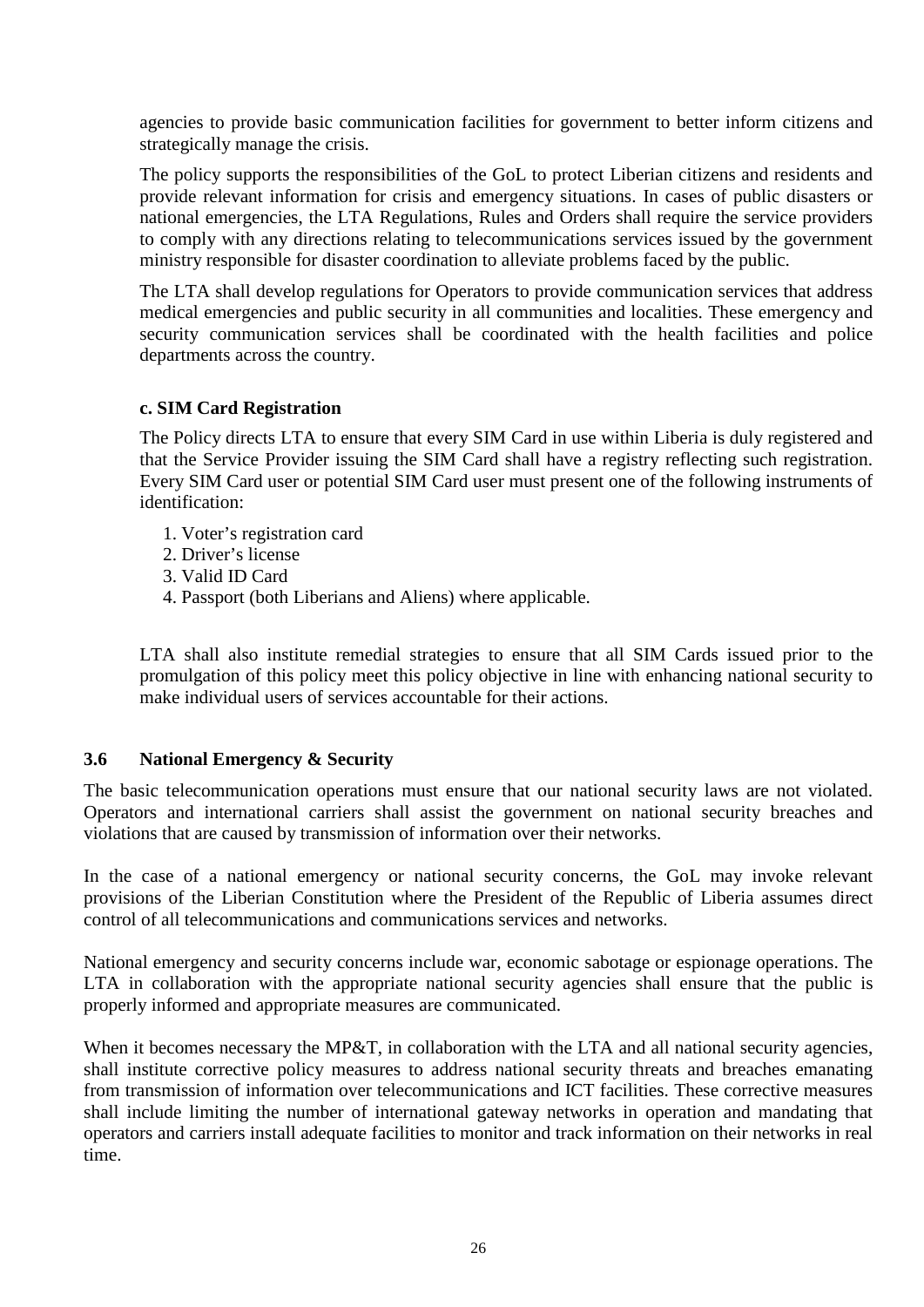agencies to provide basic communication facilities for government to better inform citizens and strategically manage the crisis.

The policy supports the responsibilities of the GoL to protect Liberian citizens and residents and provide relevant information for crisis and emergency situations. In cases of public disasters or national emergencies, the LTA Regulations, Rules and Orders shall require the service providers to comply with any directions relating to telecommunications services issued by the government ministry responsible for disaster coordination to alleviate problems faced by the public.

The LTA shall develop regulations for Operators to provide communication services that address medical emergencies and public security in all communities and localities. These emergency and security communication services shall be coordinated with the health facilities and police departments across the country.

**c. SIM Card Registration**

The Policy directs LTA to ensure that every SIM Card in use within Liberia is duly registered and that the Service Provider issuing the SIM Card shall have a registry reflecting such registration. Every SIM Card user or potential SIM Card user must present one of the following instruments of identification:

1. Voter's registration card
2. Driver's license
3. Valid ID Card
4. Passport (both Liberians and Aliens) where applicable.

LTA shall also institute remedial strategies to ensure that all SIM Cards issued prior to the promulgation of this policy meet this policy objective in line with enhancing national security to make individual users of services accountable for their actions.

### 3.6 National Emergency & Security

The basic telecommunication operations must ensure that our national security laws are not violated. Operators and international carriers shall assist the government on national security breaches and violations that are caused by transmission of information over their networks.

In the case of a national emergency or national security concerns, the GoL may invoke relevant provisions of the Liberian Constitution where the President of the Republic of Liberia assumes direct control of all telecommunications and communications services and networks.

National emergency and security concerns include war, economic sabotage or espionage operations. The LTA in collaboration with the appropriate national security agencies shall ensure that the public is properly informed and appropriate measures are communicated.

When it becomes necessary the MP&T, in collaboration with the LTA and all national security agencies, shall institute corrective policy measures to address national security threats and breaches emanating from transmission of information over telecommunications and ICT facilities. These corrective measures shall include limiting the number of international gateway networks in operation and mandating that operators and carriers install adequate facilities to monitor and track information on their networks in real time.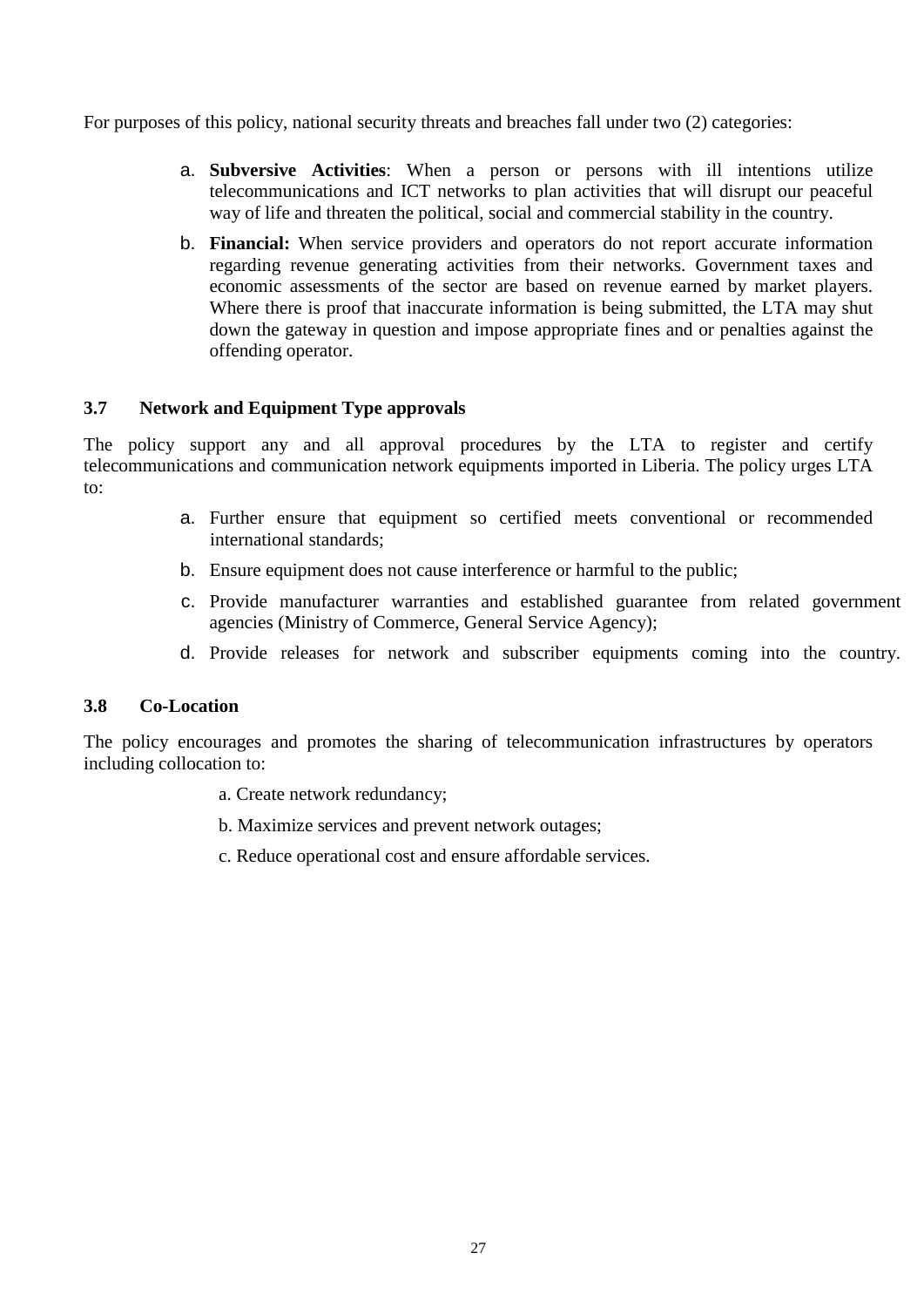For purposes of this policy, national security threats and breaches fall under two (2) categories:

a. **Subversive Activities**: When a person or persons with ill intentions utilize telecommunications and ICT networks to plan activities that will disrupt our peaceful way of life and threaten the political, social and commercial stability in the country.

b. **Financial:** When service providers and operators do not report accurate information regarding revenue generating activities from their networks. Government taxes and economic assessments of the sector are based on revenue earned by market players. Where there is proof that inaccurate information is being submitted, the LTA may shut down the gateway in question and impose appropriate fines and or penalties against the offending operator.

### 3.7 Network and Equipment Type approvals

The policy support any and all approval procedures by the LTA to register and certify telecommunications and communication network equipments imported in Liberia. The policy urges LTA to:

a. Further ensure that equipment so certified meets conventional or recommended international standards;

b. Ensure equipment does not cause interference or harmful to the public;

c. Provide manufacturer warranties and established guarantee from related government agencies (Ministry of Commerce, General Service Agency);

d. Provide releases for network and subscriber equipments coming into the country.

### 3.8 Co-Location

The policy encourages and promotes the sharing of telecommunication infrastructures by operators including collocation to:

a. Create network redundancy;

b. Maximize services and prevent network outages;

c. Reduce operational cost and ensure affordable services.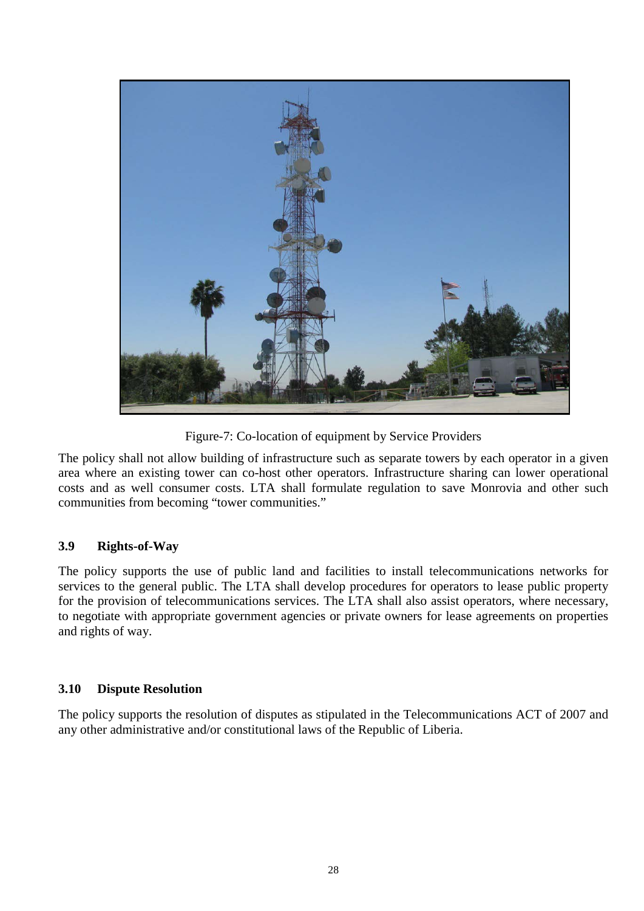Figure-7: Co-location of equipment by Service Providers

The policy shall not allow building of infrastructure such as separate towers by each operator in a given area where an existing tower can co-host other operators. Infrastructure sharing can lower operational costs and as well consumer costs. LTA shall formulate regulation to save Monrovia and other such communities from becoming “tower communities.”

### 3.9 Rights-of-Way

The policy supports the use of public land and facilities to install telecommunications networks for services to the general public. The LTA shall develop procedures for operators to lease public property for the provision of telecommunications services. The LTA shall also assist operators, where necessary, to negotiate with appropriate government agencies or private owners for lease agreements on properties and rights of way.

### 3.10 Dispute Resolution

The policy supports the resolution of disputes as stipulated in the Telecommunications ACT of 2007 and any other administrative and/or constitutional laws of the Republic of Liberia.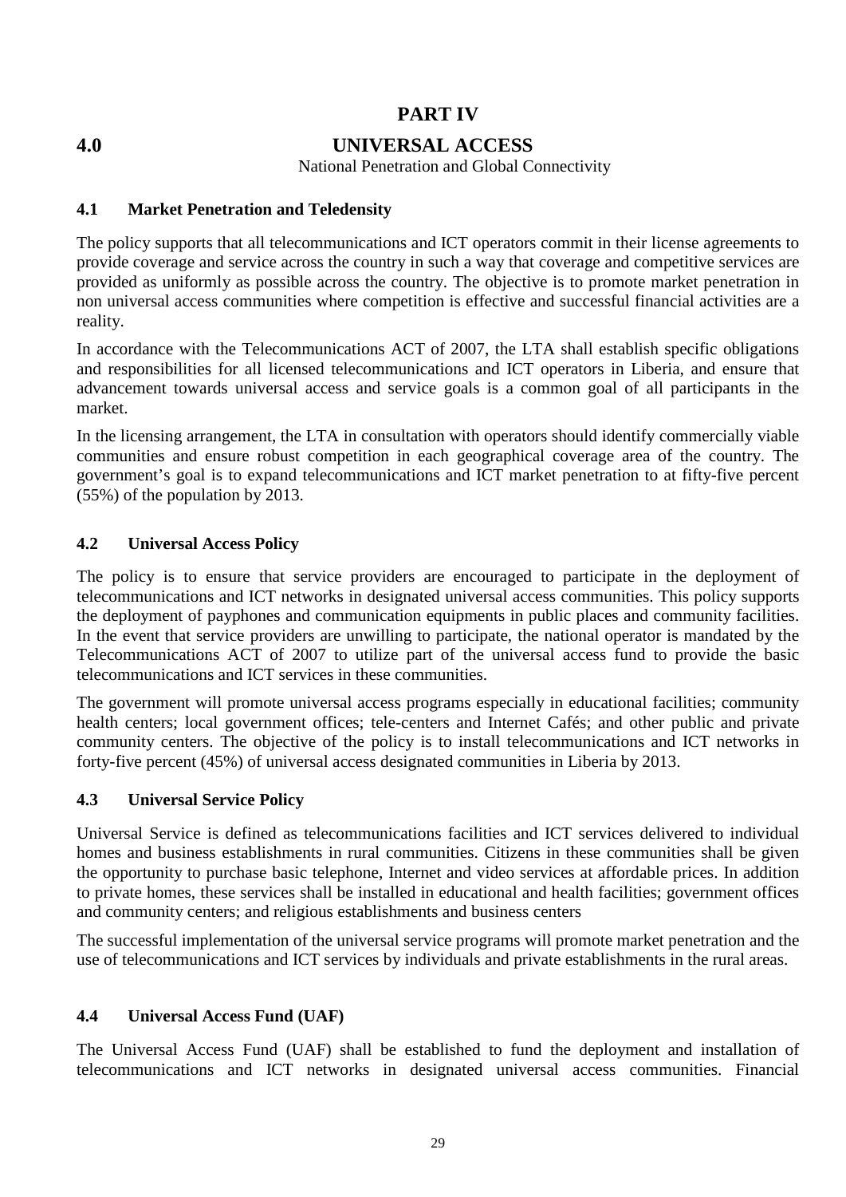# PART IV

## 4.0 UNIVERSAL ACCESS

National Penetration and Global Connectivity

### 4.1 Market Penetration and Teledensity

The policy supports that all telecommunications and ICT operators commit in their license agreements to provide coverage and service across the country in such a way that coverage and competitive services are provided as uniformly as possible across the country. The objective is to promote market penetration in non universal access communities where competition is effective and successful financial activities are a reality.

In accordance with the Telecommunications ACT of 2007, the LTA shall establish specific obligations and responsibilities for all licensed telecommunications and ICT operators in Liberia, and ensure that advancement towards universal access and service goals is a common goal of all participants in the market.

In the licensing arrangement, the LTA in consultation with operators should identify commercially viable communities and ensure robust competition in each geographical coverage area of the country. The government's goal is to expand telecommunications and ICT market penetration to at fifty-five percent (55%) of the population by 2013.

### 4.2 Universal Access Policy

The policy is to ensure that service providers are encouraged to participate in the deployment of telecommunications and ICT networks in designated universal access communities. This policy supports the deployment of payphones and communication equipments in public places and community facilities. In the event that service providers are unwilling to participate, the national operator is mandated by the Telecommunications ACT of 2007 to utilize part of the universal access fund to provide the basic telecommunications and ICT services in these communities.

The government will promote universal access programs especially in educational facilities; community health centers; local government offices; tele-centers and Internet Cafés; and other public and private community centers. The objective of the policy is to install telecommunications and ICT networks in forty-five percent (45%) of universal access designated communities in Liberia by 2013.

### 4.3 Universal Service Policy

Universal Service is defined as telecommunications facilities and ICT services delivered to individual homes and business establishments in rural communities. Citizens in these communities shall be given the opportunity to purchase basic telephone, Internet and video services at affordable prices. In addition to private homes, these services shall be installed in educational and health facilities; government offices and community centers; and religious establishments and business centers

The successful implementation of the universal service programs will promote market penetration and the use of telecommunications and ICT services by individuals and private establishments in the rural areas.

### 4.4 Universal Access Fund (UAF)

The Universal Access Fund (UAF) shall be established to fund the deployment and installation of telecommunications and ICT networks in designated universal access communities. Financial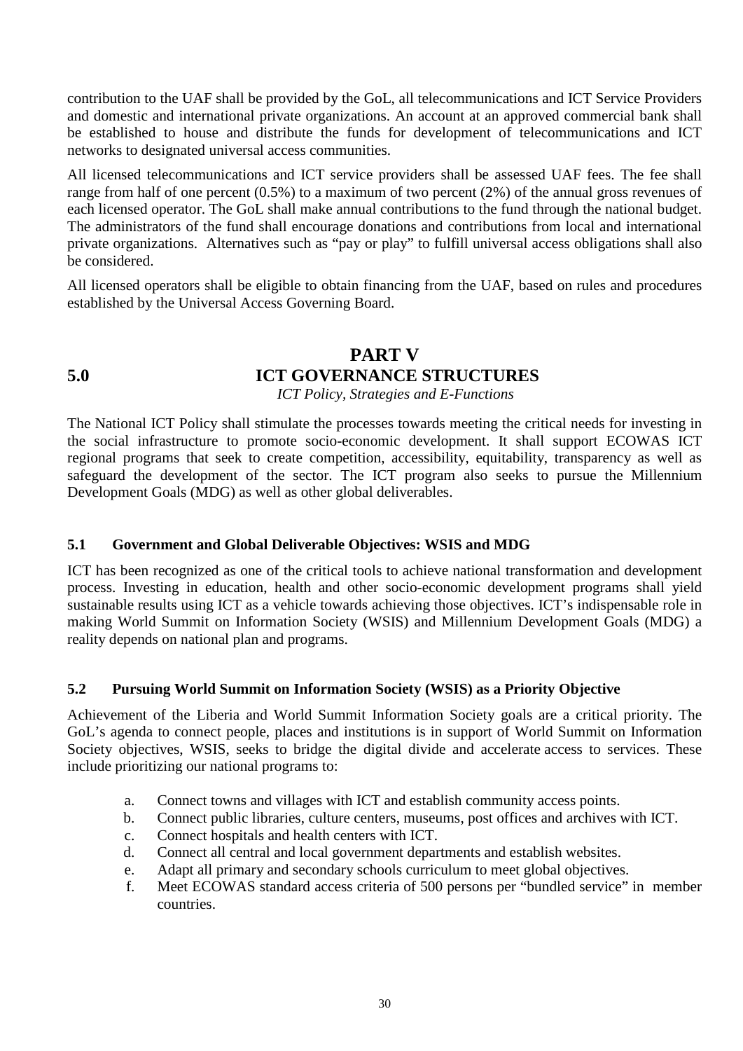contribution to the UAF shall be provided by the GoL, all telecommunications and ICT Service Providers and domestic and international private organizations. An account at an approved commercial bank shall be established to house and distribute the funds for development of telecommunications and ICT networks to designated universal access communities.

All licensed telecommunications and ICT service providers shall be assessed UAF fees. The fee shall range from half of one percent (0.5%) to a maximum of two percent (2%) of the annual gross revenues of each licensed operator. The GoL shall make annual contributions to the fund through the national budget. The administrators of the fund shall encourage donations and contributions from local and international private organizations. Alternatives such as "pay or play" to fulfill universal access obligations shall also be considered.

All licensed operators shall be eligible to obtain financing from the UAF, based on rules and procedures established by the Universal Access Governing Board.

# PART V

# 5.0 ICT GOVERNANCE STRUCTURES

*ICT Policy, Strategies and E-Functions*

The National ICT Policy shall stimulate the processes towards meeting the critical needs for investing in the social infrastructure to promote socio-economic development. It shall support ECOWAS ICT regional programs that seek to create competition, accessibility, equitability, transparency as well as safeguard the development of the sector. The ICT program also seeks to pursue the Millennium Development Goals (MDG) as well as other global deliverables.

## 5.1 Government and Global Deliverable Objectives: WSIS and MDG

ICT has been recognized as one of the critical tools to achieve national transformation and development process. Investing in education, health and other socio-economic development programs shall yield sustainable results using ICT as a vehicle towards achieving those objectives. ICT's indispensable role in making World Summit on Information Society (WSIS) and Millennium Development Goals (MDG) a reality depends on national plan and programs.

## 5.2 Pursuing World Summit on Information Society (WSIS) as a Priority Objective

Achievement of the Liberia and World Summit Information Society goals are a critical priority. The GoL's agenda to connect people, places and institutions is in support of World Summit on Information Society objectives, WSIS, seeks to bridge the digital divide and accelerate access to services. These include prioritizing our national programs to:

a. Connect towns and villages with ICT and establish community access points.
b. Connect public libraries, culture centers, museums, post offices and archives with ICT.
c. Connect hospitals and health centers with ICT.
d. Connect all central and local government departments and establish websites.
e. Adapt all primary and secondary schools curriculum to meet global objectives.
f. Meet ECOWAS standard access criteria of 500 persons per "bundled service" in member countries.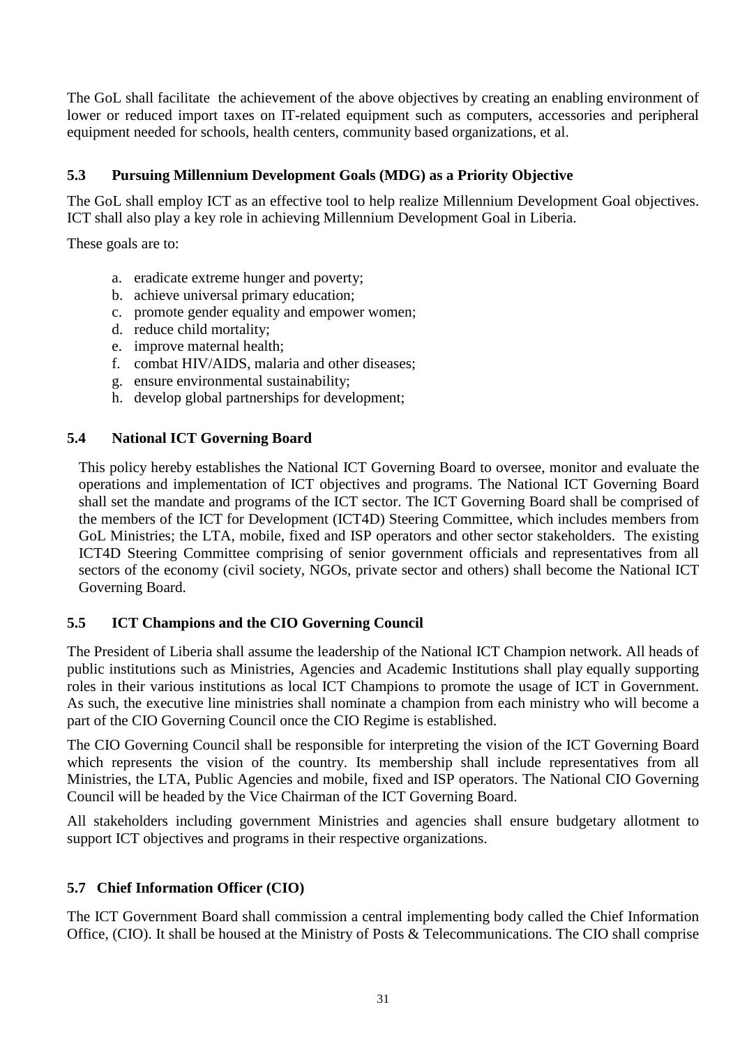The GoL shall facilitate the achievement of the above objectives by creating an enabling environment of lower or reduced import taxes on IT-related equipment such as computers, accessories and peripheral equipment needed for schools, health centers, community based organizations, et al.

### 5.3 Pursuing Millennium Development Goals (MDG) as a Priority Objective

The GoL shall employ ICT as an effective tool to help realize Millennium Development Goal objectives. ICT shall also play a key role in achieving Millennium Development Goal in Liberia.

These goals are to:

a. eradicate extreme hunger and poverty;
b. achieve universal primary education;
c. promote gender equality and empower women;
d. reduce child mortality;
e. improve maternal health;
f. combat HIV/AIDS, malaria and other diseases;
g. ensure environmental sustainability;
h. develop global partnerships for development;

### 5.4 National ICT Governing Board

This policy hereby establishes the National ICT Governing Board to oversee, monitor and evaluate the operations and implementation of ICT objectives and programs. The National ICT Governing Board shall set the mandate and programs of the ICT sector. The ICT Governing Board shall be comprised of the members of the ICT for Development (ICT4D) Steering Committee, which includes members from GoL Ministries; the LTA, mobile, fixed and ISP operators and other sector stakeholders. The existing ICT4D Steering Committee comprising of senior government officials and representatives from all sectors of the economy (civil society, NGOs, private sector and others) shall become the National ICT Governing Board.

### 5.5 ICT Champions and the CIO Governing Council

The President of Liberia shall assume the leadership of the National ICT Champion network. All heads of public institutions such as Ministries, Agencies and Academic Institutions shall play equally supporting roles in their various institutions as local ICT Champions to promote the usage of ICT in Government. As such, the executive line ministries shall nominate a champion from each ministry who will become a part of the CIO Governing Council once the CIO Regime is established.

The CIO Governing Council shall be responsible for interpreting the vision of the ICT Governing Board which represents the vision of the country. Its membership shall include representatives from all Ministries, the LTA, Public Agencies and mobile, fixed and ISP operators. The National CIO Governing Council will be headed by the Vice Chairman of the ICT Governing Board.

All stakeholders including government Ministries and agencies shall ensure budgetary allotment to support ICT objectives and programs in their respective organizations.

### 5.7 Chief Information Officer (CIO)

The ICT Government Board shall commission a central implementing body called the Chief Information Office, (CIO). It shall be housed at the Ministry of Posts & Telecommunications. The CIO shall comprise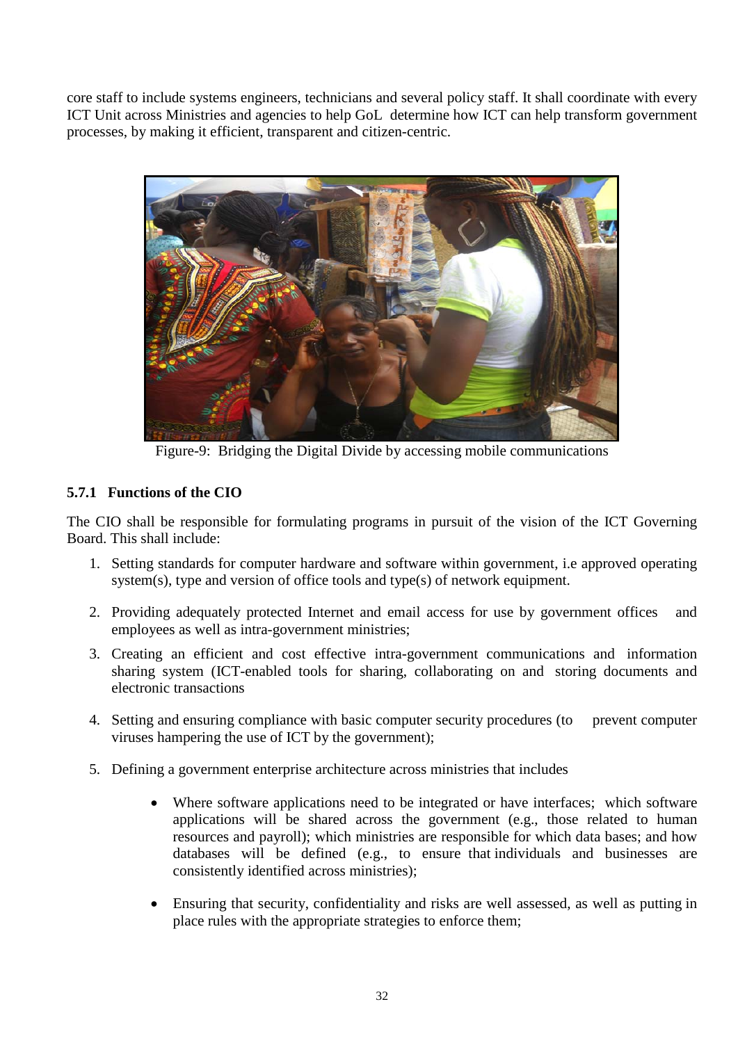core staff to include systems engineers, technicians and several policy staff. It shall coordinate with every ICT Unit across Ministries and agencies to help GoL determine how ICT can help transform government processes, by making it efficient, transparent and citizen-centric.

Figure-9: Bridging the Digital Divide by accessing mobile communications

### 5.7.1 Functions of the CIO

The CIO shall be responsible for formulating programs in pursuit of the vision of the ICT Governing Board. This shall include:

1. Setting standards for computer hardware and software within government, i.e approved operating system(s), type and version of office tools and type(s) of network equipment.
2. Providing adequately protected Internet and email access for use by government offices and employees as well as intra-government ministries;
3. Creating an efficient and cost effective intra-government communications and information sharing system (ICT-enabled tools for sharing, collaborating on and storing documents and electronic transactions
4. Setting and ensuring compliance with basic computer security procedures (to prevent computer viruses hampering the use of ICT by the government);
5. Defining a government enterprise architecture across ministries that includes
    - Where software applications need to be integrated or have interfaces; which software applications will be shared across the government (e.g., those related to human resources and payroll); which ministries are responsible for which data bases; and how databases will be defined (e.g., to ensure that individuals and businesses are consistently identified across ministries);
    - Ensuring that security, confidentiality and risks are well assessed, as well as putting in place rules with the appropriate strategies to enforce them;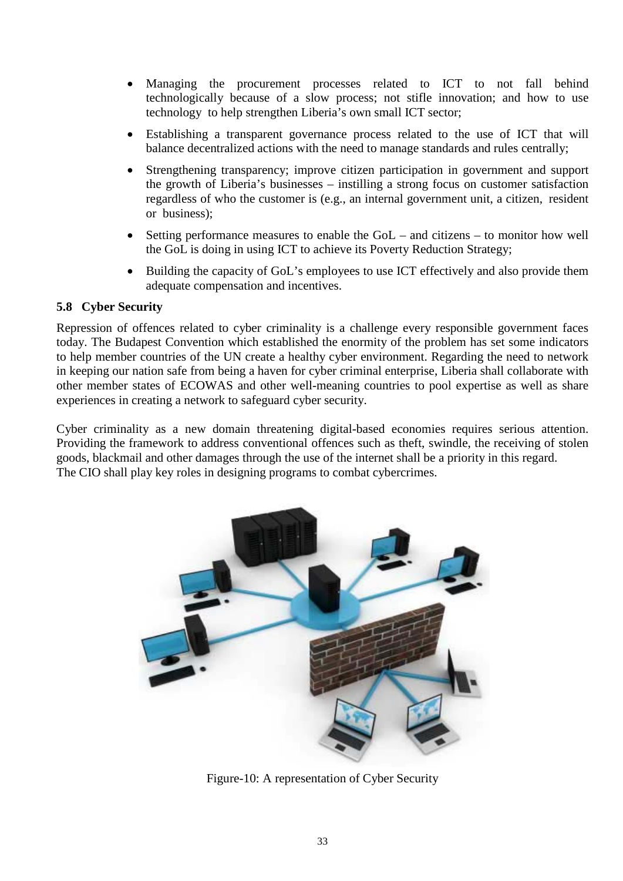- Managing the procurement processes related to ICT to not fall behind technologically because of a slow process; not stifle innovation; and how to use technology to help strengthen Liberia's own small ICT sector;
- Establishing a transparent governance process related to the use of ICT that will balance decentralized actions with the need to manage standards and rules centrally;
- Strengthening transparency; improve citizen participation in government and support the growth of Liberia's businesses – instilling a strong focus on customer satisfaction regardless of who the customer is (e.g., an internal government unit, a citizen, resident or business);
- Setting performance measures to enable the GoL – and citizens – to monitor how well the GoL is doing in using ICT to achieve its Poverty Reduction Strategy;
- Building the capacity of GoL's employees to use ICT effectively and also provide them adequate compensation and incentives.

### 5.8 Cyber Security

Repression of offences related to cyber criminality is a challenge every responsible government faces today. The Budapest Convention which established the enormity of the problem has set some indicators to help member countries of the UN create a healthy cyber environment. Regarding the need to network in keeping our nation safe from being a haven for cyber criminal enterprise, Liberia shall collaborate with other member states of ECOWAS and other well-meaning countries to pool expertise as well as share experiences in creating a network to safeguard cyber security.

Cyber criminality as a new domain threatening digital-based economies requires serious attention. Providing the framework to address conventional offences such as theft, swindle, the receiving of stolen goods, blackmail and other damages through the use of the internet shall be a priority in this regard.
The CIO shall play key roles in designing programs to combat cybercrimes.

Figure-10: A representation of Cyber Security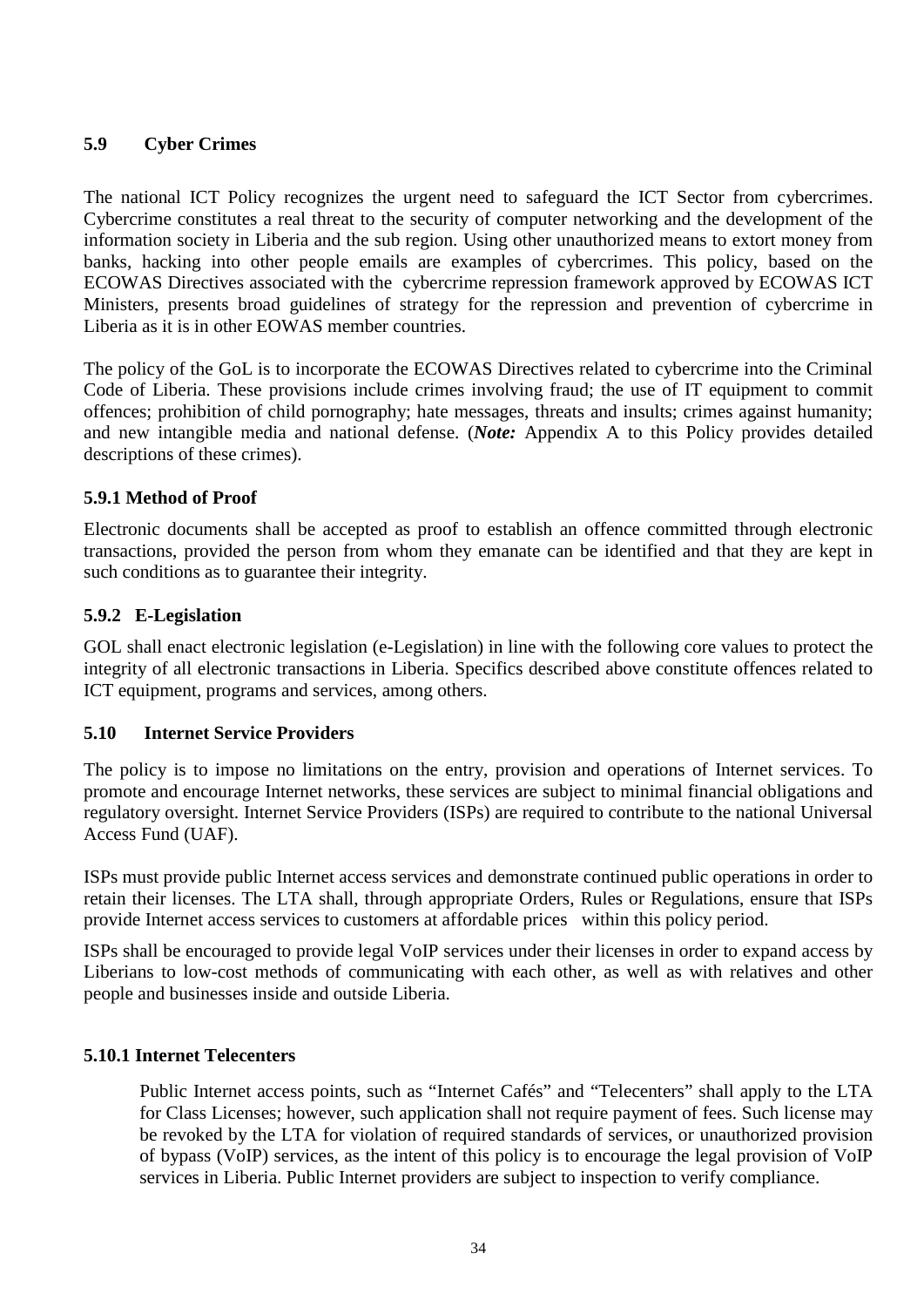### 5.9 Cyber Crimes

The national ICT Policy recognizes the urgent need to safeguard the ICT Sector from cybercrimes. Cybercrime constitutes a real threat to the security of computer networking and the development of the information society in Liberia and the sub region. Using other unauthorized means to extort money from banks, hacking into other people emails are examples of cybercrimes. This policy, based on the ECOWAS Directives associated with the cybercrime repression framework approved by ECOWAS ICT Ministers, presents broad guidelines of strategy for the repression and prevention of cybercrime in Liberia as it is in other EOWAS member countries.

The policy of the GoL is to incorporate the ECOWAS Directives related to cybercrime into the Criminal Code of Liberia. These provisions include crimes involving fraud; the use of IT equipment to commit offences; prohibition of child pornography; hate messages, threats and insults; crimes against humanity; and new intangible media and national defense. (***Note:*** Appendix A to this Policy provides detailed descriptions of these crimes).

#### 5.9.1 Method of Proof

Electronic documents shall be accepted as proof to establish an offence committed through electronic transactions, provided the person from whom they emanate can be identified and that they are kept in such conditions as to guarantee their integrity.

#### 5.9.2 E-Legislation

GOL shall enact electronic legislation (e-Legislation) in line with the following core values to protect the integrity of all electronic transactions in Liberia. Specifics described above constitute offences related to ICT equipment, programs and services, among others.

### 5.10 Internet Service Providers

The policy is to impose no limitations on the entry, provision and operations of Internet services. To promote and encourage Internet networks, these services are subject to minimal financial obligations and regulatory oversight. Internet Service Providers (ISPs) are required to contribute to the national Universal Access Fund (UAF).

ISPs must provide public Internet access services and demonstrate continued public operations in order to retain their licenses. The LTA shall, through appropriate Orders, Rules or Regulations, ensure that ISPs provide Internet access services to customers at affordable prices within this policy period.

ISPs shall be encouraged to provide legal VoIP services under their licenses in order to expand access by Liberians to low-cost methods of communicating with each other, as well as with relatives and other people and businesses inside and outside Liberia.

#### 5.10.1 Internet Telecenters

Public Internet access points, such as "Internet Cafés" and "Telecenters" shall apply to the LTA for Class Licenses; however, such application shall not require payment of fees. Such license may be revoked by the LTA for violation of required standards of services, or unauthorized provision of bypass (VoIP) services, as the intent of this policy is to encourage the legal provision of VoIP services in Liberia. Public Internet providers are subject to inspection to verify compliance.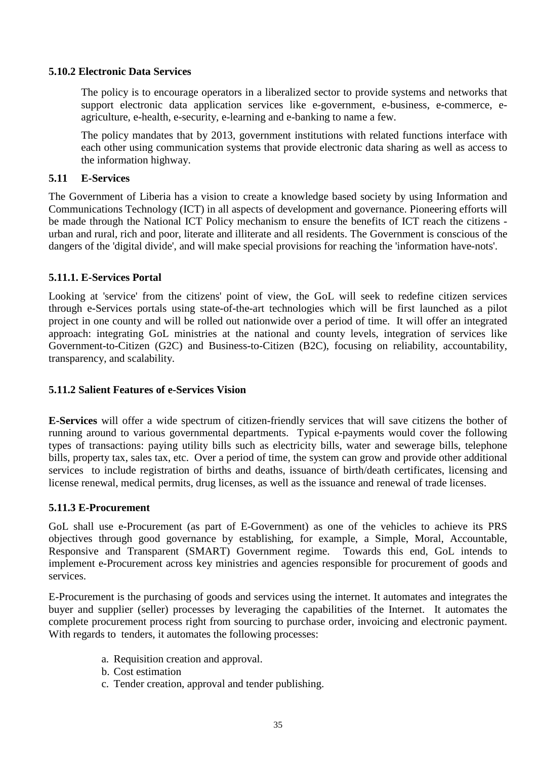#### 5.10.2 Electronic Data Services

The policy is to encourage operators in a liberalized sector to provide systems and networks that support electronic data application services like e-government, e-business, e-commerce, e-agriculture, e-health, e-security, e-learning and e-banking to name a few.

The policy mandates that by 2013, government institutions with related functions interface with each other using communication systems that provide electronic data sharing as well as access to the information highway.

### 5.11 E-Services

The Government of Liberia has a vision to create a knowledge based society by using Information and Communications Technology (ICT) in all aspects of development and governance. Pioneering efforts will be made through the National ICT Policy mechanism to ensure the benefits of ICT reach the citizens - urban and rural, rich and poor, literate and illiterate and all residents. The Government is conscious of the dangers of the 'digital divide', and will make special provisions for reaching the 'information have-nots'.

#### 5.11.1. E-Services Portal

Looking at 'service' from the citizens' point of view, the GoL will seek to redefine citizen services through e-Services portals using state-of-the-art technologies which will be first launched as a pilot project in one county and will be rolled out nationwide over a period of time. It will offer an integrated approach: integrating GoL ministries at the national and county levels, integration of services like Government-to-Citizen (G2C) and Business-to-Citizen (B2C), focusing on reliability, accountability, transparency, and scalability.

#### 5.11.2 Salient Features of e-Services Vision

**E-Services** will offer a wide spectrum of citizen-friendly services that will save citizens the bother of running around to various governmental departments. Typical e-payments would cover the following types of transactions: paying utility bills such as electricity bills, water and sewerage bills, telephone bills, property tax, sales tax, etc. Over a period of time, the system can grow and provide other additional services to include registration of births and deaths, issuance of birth/death certificates, licensing and license renewal, medical permits, drug licenses, as well as the issuance and renewal of trade licenses.

#### 5.11.3 E-Procurement

GoL shall use e-Procurement (as part of E-Government) as one of the vehicles to achieve its PRS objectives through good governance by establishing, for example, a Simple, Moral, Accountable, Responsive and Transparent (SMART) Government regime. Towards this end, GoL intends to implement e-Procurement across key ministries and agencies responsible for procurement of goods and services.

E-Procurement is the purchasing of goods and services using the internet. It automates and integrates the buyer and supplier (seller) processes by leveraging the capabilities of the Internet. It automates the complete procurement process right from sourcing to purchase order, invoicing and electronic payment. With regards to tenders, it automates the following processes:

a. Requisition creation and approval.
b. Cost estimation
c. Tender creation, approval and tender publishing.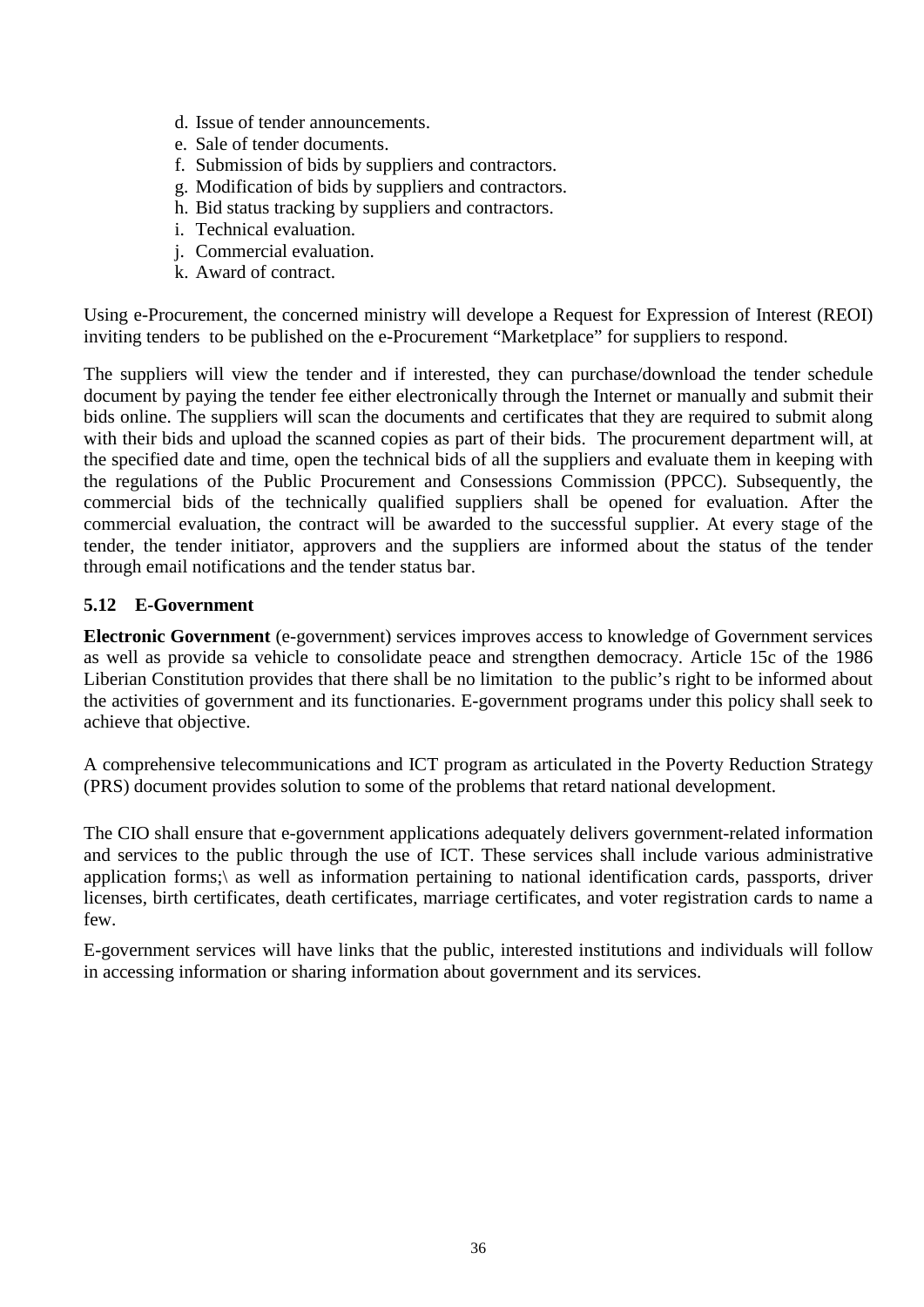d. Issue of tender announcements.
e. Sale of tender documents.
f. Submission of bids by suppliers and contractors.
g. Modification of bids by suppliers and contractors.
h. Bid status tracking by suppliers and contractors.
i. Technical evaluation.
j. Commercial evaluation.
k. Award of contract.

Using e-Procurement, the concerned ministry will develope a Request for Expression of Interest (REOI) inviting tenders to be published on the e-Procurement "Marketplace" for suppliers to respond.

The suppliers will view the tender and if interested, they can purchase/download the tender schedule document by paying the tender fee either electronically through the Internet or manually and submit their bids online. The suppliers will scan the documents and certificates that they are required to submit along with their bids and upload the scanned copies as part of their bids. The procurement department will, at the specified date and time, open the technical bids of all the suppliers and evaluate them in keeping with the regulations of the Public Procurement and Consessions Commission (PPCC). Subsequently, the commercial bids of the technically qualified suppliers shall be opened for evaluation. After the commercial evaluation, the contract will be awarded to the successful supplier. At every stage of the tender, the tender initiator, approvers and the suppliers are informed about the status of the tender through email notifications and the tender status bar.

### 5.12 E-Government

**Electronic Government** (e-government) services improves access to knowledge of Government services as well as provide sa vehicle to consolidate peace and strengthen democracy. Article 15c of the 1986 Liberian Constitution provides that there shall be no limitation to the public's right to be informed about the activities of government and its functionaries. E-government programs under this policy shall seek to achieve that objective.

A comprehensive telecommunications and ICT program as articulated in the Poverty Reduction Strategy (PRS) document provides solution to some of the problems that retard national development.

The CIO shall ensure that e-government applications adequately delivers government-related information and services to the public through the use of ICT. These services shall include various administrative application forms;\ as well as information pertaining to national identification cards, passports, driver licenses, birth certificates, death certificates, marriage certificates, and voter registration cards to name a few.

E-government services will have links that the public, interested institutions and individuals will follow in accessing information or sharing information about government and its services.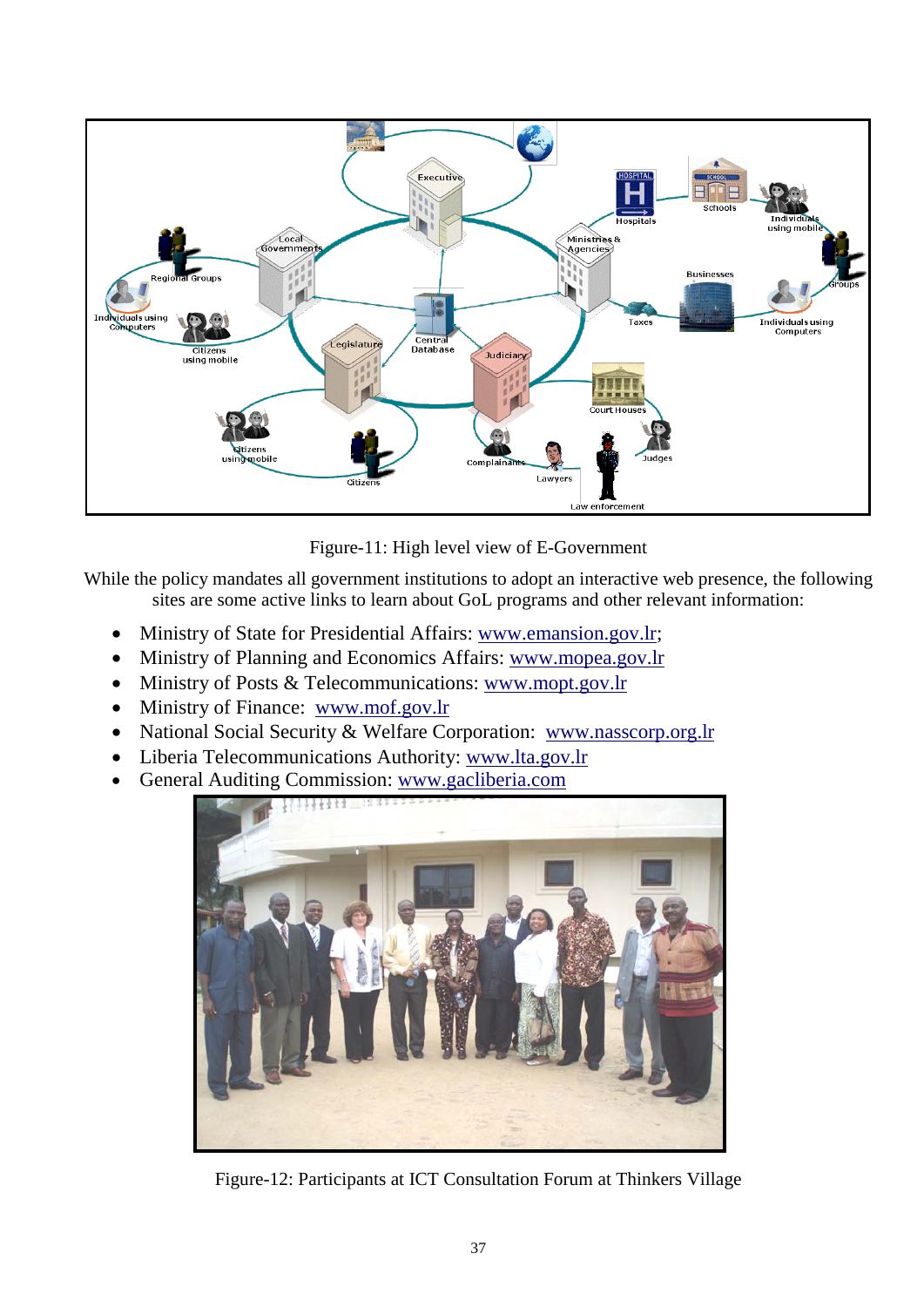Figure-11: High level view of E-Government

While the policy mandates all government institutions to adopt an interactive web presence, the following sites are some active links to learn about GoL programs and other relevant information:

- Ministry of State for Presidential Affairs: www.emansion.gov.lr;
- Ministry of Planning and Economics Affairs: www.mopea.gov.lr
- Ministry of Posts & Telecommunications: www.mopt.gov.lr
- Ministry of Finance: www.mof.gov.lr
- National Social Security & Welfare Corporation: www.nasscorp.org.lr
- Liberia Telecommunications Authority: www.lta.gov.lr
- General Auditing Commission: www.gacliberia.com

Figure-12: Participants at ICT Consultation Forum at Thinkers Village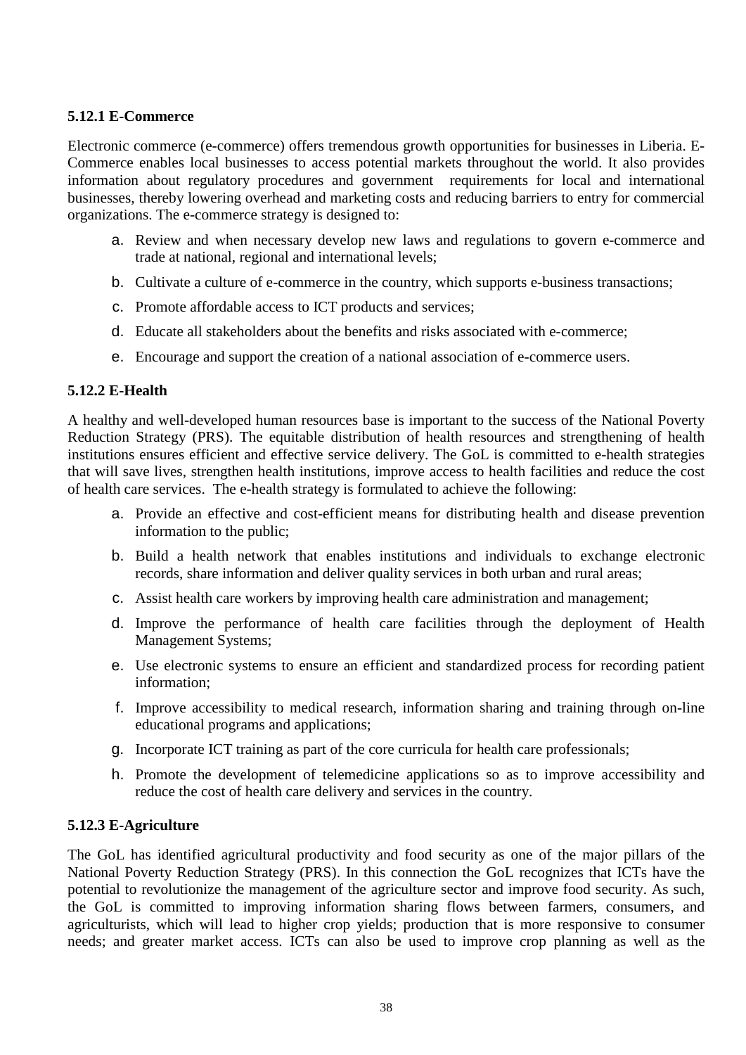#### 5.12.1 E-Commerce

Electronic commerce (e-commerce) offers tremendous growth opportunities for businesses in Liberia. E-Commerce enables local businesses to access potential markets throughout the world. It also provides information about regulatory procedures and government requirements for local and international businesses, thereby lowering overhead and marketing costs and reducing barriers to entry for commercial organizations. The e-commerce strategy is designed to:

a. Review and when necessary develop new laws and regulations to govern e-commerce and trade at national, regional and international levels;
b. Cultivate a culture of e-commerce in the country, which supports e-business transactions;
c. Promote affordable access to ICT products and services;
d. Educate all stakeholders about the benefits and risks associated with e-commerce;
e. Encourage and support the creation of a national association of e-commerce users.

#### 5.12.2 E-Health

A healthy and well-developed human resources base is important to the success of the National Poverty Reduction Strategy (PRS). The equitable distribution of health resources and strengthening of health institutions ensures efficient and effective service delivery. The GoL is committed to e-health strategies that will save lives, strengthen health institutions, improve access to health facilities and reduce the cost of health care services. The e-health strategy is formulated to achieve the following:

a. Provide an effective and cost-efficient means for distributing health and disease prevention information to the public;
b. Build a health network that enables institutions and individuals to exchange electronic records, share information and deliver quality services in both urban and rural areas;
c. Assist health care workers by improving health care administration and management;
d. Improve the performance of health care facilities through the deployment of Health Management Systems;
e. Use electronic systems to ensure an efficient and standardized process for recording patient information;
f. Improve accessibility to medical research, information sharing and training through on-line educational programs and applications;
g. Incorporate ICT training as part of the core curricula for health care professionals;
h. Promote the development of telemedicine applications so as to improve accessibility and reduce the cost of health care delivery and services in the country.

#### 5.12.3 E-Agriculture

The GoL has identified agricultural productivity and food security as one of the major pillars of the National Poverty Reduction Strategy (PRS). In this connection the GoL recognizes that ICTs have the potential to revolutionize the management of the agriculture sector and improve food security. As such, the GoL is committed to improving information sharing flows between farmers, consumers, and agriculturists, which will lead to higher crop yields; production that is more responsive to consumer needs; and greater market access. ICTs can also be used to improve crop planning as well as the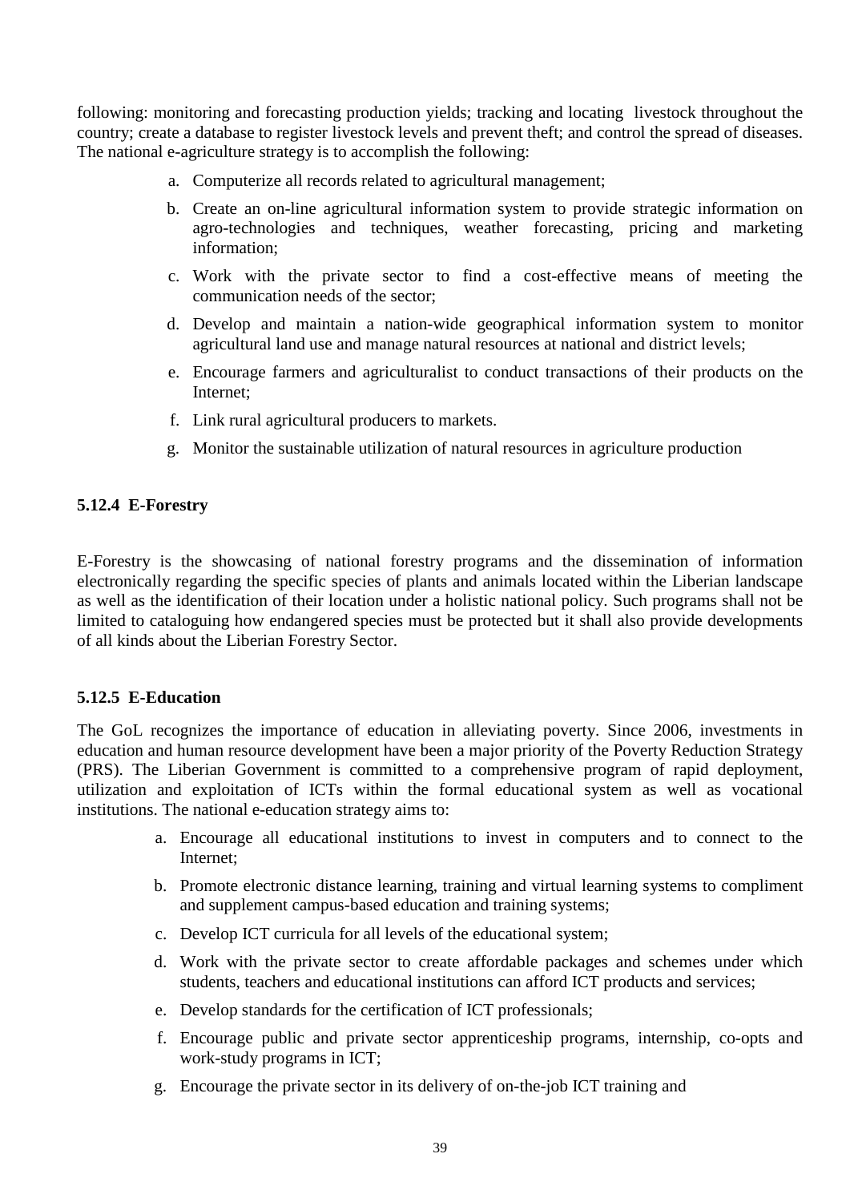following: monitoring and forecasting production yields; tracking and locating livestock throughout the country; create a database to register livestock levels and prevent theft; and control the spread of diseases. The national e-agriculture strategy is to accomplish the following:

a. Computerize all records related to agricultural management;
b. Create an on-line agricultural information system to provide strategic information on agro-technologies and techniques, weather forecasting, pricing and marketing information;
c. Work with the private sector to find a cost-effective means of meeting the communication needs of the sector;
d. Develop and maintain a nation-wide geographical information system to monitor agricultural land use and manage natural resources at national and district levels;
e. Encourage farmers and agriculturalist to conduct transactions of their products on the Internet;
f. Link rural agricultural producers to markets.
g. Monitor the sustainable utilization of natural resources in agriculture production

### 5.12.4 E-Forestry

E-Forestry is the showcasing of national forestry programs and the dissemination of information electronically regarding the specific species of plants and animals located within the Liberian landscape as well as the identification of their location under a holistic national policy. Such programs shall not be limited to cataloguing how endangered species must be protected but it shall also provide developments of all kinds about the Liberian Forestry Sector.

### 5.12.5 E-Education

The GoL recognizes the importance of education in alleviating poverty. Since 2006, investments in education and human resource development have been a major priority of the Poverty Reduction Strategy (PRS). The Liberian Government is committed to a comprehensive program of rapid deployment, utilization and exploitation of ICTs within the formal educational system as well as vocational institutions. The national e-education strategy aims to:

a. Encourage all educational institutions to invest in computers and to connect to the Internet;
b. Promote electronic distance learning, training and virtual learning systems to compliment and supplement campus-based education and training systems;
c. Develop ICT curricula for all levels of the educational system;
d. Work with the private sector to create affordable packages and schemes under which students, teachers and educational institutions can afford ICT products and services;
e. Develop standards for the certification of ICT professionals;
f. Encourage public and private sector apprenticeship programs, internship, co-opts and work-study programs in ICT;
g. Encourage the private sector in its delivery of on-the-job ICT training and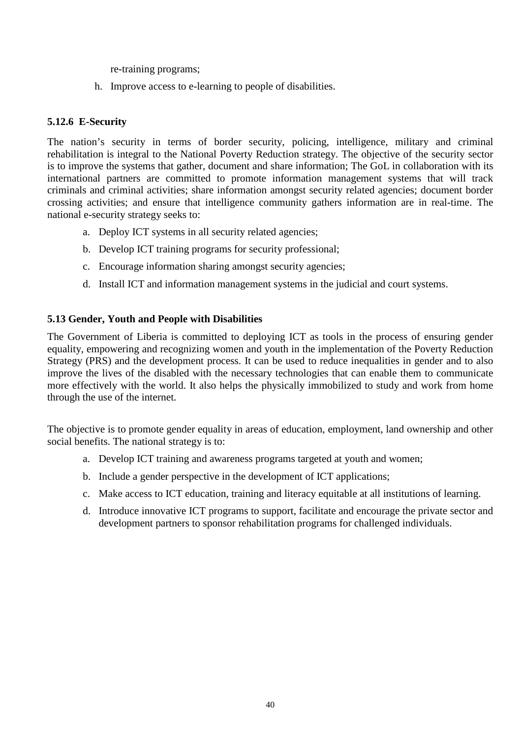re-training programs;

h. Improve access to e-learning to people of disabilities.

### 5.12.6 E-Security

The nation's security in terms of border security, policing, intelligence, military and criminal rehabilitation is integral to the National Poverty Reduction strategy. The objective of the security sector is to improve the systems that gather, document and share information; The GoL in collaboration with its international partners are committed to promote information management systems that will track criminals and criminal activities; share information amongst security related agencies; document border crossing activities; and ensure that intelligence community gathers information are in real-time. The national e-security strategy seeks to:

a. Deploy ICT systems in all security related agencies;
b. Develop ICT training programs for security professional;
c. Encourage information sharing amongst security agencies;
d. Install ICT and information management systems in the judicial and court systems.

## 5.13 Gender, Youth and People with Disabilities

The Government of Liberia is committed to deploying ICT as tools in the process of ensuring gender equality, empowering and recognizing women and youth in the implementation of the Poverty Reduction Strategy (PRS) and the development process. It can be used to reduce inequalities in gender and to also improve the lives of the disabled with the necessary technologies that can enable them to communicate more effectively with the world. It also helps the physically immobilized to study and work from home through the use of the internet.

The objective is to promote gender equality in areas of education, employment, land ownership and other social benefits. The national strategy is to:

a. Develop ICT training and awareness programs targeted at youth and women;
b. Include a gender perspective in the development of ICT applications;
c. Make access to ICT education, training and literacy equitable at all institutions of learning.
d. Introduce innovative ICT programs to support, facilitate and encourage the private sector and development partners to sponsor rehabilitation programs for challenged individuals.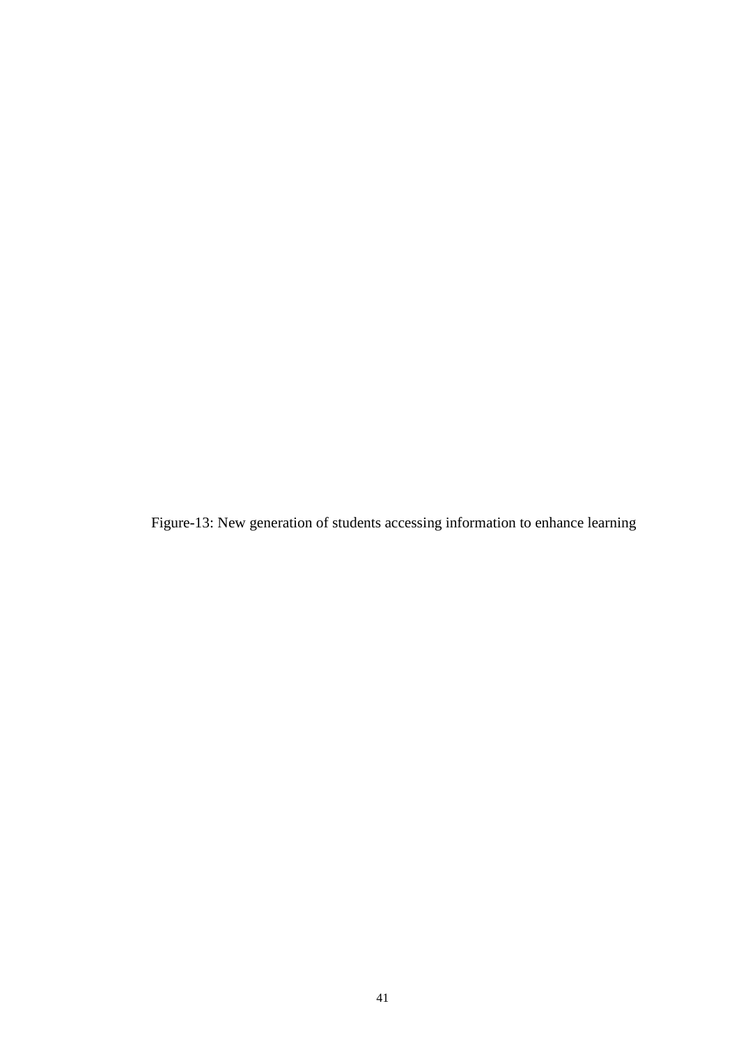Figure-13: New generation of students accessing information to enhance learning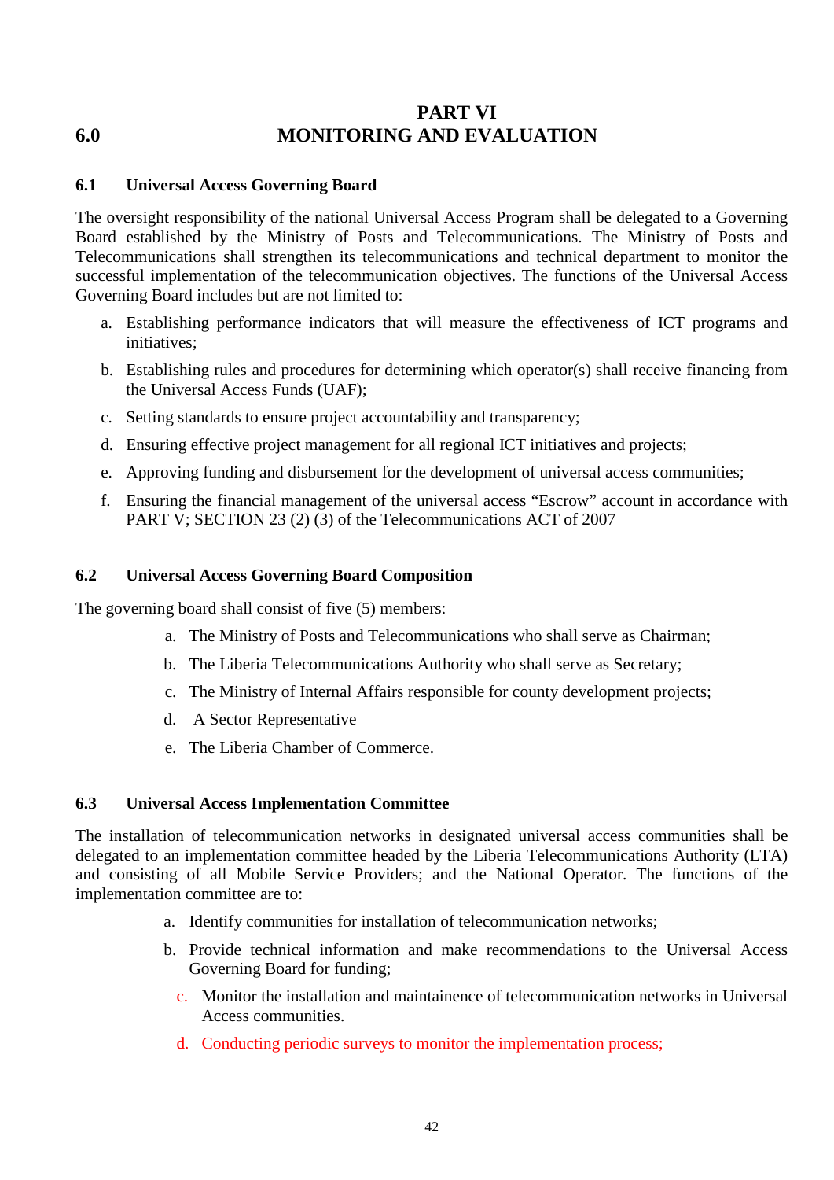# PART VI
# 6.0 MONITORING AND EVALUATION

## 6.1 Universal Access Governing Board

The oversight responsibility of the national Universal Access Program shall be delegated to a Governing Board established by the Ministry of Posts and Telecommunications. The Ministry of Posts and Telecommunications shall strengthen its telecommunications and technical department to monitor the successful implementation of the telecommunication objectives. The functions of the Universal Access Governing Board includes but are not limited to:

a. Establishing performance indicators that will measure the effectiveness of ICT programs and initiatives;

b. Establishing rules and procedures for determining which operator(s) shall receive financing from the Universal Access Funds (UAF);

c. Setting standards to ensure project accountability and transparency;

d. Ensuring effective project management for all regional ICT initiatives and projects;

e. Approving funding and disbursement for the development of universal access communities;

f. Ensuring the financial management of the universal access "Escrow" account in accordance with PART V; SECTION 23 (2) (3) of the Telecommunications ACT of 2007

## 6.2 Universal Access Governing Board Composition

The governing board shall consist of five (5) members:

a. The Ministry of Posts and Telecommunications who shall serve as Chairman;

b. The Liberia Telecommunications Authority who shall serve as Secretary;

c. The Ministry of Internal Affairs responsible for county development projects;

d. A Sector Representative

e. The Liberia Chamber of Commerce.

## 6.3 Universal Access Implementation Committee

The installation of telecommunication networks in designated universal access communities shall be delegated to an implementation committee headed by the Liberia Telecommunications Authority (LTA) and consisting of all Mobile Service Providers; and the National Operator. The functions of the implementation committee are to:

a. Identify communities for installation of telecommunication networks;

b. Provide technical information and make recommendations to the Universal Access Governing Board for funding;

c. Monitor the installation and maintainence of telecommunication networks in Universal Access communities.

d. Conducting periodic surveys to monitor the implementation process;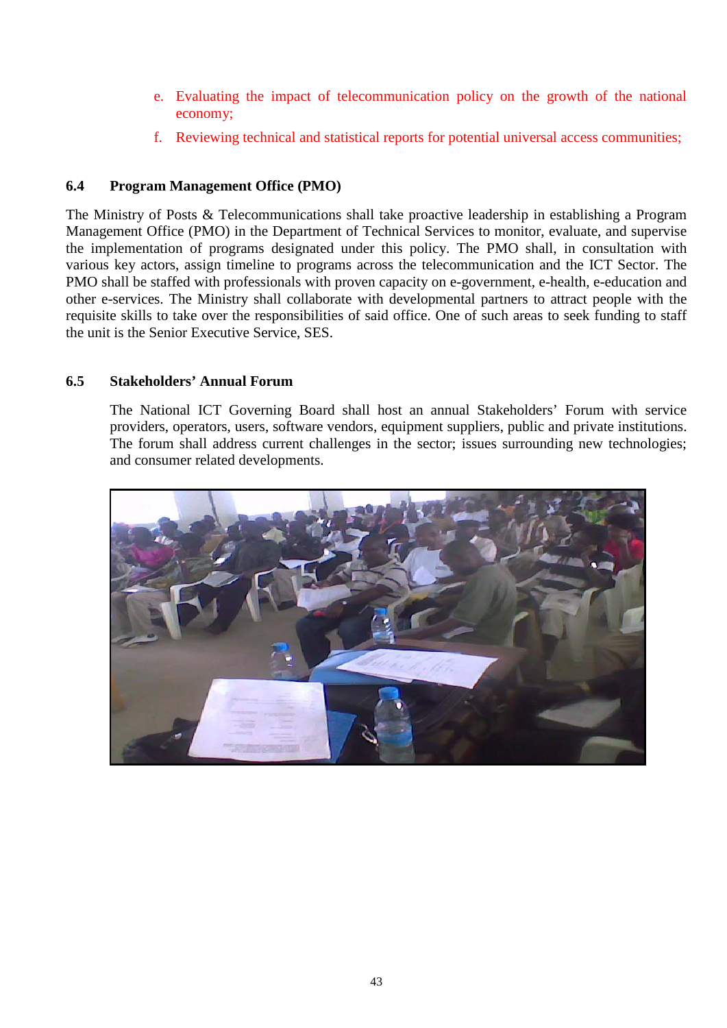e. Evaluating the impact of telecommunication policy on the growth of the national economy;

f. Reviewing technical and statistical reports for potential universal access communities;

### 6.4 Program Management Office (PMO)

The Ministry of Posts & Telecommunications shall take proactive leadership in establishing a Program Management Office (PMO) in the Department of Technical Services to monitor, evaluate, and supervise the implementation of programs designated under this policy. The PMO shall, in consultation with various key actors, assign timeline to programs across the telecommunication and the ICT Sector. The PMO shall be staffed with professionals with proven capacity on e-government, e-health, e-education and other e-services. The Ministry shall collaborate with developmental partners to attract people with the requisite skills to take over the responsibilities of said office. One of such areas to seek funding to staff the unit is the Senior Executive Service, SES.

### 6.5 Stakeholders' Annual Forum

The National ICT Governing Board shall host an annual Stakeholders' Forum with service providers, operators, users, software vendors, equipment suppliers, public and private institutions. The forum shall address current challenges in the sector; issues surrounding new technologies; and consumer related developments.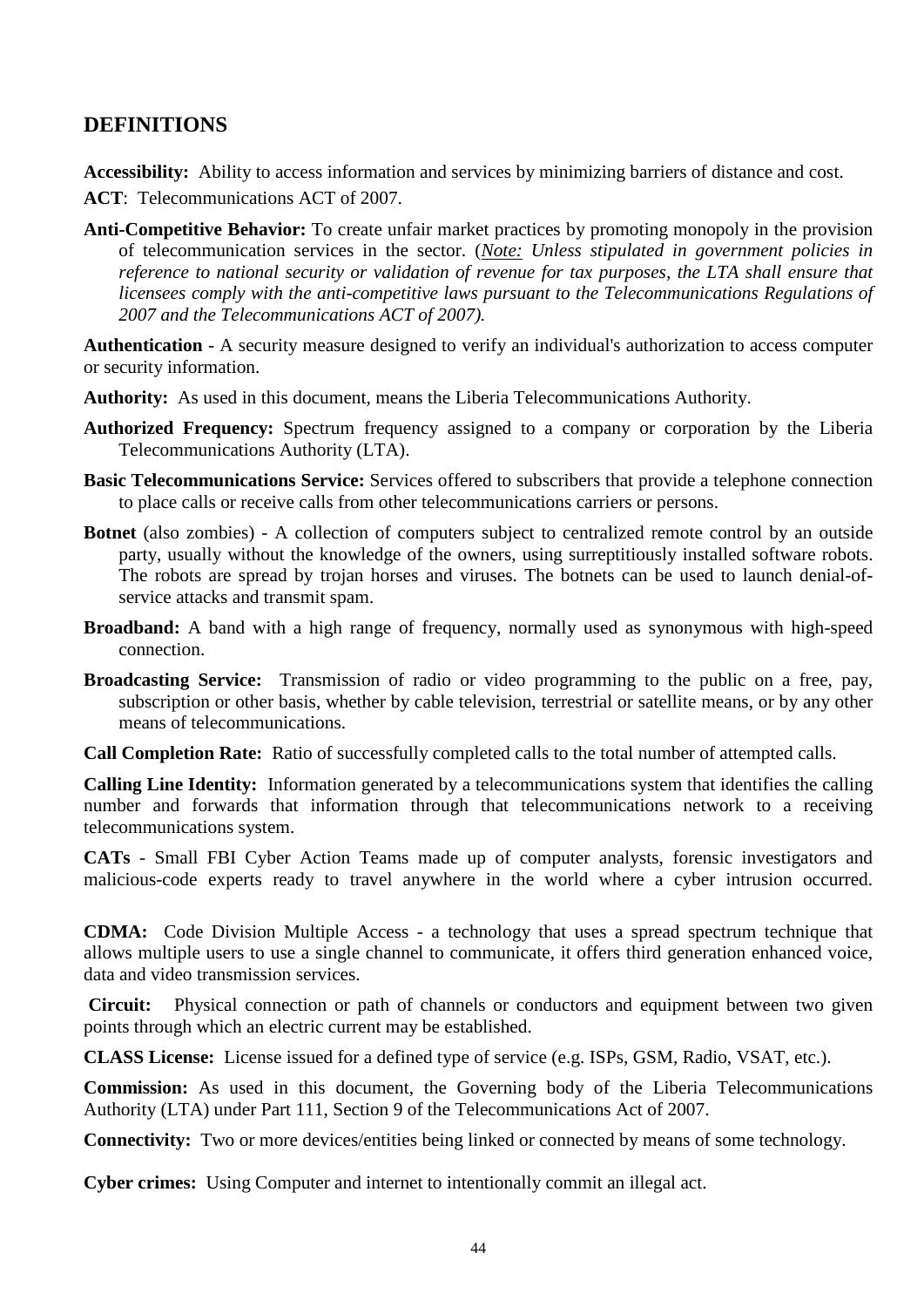## DEFINITIONS

**Accessibility:** Ability to access information and services by minimizing barriers of distance and cost.

**ACT**: Telecommunications ACT of 2007.

**Anti-Competitive Behavior:** To create unfair market practices by promoting monopoly in the provision of telecommunication services in the sector. (*Note: Unless stipulated in government policies in reference to national security or validation of revenue for tax purposes, the LTA shall ensure that licensees comply with the anti-competitive laws pursuant to the Telecommunications Regulations of 2007 and the Telecommunications ACT of 2007).*

**Authentication** - A security measure designed to verify an individual's authorization to access computer or security information.

**Authority:** As used in this document, means the Liberia Telecommunications Authority.

**Authorized Frequency:** Spectrum frequency assigned to a company or corporation by the Liberia Telecommunications Authority (LTA).

**Basic Telecommunications Service:** Services offered to subscribers that provide a telephone connection to place calls or receive calls from other telecommunications carriers or persons.

**Botnet** (also zombies) - A collection of computers subject to centralized remote control by an outside party, usually without the knowledge of the owners, using surreptitiously installed software robots. The robots are spread by trojan horses and viruses. The botnets can be used to launch denial-of-service attacks and transmit spam.

**Broadband:** A band with a high range of frequency, normally used as synonymous with high-speed connection.

**Broadcasting Service:** Transmission of radio or video programming to the public on a free, pay, subscription or other basis, whether by cable television, terrestrial or satellite means, or by any other means of telecommunications.

**Call Completion Rate:** Ratio of successfully completed calls to the total number of attempted calls.

**Calling Line Identity:** Information generated by a telecommunications system that identifies the calling number and forwards that information through that telecommunications network to a receiving telecommunications system.

**CATs** - Small FBI Cyber Action Teams made up of computer analysts, forensic investigators and malicious-code experts ready to travel anywhere in the world where a cyber intrusion occurred.

**CDMA:** Code Division Multiple Access - a technology that uses a spread spectrum technique that allows multiple users to use a single channel to communicate, it offers third generation enhanced voice, data and video transmission services.

**Circuit:** Physical connection or path of channels or conductors and equipment between two given points through which an electric current may be established.

**CLASS License:** License issued for a defined type of service (e.g. ISPs, GSM, Radio, VSAT, etc.).

**Commission:** As used in this document, the Governing body of the Liberia Telecommunications Authority (LTA) under Part 111, Section 9 of the Telecommunications Act of 2007.

**Connectivity:** Two or more devices/entities being linked or connected by means of some technology.

**Cyber crimes:** Using Computer and internet to intentionally commit an illegal act.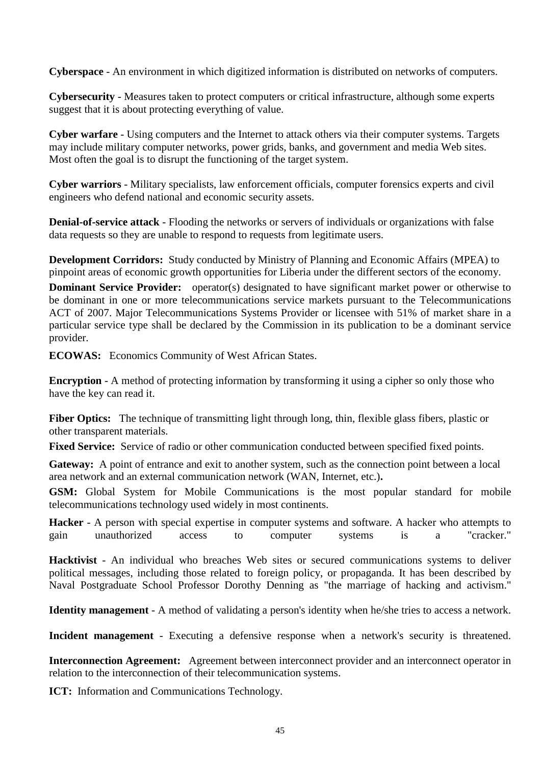**Cyberspace** - An environment in which digitized information is distributed on networks of computers.

**Cybersecurity** - Measures taken to protect computers or critical infrastructure, although some experts suggest that it is about protecting everything of value.

**Cyber warfare** - Using computers and the Internet to attack others via their computer systems. Targets may include military computer networks, power grids, banks, and government and media Web sites. Most often the goal is to disrupt the functioning of the target system.

**Cyber warriors** - Military specialists, law enforcement officials, computer forensics experts and civil engineers who defend national and economic security assets.

**Denial-of-service attack** - Flooding the networks or servers of individuals or organizations with false data requests so they are unable to respond to requests from legitimate users.

**Development Corridors:** Study conducted by Ministry of Planning and Economic Affairs (MPEA) to pinpoint areas of economic growth opportunities for Liberia under the different sectors of the economy.

**Dominant Service Provider:** operator(s) designated to have significant market power or otherwise to be dominant in one or more telecommunications service markets pursuant to the Telecommunications ACT of 2007. Major Telecommunications Systems Provider or licensee with 51% of market share in a particular service type shall be declared by the Commission in its publication to be a dominant service provider.

**ECOWAS:** Economics Community of West African States.

**Encryption** - A method of protecting information by transforming it using a cipher so only those who have the key can read it.

**Fiber Optics:** The technique of transmitting light through long, thin, flexible glass fibers, plastic or other transparent materials.

**Fixed Service:** Service of radio or other communication conducted between specified fixed points.

**Gateway:** A point of entrance and exit to another system, such as the connection point between a local area network and an external communication network (WAN, Internet, etc.)**.**

**GSM:** Global System for Mobile Communications is the most popular standard for mobile telecommunications technology used widely in most continents.

**Hacker** - A person with special expertise in computer systems and software. A hacker who attempts to gain unauthorized access to computer systems is a "cracker."

**Hacktivist** - An individual who breaches Web sites or secured communications systems to deliver political messages, including those related to foreign policy, or propaganda. It has been described by Naval Postgraduate School Professor Dorothy Denning as "the marriage of hacking and activism."

**Identity management** - A method of validating a person's identity when he/she tries to access a network.

**Incident management** - Executing a defensive response when a network's security is threatened.

**Interconnection Agreement:** Agreement between interconnect provider and an interconnect operator in relation to the interconnection of their telecommunication systems.

**ICT:** Information and Communications Technology.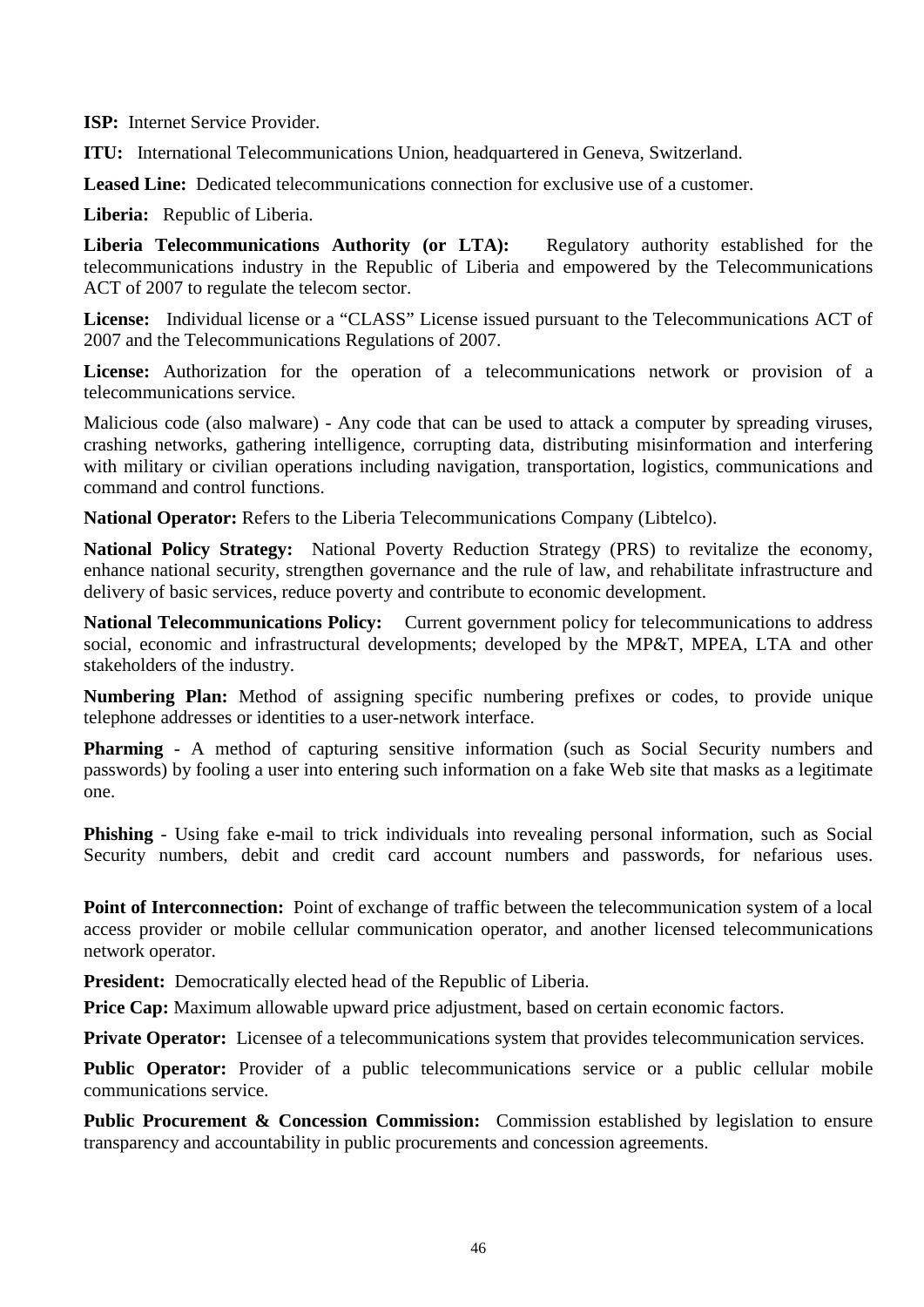**ISP:** Internet Service Provider.

**ITU:** International Telecommunications Union, headquartered in Geneva, Switzerland.

**Leased Line:** Dedicated telecommunications connection for exclusive use of a customer.

**Liberia:** Republic of Liberia.

**Liberia Telecommunications Authority (or LTA):** Regulatory authority established for the telecommunications industry in the Republic of Liberia and empowered by the Telecommunications ACT of 2007 to regulate the telecom sector.

**License:** Individual license or a "CLASS" License issued pursuant to the Telecommunications ACT of 2007 and the Telecommunications Regulations of 2007.

**License:** Authorization for the operation of a telecommunications network or provision of a telecommunications service.

Malicious code (also malware) - Any code that can be used to attack a computer by spreading viruses, crashing networks, gathering intelligence, corrupting data, distributing misinformation and interfering with military or civilian operations including navigation, transportation, logistics, communications and command and control functions.

**National Operator:** Refers to the Liberia Telecommunications Company (Libtelco).

**National Policy Strategy:** National Poverty Reduction Strategy (PRS) to revitalize the economy, enhance national security, strengthen governance and the rule of law, and rehabilitate infrastructure and delivery of basic services, reduce poverty and contribute to economic development.

**National Telecommunications Policy:** Current government policy for telecommunications to address social, economic and infrastructural developments; developed by the MP&T, MPEA, LTA and other stakeholders of the industry.

**Numbering Plan:** Method of assigning specific numbering prefixes or codes, to provide unique telephone addresses or identities to a user-network interface.

**Pharming** - A method of capturing sensitive information (such as Social Security numbers and passwords) by fooling a user into entering such information on a fake Web site that masks as a legitimate one.

**Phishing** - Using fake e-mail to trick individuals into revealing personal information, such as Social Security numbers, debit and credit card account numbers and passwords, for nefarious uses.

**Point of Interconnection:** Point of exchange of traffic between the telecommunication system of a local access provider or mobile cellular communication operator, and another licensed telecommunications network operator.

**President:** Democratically elected head of the Republic of Liberia.

**Price Cap:** Maximum allowable upward price adjustment, based on certain economic factors.

**Private Operator:** Licensee of a telecommunications system that provides telecommunication services.

**Public Operator:** Provider of a public telecommunications service or a public cellular mobile communications service.

**Public Procurement & Concession Commission:** Commission established by legislation to ensure transparency and accountability in public procurements and concession agreements.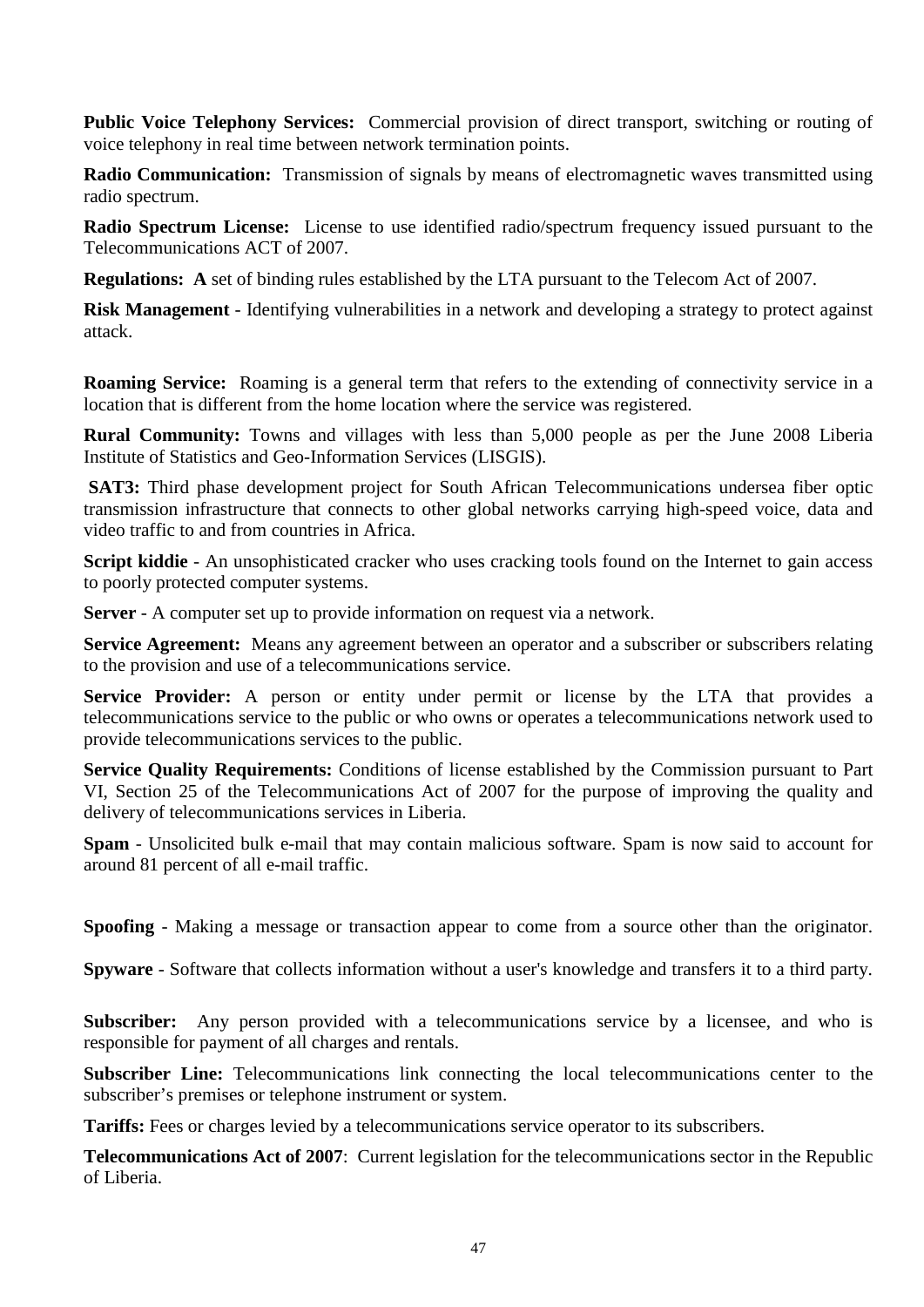**Public Voice Telephony Services:** Commercial provision of direct transport, switching or routing of voice telephony in real time between network termination points.

**Radio Communication:** Transmission of signals by means of electromagnetic waves transmitted using radio spectrum.

**Radio Spectrum License:** License to use identified radio/spectrum frequency issued pursuant to the Telecommunications ACT of 2007.

**Regulations: A** set of binding rules established by the LTA pursuant to the Telecom Act of 2007.

**Risk Management** - Identifying vulnerabilities in a network and developing a strategy to protect against attack.

**Roaming Service:** Roaming is a general term that refers to the extending of connectivity service in a location that is different from the home location where the service was registered.

**Rural Community:** Towns and villages with less than 5,000 people as per the June 2008 Liberia Institute of Statistics and Geo-Information Services (LISGIS).

**SAT3:** Third phase development project for South African Telecommunications undersea fiber optic transmission infrastructure that connects to other global networks carrying high-speed voice, data and video traffic to and from countries in Africa.

**Script kiddie** - An unsophisticated cracker who uses cracking tools found on the Internet to gain access to poorly protected computer systems.

**Server** - A computer set up to provide information on request via a network.

**Service Agreement:** Means any agreement between an operator and a subscriber or subscribers relating to the provision and use of a telecommunications service.

**Service Provider:** A person or entity under permit or license by the LTA that provides a telecommunications service to the public or who owns or operates a telecommunications network used to provide telecommunications services to the public.

**Service Quality Requirements:** Conditions of license established by the Commission pursuant to Part VI, Section 25 of the Telecommunications Act of 2007 for the purpose of improving the quality and delivery of telecommunications services in Liberia.

**Spam** - Unsolicited bulk e-mail that may contain malicious software. Spam is now said to account for around 81 percent of all e-mail traffic.

**Spoofing** - Making a message or transaction appear to come from a source other than the originator.

**Spyware** - Software that collects information without a user's knowledge and transfers it to a third party.

**Subscriber:** Any person provided with a telecommunications service by a licensee, and who is responsible for payment of all charges and rentals.

**Subscriber Line:** Telecommunications link connecting the local telecommunications center to the subscriber's premises or telephone instrument or system.

**Tariffs:** Fees or charges levied by a telecommunications service operator to its subscribers.

**Telecommunications Act of 2007**: Current legislation for the telecommunications sector in the Republic of Liberia.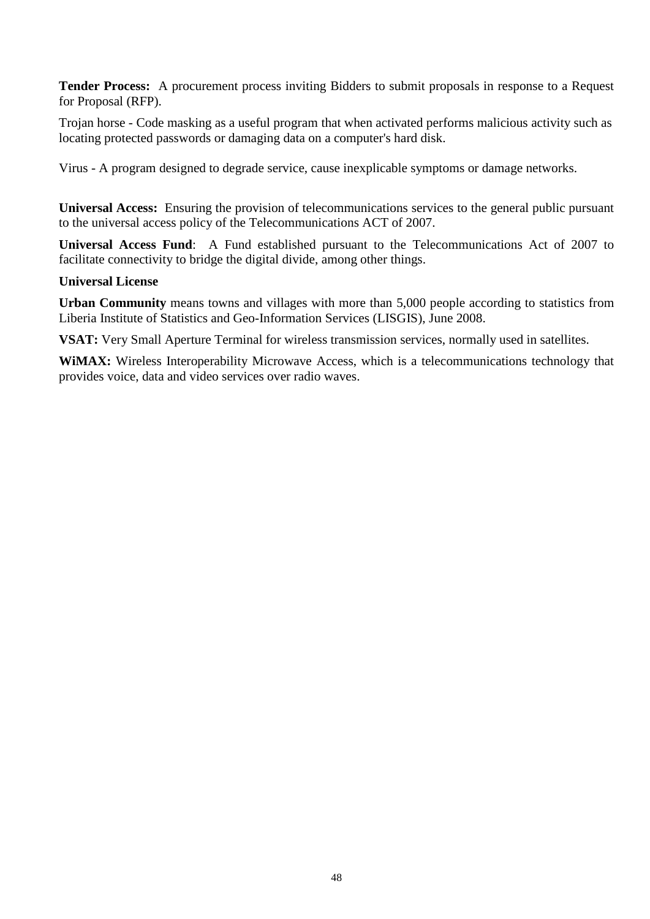**Tender Process:** A procurement process inviting Bidders to submit proposals in response to a Request for Proposal (RFP).

Trojan horse - Code masking as a useful program that when activated performs malicious activity such as locating protected passwords or damaging data on a computer's hard disk.

Virus - A program designed to degrade service, cause inexplicable symptoms or damage networks.

**Universal Access:** Ensuring the provision of telecommunications services to the general public pursuant to the universal access policy of the Telecommunications ACT of 2007.

**Universal Access Fund**: A Fund established pursuant to the Telecommunications Act of 2007 to facilitate connectivity to bridge the digital divide, among other things.

**Universal License**

**Urban Community** means towns and villages with more than 5,000 people according to statistics from Liberia Institute of Statistics and Geo-Information Services (LISGIS), June 2008.

**VSAT:** Very Small Aperture Terminal for wireless transmission services, normally used in satellites.

**WiMAX:** Wireless Interoperability Microwave Access, which is a telecommunications technology that provides voice, data and video services over radio waves.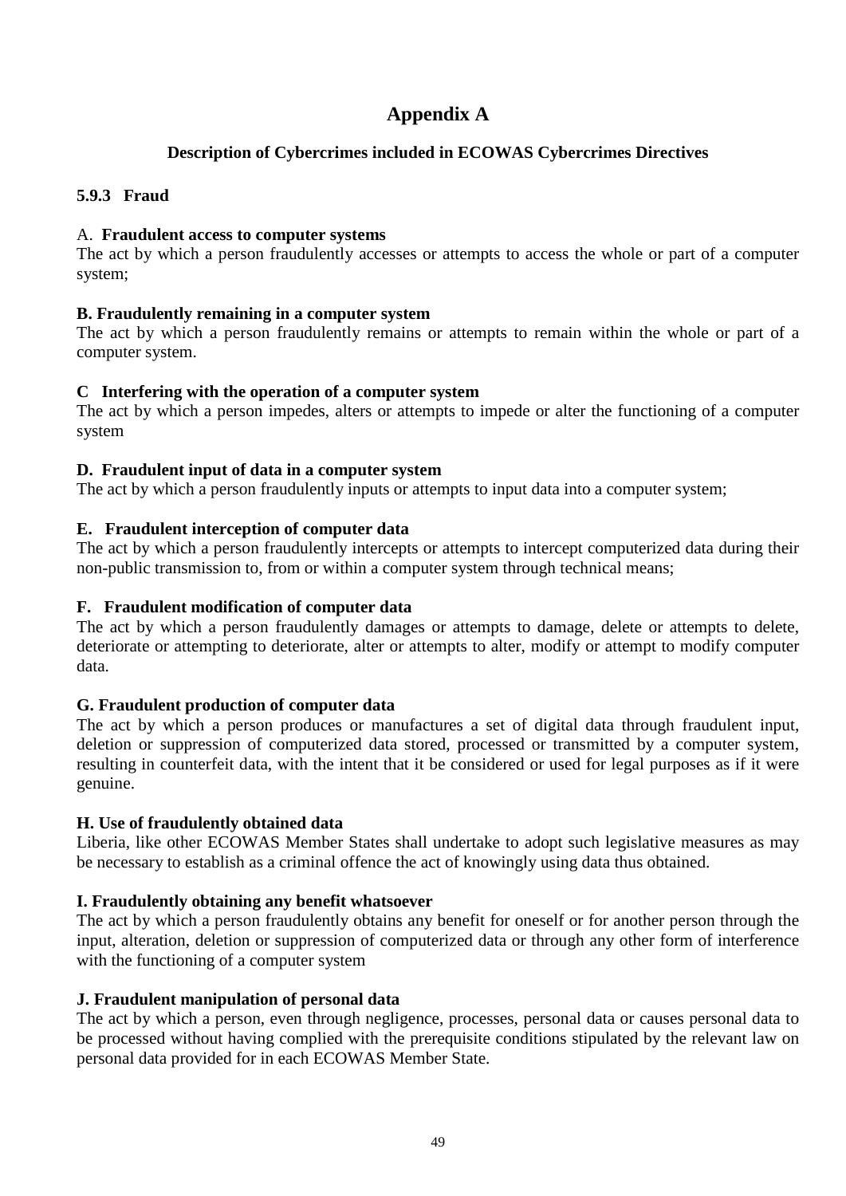# Appendix A

## Description of Cybercrimes included in ECOWAS Cybercrimes Directives

### 5.9.3 Fraud

**A. Fraudulent access to computer systems**
The act by which a person fraudulently accesses or attempts to access the whole or part of a computer system;

**B. Fraudulently remaining in a computer system**
The act by which a person fraudulently remains or attempts to remain within the whole or part of a computer system.

**C Interfering with the operation of a computer system**
The act by which a person impedes, alters or attempts to impede or alter the functioning of a computer system

**D. Fraudulent input of data in a computer system**
The act by which a person fraudulently inputs or attempts to input data into a computer system;

**E. Fraudulent interception of computer data**
The act by which a person fraudulently intercepts or attempts to intercept computerized data during their non-public transmission to, from or within a computer system through technical means;

**F. Fraudulent modification of computer data**
The act by which a person fraudulently damages or attempts to damage, delete or attempts to delete, deteriorate or attempting to deteriorate, alter or attempts to alter, modify or attempt to modify computer data.

**G. Fraudulent production of computer data**
The act by which a person produces or manufactures a set of digital data through fraudulent input, deletion or suppression of computerized data stored, processed or transmitted by a computer system, resulting in counterfeit data, with the intent that it be considered or used for legal purposes as if it were genuine.

**H. Use of fraudulently obtained data**
Liberia, like other ECOWAS Member States shall undertake to adopt such legislative measures as may be necessary to establish as a criminal offence the act of knowingly using data thus obtained.

**I. Fraudulently obtaining any benefit whatsoever**
The act by which a person fraudulently obtains any benefit for oneself or for another person through the input, alteration, deletion or suppression of computerized data or through any other form of interference with the functioning of a computer system

**J. Fraudulent manipulation of personal data**
The act by which a person, even through negligence, processes, personal data or causes personal data to be processed without having complied with the prerequisite conditions stipulated by the relevant law on personal data provided for in each ECOWAS Member State.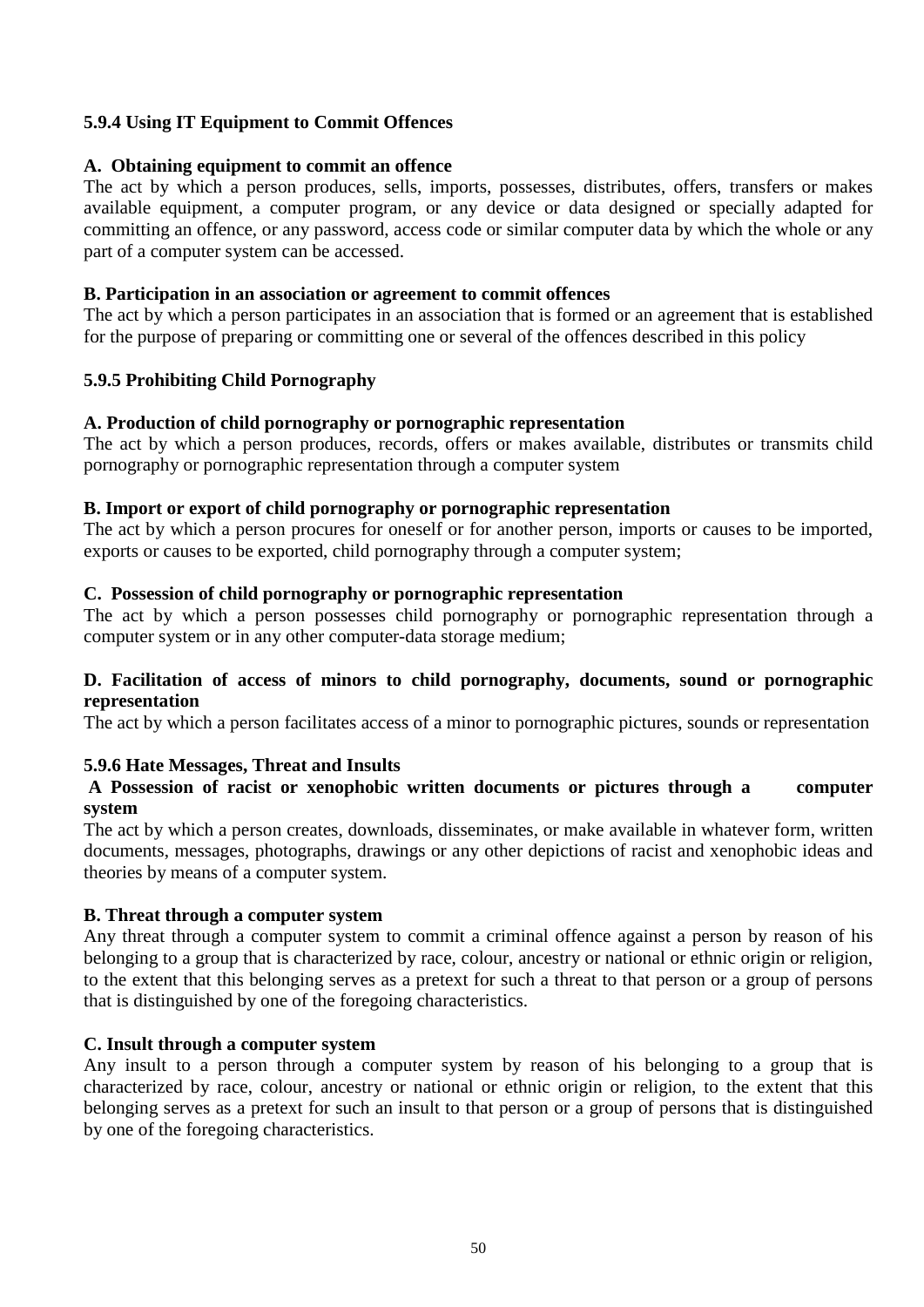### 5.9.4 Using IT Equipment to Commit Offences

**A. Obtaining equipment to commit an offence**

The act by which a person produces, sells, imports, possesses, distributes, offers, transfers or makes available equipment, a computer program, or any device or data designed or specially adapted for committing an offence, or any password, access code or similar computer data by which the whole or any part of a computer system can be accessed.

**B. Participation in an association or agreement to commit offences**

The act by which a person participates in an association that is formed or an agreement that is established for the purpose of preparing or committing one or several of the offences described in this policy

### 5.9.5 Prohibiting Child Pornography

**A. Production of child pornography or pornographic representation**

The act by which a person produces, records, offers or makes available, distributes or transmits child pornography or pornographic representation through a computer system

**B. Import or export of child pornography or pornographic representation**

The act by which a person procures for oneself or for another person, imports or causes to be imported, exports or causes to be exported, child pornography through a computer system;

**C. Possession of child pornography or pornographic representation**

The act by which a person possesses child pornography or pornographic representation through a computer system or in any other computer-data storage medium;

**D. Facilitation of access of minors to child pornography, documents, sound or pornographic representation**

The act by which a person facilitates access of a minor to pornographic pictures, sounds or representation

### 5.9.6 Hate Messages, Threat and Insults

**A Possession of racist or xenophobic written documents or pictures through a computer system**

The act by which a person creates, downloads, disseminates, or make available in whatever form, written documents, messages, photographs, drawings or any other depictions of racist and xenophobic ideas and theories by means of a computer system.

**B. Threat through a computer system**

Any threat through a computer system to commit a criminal offence against a person by reason of his belonging to a group that is characterized by race, colour, ancestry or national or ethnic origin or religion, to the extent that this belonging serves as a pretext for such a threat to that person or a group of persons that is distinguished by one of the foregoing characteristics.

**C. Insult through a computer system**

Any insult to a person through a computer system by reason of his belonging to a group that is characterized by race, colour, ancestry or national or ethnic origin or religion, to the extent that this belonging serves as a pretext for such an insult to that person or a group of persons that is distinguished by one of the foregoing characteristics.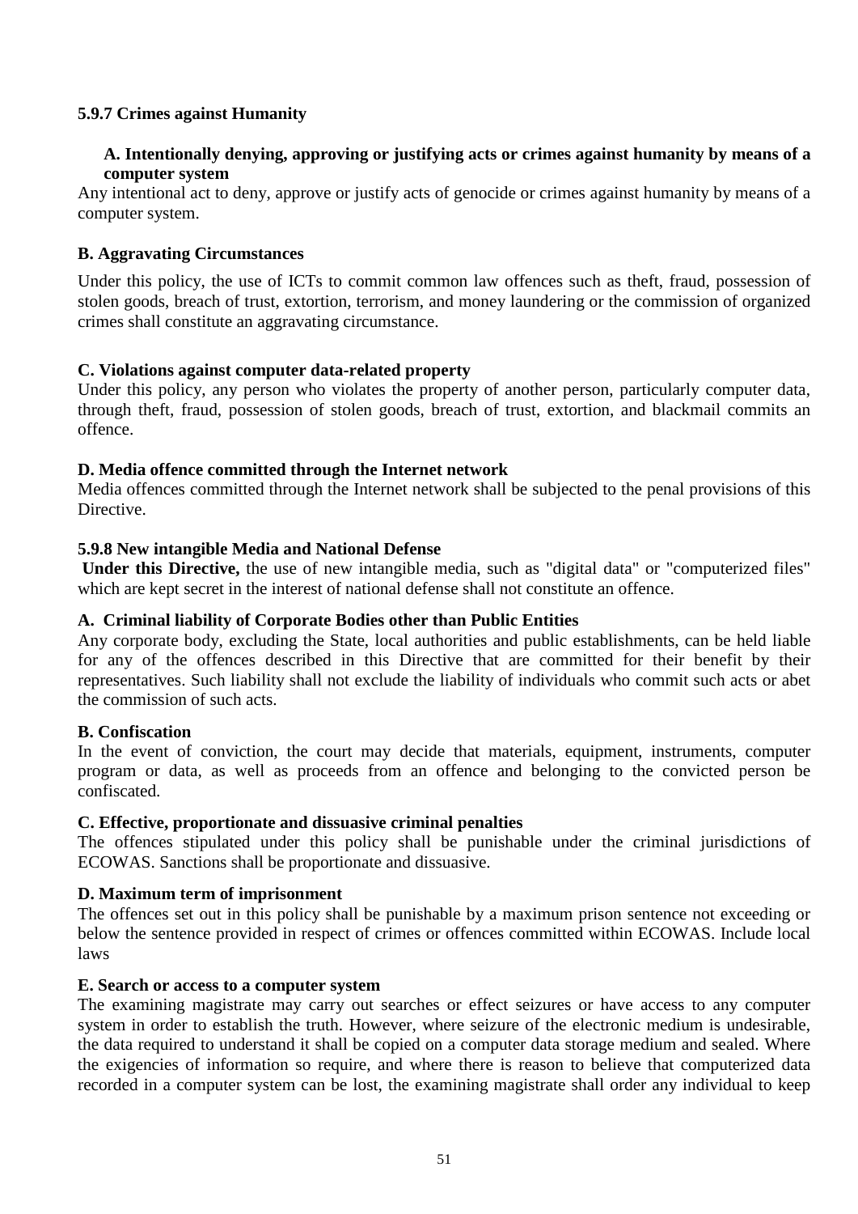### 5.9.7 Crimes against Humanity

**A. Intentionally denying, approving or justifying acts or crimes against humanity by means of a computer system**

Any intentional act to deny, approve or justify acts of genocide or crimes against humanity by means of a computer system.

**B. Aggravating Circumstances**

Under this policy, the use of ICTs to commit common law offences such as theft, fraud, possession of stolen goods, breach of trust, extortion, terrorism, and money laundering or the commission of organized crimes shall constitute an aggravating circumstance.

**C. Violations against computer data-related property**

Under this policy, any person who violates the property of another person, particularly computer data, through theft, fraud, possession of stolen goods, breach of trust, extortion, and blackmail commits an offence.

**D. Media offence committed through the Internet network**

Media offences committed through the Internet network shall be subjected to the penal provisions of this Directive.

### 5.9.8 New intangible Media and National Defense

**Under this Directive,** the use of new intangible media, such as "digital data" or "computerized files" which are kept secret in the interest of national defense shall not constitute an offence.

**A. Criminal liability of Corporate Bodies other than Public Entities**

Any corporate body, excluding the State, local authorities and public establishments, can be held liable for any of the offences described in this Directive that are committed for their benefit by their representatives. Such liability shall not exclude the liability of individuals who commit such acts or abet the commission of such acts.

**B. Confiscation**

In the event of conviction, the court may decide that materials, equipment, instruments, computer program or data, as well as proceeds from an offence and belonging to the convicted person be confiscated.

**C. Effective, proportionate and dissuasive criminal penalties**

The offences stipulated under this policy shall be punishable under the criminal jurisdictions of ECOWAS. Sanctions shall be proportionate and dissuasive.

**D. Maximum term of imprisonment**

The offences set out in this policy shall be punishable by a maximum prison sentence not exceeding or below the sentence provided in respect of crimes or offences committed within ECOWAS. Include local laws

**E. Search or access to a computer system**

The examining magistrate may carry out searches or effect seizures or have access to any computer system in order to establish the truth. However, where seizure of the electronic medium is undesirable, the data required to understand it shall be copied on a computer data storage medium and sealed. Where the exigencies of information so require, and where there is reason to believe that computerized data recorded in a computer system can be lost, the examining magistrate shall order any individual to keep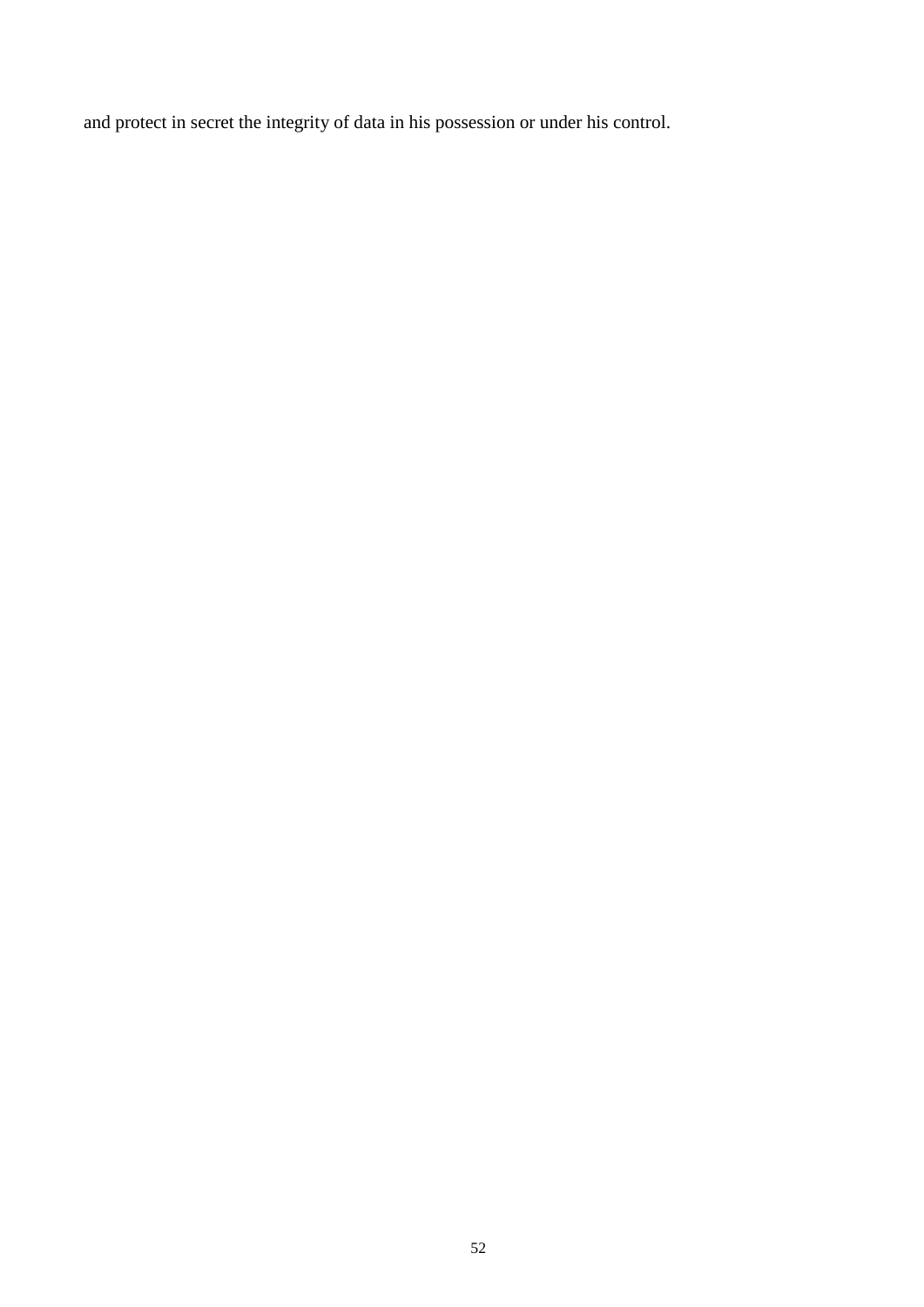and protect in secret the integrity of data in his possession or under his control.